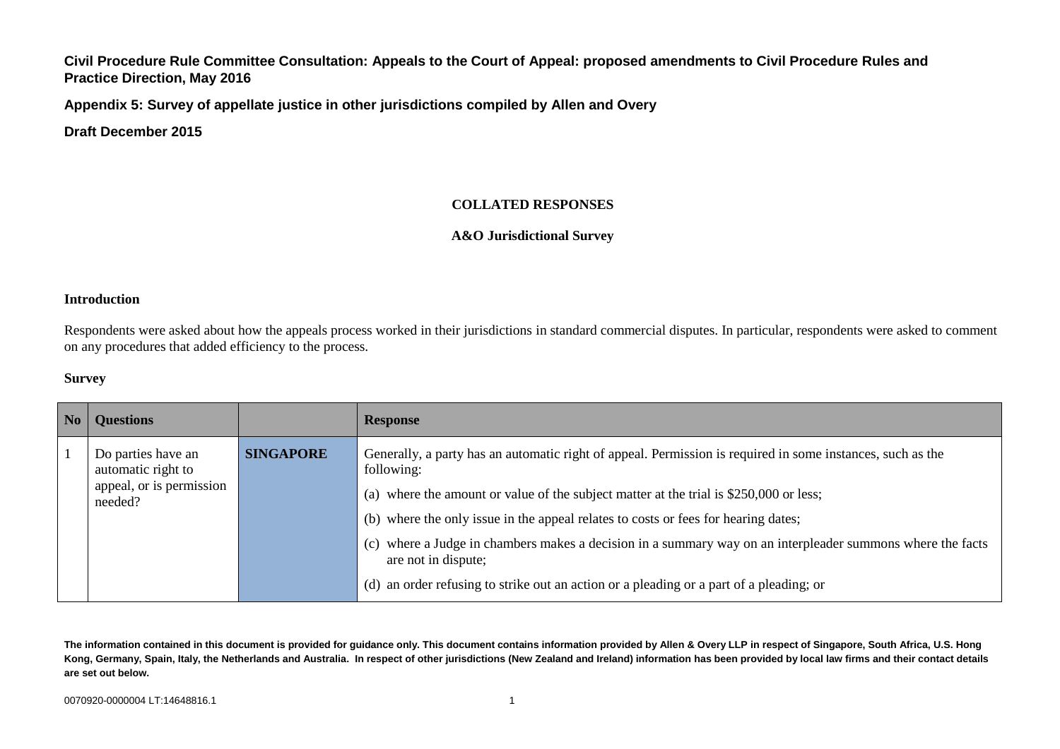**Civil Procedure Rule Committee Consultation: Appeals to the Court of Appeal: proposed amendments to Civil Procedure Rules and Practice Direction, May 2016**

**Appendix 5: Survey of appellate justice in other jurisdictions compiled by Allen and Overy**

**Draft December 2015**

**COLLATED RESPONSES**

**A&O Jurisdictional Survey**

**Introduction**

Respondents were asked about how the appeals process worked in their jurisdictions in standard commercial disputes. In particular, respondents were asked to comment on any procedures that added efficiency to the process.

**Survey**

| No | Questions | | Response |
|---|---|---|---|
| 1 | Do parties have an automatic right to appeal, or is permission needed? | **SINGAPORE** | Generally, a party has an automatic right of appeal. Permission is required in some instances, such as the following:<br>(a) where the amount or value of the subject matter at the trial is $250,000 or less;<br>(b) where the only issue in the appeal relates to costs or fees for hearing dates;<br>(c) where a Judge in chambers makes a decision in a summary way on an interpleader summons where the facts are not in dispute;<br>(d) an order refusing to strike out an action or a pleading or a part of a pleading; or |

**The information contained in this document is provided for guidance only. This document contains information provided by Allen & Overy LLP in respect of Singapore, South Africa, U.S. Hong Kong, Germany, Spain, Italy, the Netherlands and Australia. In respect of other jurisdictions (New Zealand and Ireland) information has been provided by local law firms and their contact details are set out below.**

0070920-0000004 LT:14648816.1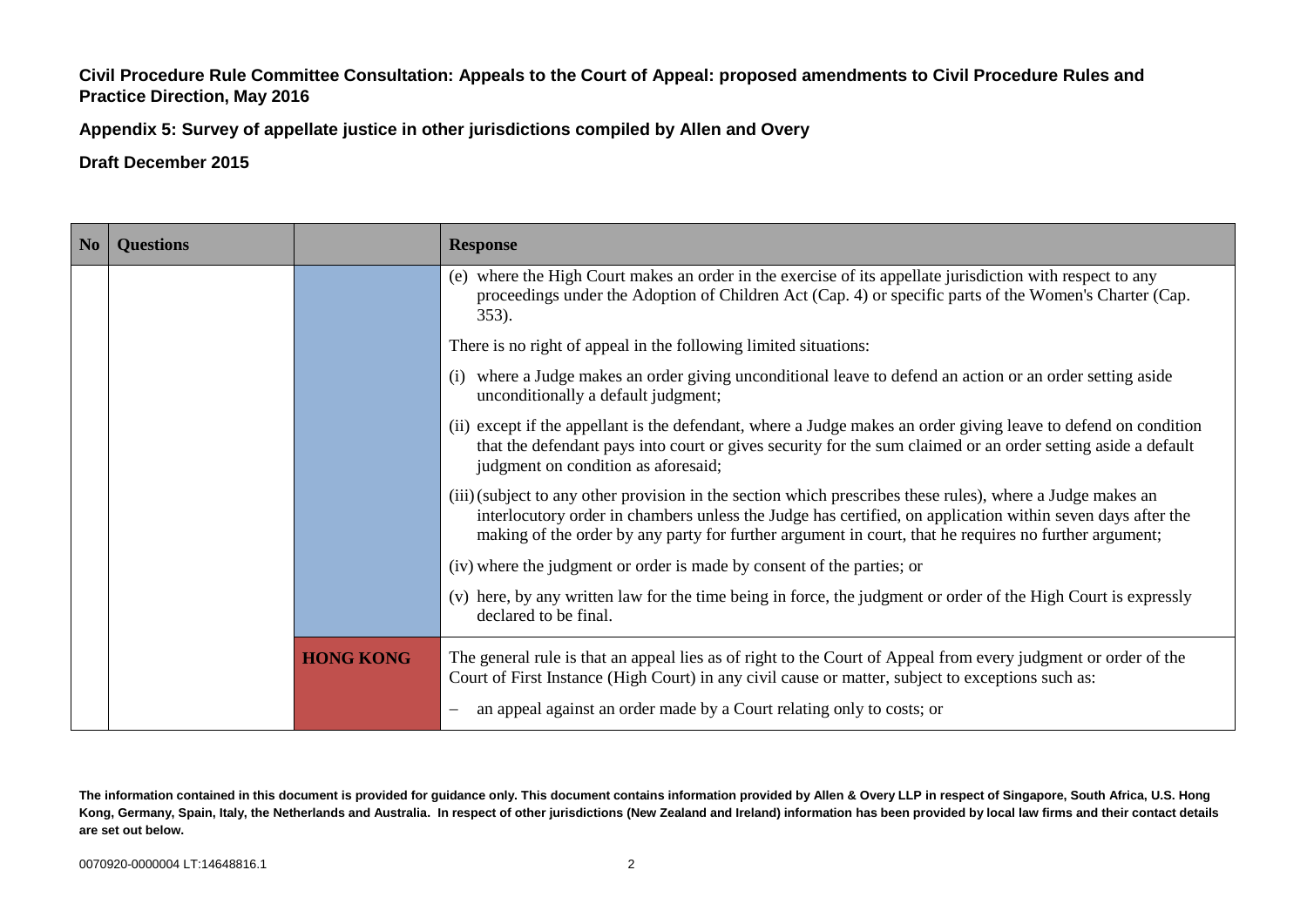**Civil Procedure Rule Committee Consultation: Appeals to the Court of Appeal: proposed amendments to Civil Procedure Rules and Practice Direction, May 2016**

**Appendix 5: Survey of appellate justice in other jurisdictions compiled by Allen and Overy**

**Draft December 2015**

| No | Questions | | Response |
|---|---|---|---|
| | | | (e) where the High Court makes an order in the exercise of its appellate jurisdiction with respect to any proceedings under the Adoption of Children Act (Cap. 4) or specific parts of the Women's Charter (Cap. 353). |
| | | | There is no right of appeal in the following limited situations: |
| | | | (i) where a Judge makes an order giving unconditional leave to defend an action or an order setting aside unconditionally a default judgment; |
| | | | (ii) except if the appellant is the defendant, where a Judge makes an order giving leave to defend on condition that the defendant pays into court or gives security for the sum claimed or an order setting aside a default judgment on condition as aforesaid; |
| | | | (iii) (subject to any other provision in the section which prescribes these rules), where a Judge makes an interlocutory order in chambers unless the Judge has certified, on application within seven days after the making of the order by any party for further argument in court, that he requires no further argument; |
| | | | (iv) where the judgment or order is made by consent of the parties; or |
| | | | (v) here, by any written law for the time being in force, the judgment or order of the High Court is expressly declared to be final. |
| | | **HONG KONG** | The general rule is that an appeal lies as of right to the Court of Appeal from every judgment or order of the Court of First Instance (High Court) in any civil cause or matter, subject to exceptions such as: |
| | | | – an appeal against an order made by a Court relating only to costs; or |

**The information contained in this document is provided for guidance only. This document contains information provided by Allen & Overy LLP in respect of Singapore, South Africa, U.S. Hong Kong, Germany, Spain, Italy, the Netherlands and Australia. In respect of other jurisdictions (New Zealand and Ireland) information has been provided by local law firms and their contact details are set out below.**

0070920-0000004 LT:14648816.1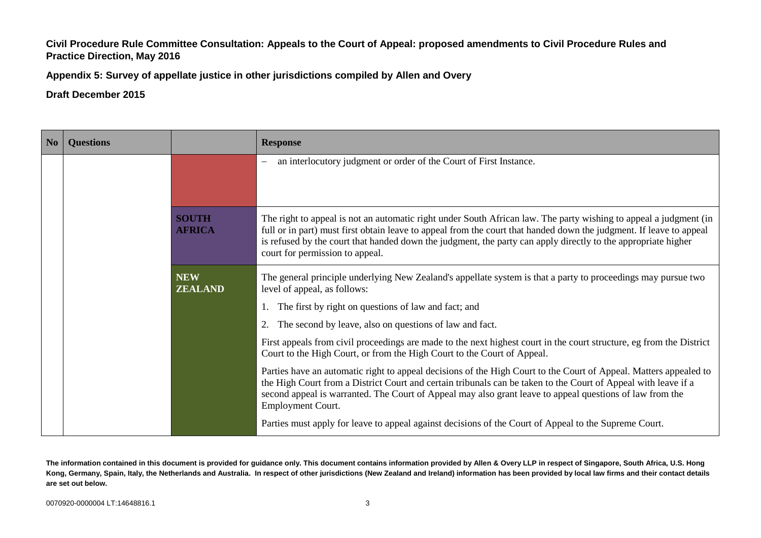**Civil Procedure Rule Committee Consultation: Appeals to the Court of Appeal: proposed amendments to Civil Procedure Rules and Practice Direction, May 2016**

**Appendix 5: Survey of appellate justice in other jurisdictions compiled by Allen and Overy**

**Draft December 2015**

| No | Questions | | Response |
|---|---|---|---|
| | | | – an interlocutory judgment or order of the Court of First Instance. |
| | | **SOUTH AFRICA** | The right to appeal is not an automatic right under South African law. The party wishing to appeal a judgment (in full or in part) must first obtain leave to appeal from the court that handed down the judgment. If leave to appeal is refused by the court that handed down the judgment, the party can apply directly to the appropriate higher court for permission to appeal. |
| | | **NEW ZEALAND** | The general principle underlying New Zealand's appellate system is that a party to proceedings may pursue two level of appeal, as follows:<br>1. The first by right on questions of law and fact; and<br>2. The second by leave, also on questions of law and fact.<br>First appeals from civil proceedings are made to the next highest court in the court structure, eg from the District Court to the High Court, or from the High Court to the Court of Appeal.<br>Parties have an automatic right to appeal decisions of the High Court to the Court of Appeal. Matters appealed to the High Court from a District Court and certain tribunals can be taken to the Court of Appeal with leave if a second appeal is warranted. The Court of Appeal may also grant leave to appeal questions of law from the Employment Court.<br>Parties must apply for leave to appeal against decisions of the Court of Appeal to the Supreme Court. |

**The information contained in this document is provided for guidance only. This document contains information provided by Allen & Overy LLP in respect of Singapore, South Africa, U.S. Hong Kong, Germany, Spain, Italy, the Netherlands and Australia. In respect of other jurisdictions (New Zealand and Ireland) information has been provided by local law firms and their contact details are set out below.**

0070920-0000004 LT:14648816.1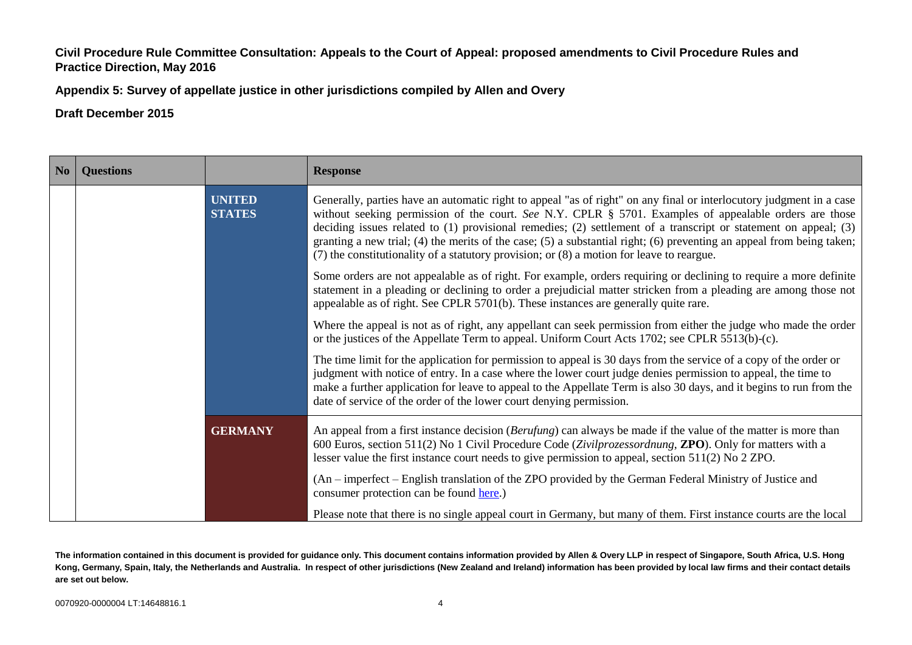**Civil Procedure Rule Committee Consultation: Appeals to the Court of Appeal: proposed amendments to Civil Procedure Rules and Practice Direction, May 2016**

**Appendix 5: Survey of appellate justice in other jurisdictions compiled by Allen and Overy**

**Draft December 2015**

| No | Questions | | Response |
|---|---|---|---|
| | | **UNITED STATES** | Generally, parties have an automatic right to appeal "as of right" on any final or interlocutory judgment in a case without seeking permission of the court. *See* N.Y. CPLR § 5701. Examples of appealable orders are those deciding issues related to (1) provisional remedies; (2) settlement of a transcript or statement on appeal; (3) granting a new trial; (4) the merits of the case; (5) a substantial right; (6) preventing an appeal from being taken; (7) the constitutionality of a statutory provision; or (8) a motion for leave to reargue.<br><br>Some orders are not appealable as of right. For example, orders requiring or declining to require a more definite statement in a pleading or declining to order a prejudicial matter stricken from a pleading are among those not appealable as of right. See CPLR 5701(b). These instances are generally quite rare.<br><br>Where the appeal is not as of right, any appellant can seek permission from either the judge who made the order or the justices of the Appellate Term to appeal. Uniform Court Acts 1702; see CPLR 5513(b)-(c).<br><br>The time limit for the application for permission to appeal is 30 days from the service of a copy of the order or judgment with notice of entry. In a case where the lower court judge denies permission to appeal, the time to make a further application for leave to appeal to the Appellate Term is also 30 days, and it begins to run from the date of service of the order of the lower court denying permission. |
| | | **GERMANY** | An appeal from a first instance decision (*Berufung*) can always be made if the value of the matter is more than 600 Euros, section 511(2) No 1 Civil Procedure Code (*Zivilprozessordnung*, **ZPO**). Only for matters with a lesser value the first instance court needs to give permission to appeal, section 511(2) No 2 ZPO.<br><br>(An – imperfect – English translation of the ZPO provided by the German Federal Ministry of Justice and consumer protection can be found here.)<br><br>Please note that there is no single appeal court in Germany, but many of them. First instance courts are the local |

**The information contained in this document is provided for guidance only. This document contains information provided by Allen & Overy LLP in respect of Singapore, South Africa, U.S. Hong Kong, Germany, Spain, Italy, the Netherlands and Australia. In respect of other jurisdictions (New Zealand and Ireland) information has been provided by local law firms and their contact details are set out below.**

0070920-0000004 LT:14648816.1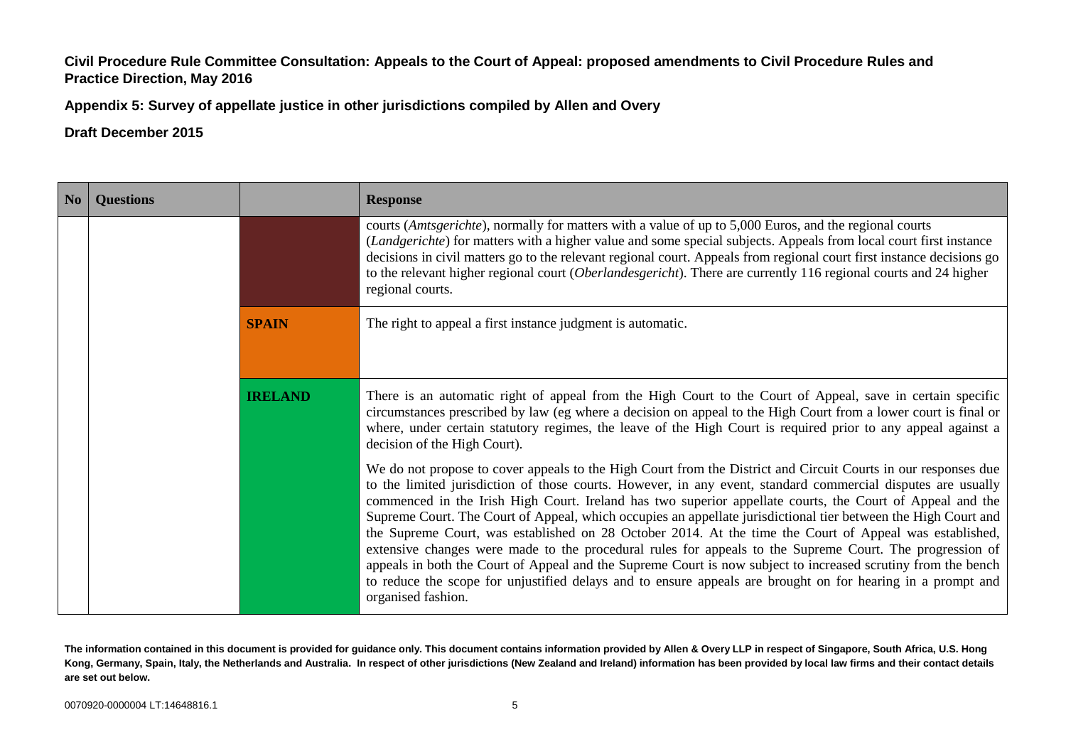**Civil Procedure Rule Committee Consultation: Appeals to the Court of Appeal: proposed amendments to Civil Procedure Rules and Practice Direction, May 2016**

**Appendix 5: Survey of appellate justice in other jurisdictions compiled by Allen and Overy**

**Draft December 2015**

| No | Questions | | Response |
|---|---|---|---|
| | | | courts (*Amtsgerichte*), normally for matters with a value of up to 5,000 Euros, and the regional courts (*Landgerichte*) for matters with a higher value and some special subjects. Appeals from local court first instance decisions in civil matters go to the relevant regional court. Appeals from regional court first instance decisions go to the relevant higher regional court (*Oberlandesgericht*). There are currently 116 regional courts and 24 higher regional courts. |
| | | **SPAIN** | The right to appeal a first instance judgment is automatic. |
| | | **IRELAND** | There is an automatic right of appeal from the High Court to the Court of Appeal, save in certain specific circumstances prescribed by law (eg where a decision on appeal to the High Court from a lower court is final or where, under certain statutory regimes, the leave of the High Court is required prior to any appeal against a decision of the High Court).<br><br>We do not propose to cover appeals to the High Court from the District and Circuit Courts in our responses due to the limited jurisdiction of those courts. However, in any event, standard commercial disputes are usually commenced in the Irish High Court. Ireland has two superior appellate courts, the Court of Appeal and the Supreme Court. The Court of Appeal, which occupies an appellate jurisdictional tier between the High Court and the Supreme Court, was established on 28 October 2014. At the time the Court of Appeal was established, extensive changes were made to the procedural rules for appeals to the Supreme Court. The progression of appeals in both the Court of Appeal and the Supreme Court is now subject to increased scrutiny from the bench to reduce the scope for unjustified delays and to ensure appeals are brought on for hearing in a prompt and organised fashion. |

**The information contained in this document is provided for guidance only. This document contains information provided by Allen & Overy LLP in respect of Singapore, South Africa, U.S. Hong Kong, Germany, Spain, Italy, the Netherlands and Australia. In respect of other jurisdictions (New Zealand and Ireland) information has been provided by local law firms and their contact details are set out below.**

0070920-0000004 LT:14648816.1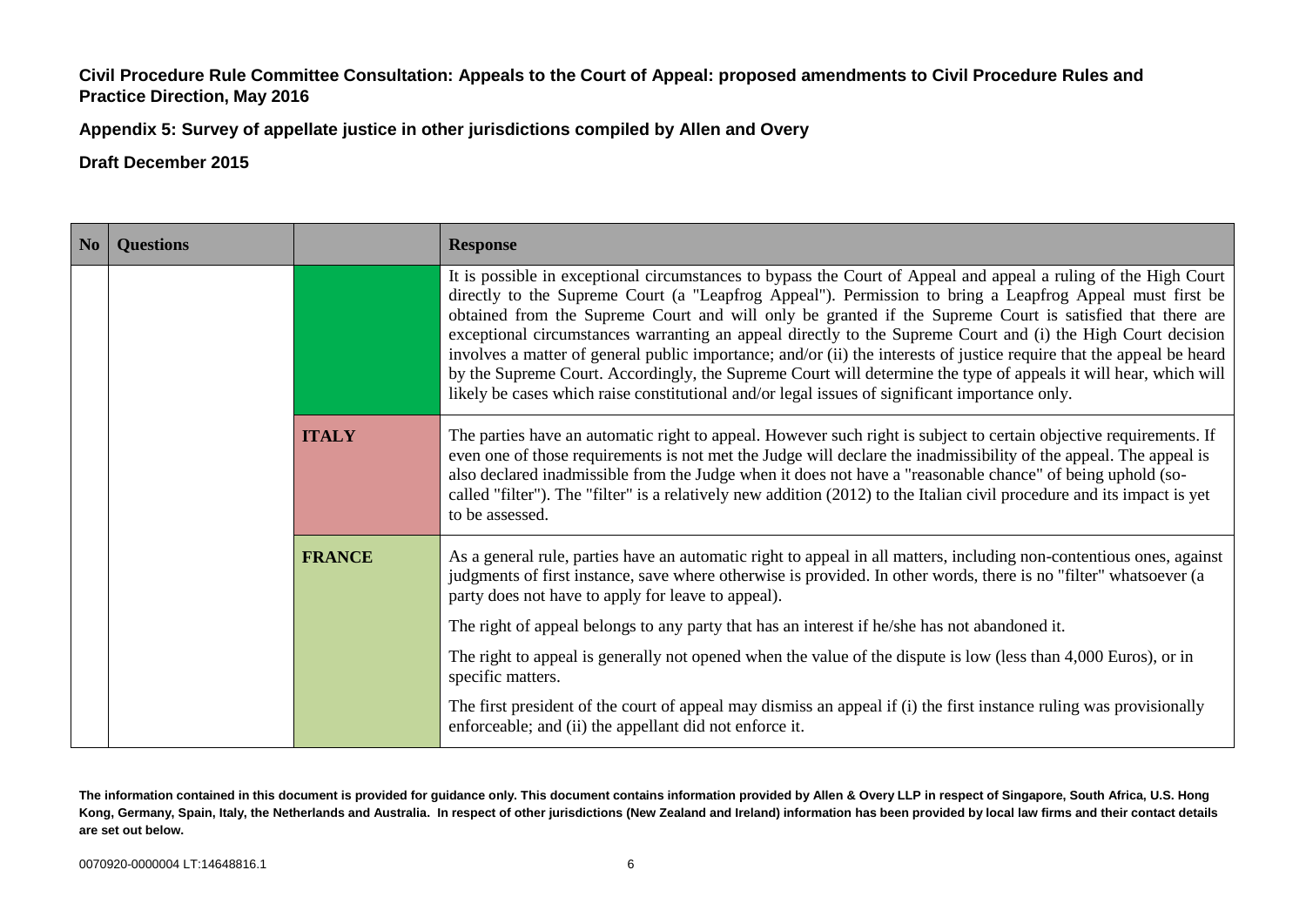**Civil Procedure Rule Committee Consultation: Appeals to the Court of Appeal: proposed amendments to Civil Procedure Rules and Practice Direction, May 2016**

**Appendix 5: Survey of appellate justice in other jurisdictions compiled by Allen and Overy**

**Draft December 2015**

| No | Questions | | Response |
|---|---|---|---|
| | | | It is possible in exceptional circumstances to bypass the Court of Appeal and appeal a ruling of the High Court directly to the Supreme Court (a "Leapfrog Appeal"). Permission to bring a Leapfrog Appeal must first be obtained from the Supreme Court and will only be granted if the Supreme Court is satisfied that there are exceptional circumstances warranting an appeal directly to the Supreme Court and (i) the High Court decision involves a matter of general public importance; and/or (ii) the interests of justice require that the appeal be heard by the Supreme Court. Accordingly, the Supreme Court will determine the type of appeals it will hear, which will likely be cases which raise constitutional and/or legal issues of significant importance only. |
| | | **ITALY** | The parties have an automatic right to appeal. However such right is subject to certain objective requirements. If even one of those requirements is not met the Judge will declare the inadmissibility of the appeal. The appeal is also declared inadmissible from the Judge when it does not have a "reasonable chance" of being uphold (so-called "filter"). The "filter" is a relatively new addition (2012) to the Italian civil procedure and its impact is yet to be assessed. |
| | | **FRANCE** | As a general rule, parties have an automatic right to appeal in all matters, including non-contentious ones, against judgments of first instance, save where otherwise is provided. In other words, there is no "filter" whatsoever (a party does not have to apply for leave to appeal).<br><br>The right of appeal belongs to any party that has an interest if he/she has not abandoned it.<br><br>The right to appeal is generally not opened when the value of the dispute is low (less than 4,000 Euros), or in specific matters.<br><br>The first president of the court of appeal may dismiss an appeal if (i) the first instance ruling was provisionally enforceable; and (ii) the appellant did not enforce it. |

**The information contained in this document is provided for guidance only. This document contains information provided by Allen & Overy LLP in respect of Singapore, South Africa, U.S. Hong Kong, Germany, Spain, Italy, the Netherlands and Australia. In respect of other jurisdictions (New Zealand and Ireland) information has been provided by local law firms and their contact details are set out below.**

0070920-0000004 LT:14648816.1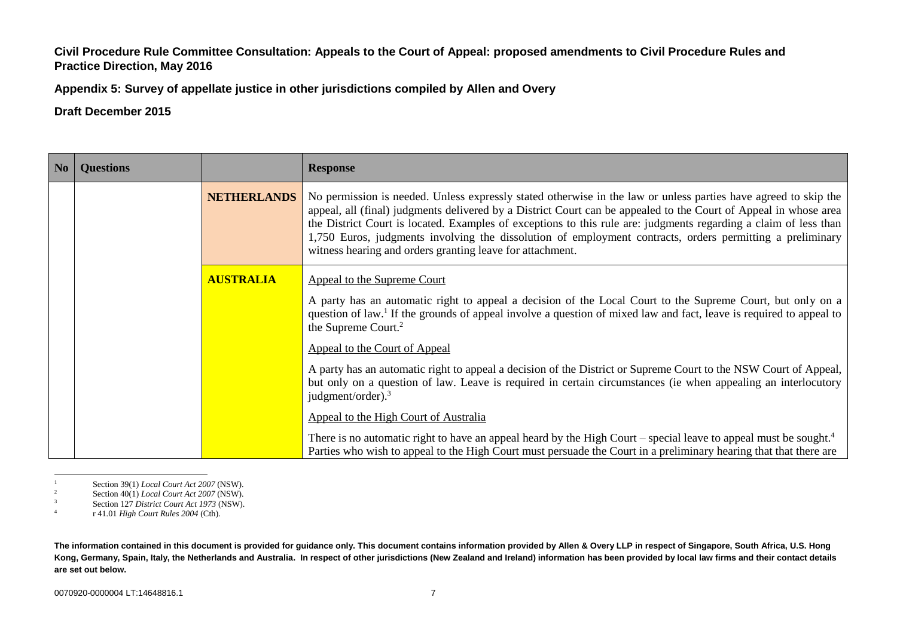**Civil Procedure Rule Committee Consultation: Appeals to the Court of Appeal: proposed amendments to Civil Procedure Rules and Practice Direction, May 2016**

**Appendix 5: Survey of appellate justice in other jurisdictions compiled by Allen and Overy**

**Draft December 2015**

| No | Questions | | Response |
|---|---|---|---|
| | | **NETHERLANDS** | No permission is needed. Unless expressly stated otherwise in the law or unless parties have agreed to skip the appeal, all (final) judgments delivered by a District Court can be appealed to the Court of Appeal in whose area the District Court is located. Examples of exceptions to this rule are: judgments regarding a claim of less than 1,750 Euros, judgments involving the dissolution of employment contracts, orders permitting a preliminary witness hearing and orders granting leave for attachment. |
| | | **AUSTRALIA** | <u>Appeal to the Supreme Court</u><br><br>A party has an automatic right to appeal a decision of the Local Court to the Supreme Court, but only on a question of law.[1] If the grounds of appeal involve a question of mixed law and fact, leave is required to appeal to the Supreme Court.[2]<br><br><u>Appeal to the Court of Appeal</u><br><br>A party has an automatic right to appeal a decision of the District or Supreme Court to the NSW Court of Appeal, but only on a question of law. Leave is required in certain circumstances (ie when appealing an interlocutory judgment/order).[3]<br><br><u>Appeal to the High Court of Australia</u><br><br>There is no automatic right to have an appeal heard by the High Court – special leave to appeal must be sought.[4] Parties who wish to appeal to the High Court must persuade the Court in a preliminary hearing that that there are |

[1] Section 39(1) *Local Court Act 2007* (NSW).
[2] Section 40(1) *Local Court Act 2007* (NSW).
[3] Section 127 *District Court Act 1973* (NSW).
[4] r 41.01 *High Court Rules 2004* (Cth).

**The information contained in this document is provided for guidance only. This document contains information provided by Allen & Overy LLP in respect of Singapore, South Africa, U.S. Hong Kong, Germany, Spain, Italy, the Netherlands and Australia. In respect of other jurisdictions (New Zealand and Ireland) information has been provided by local law firms and their contact details are set out below.**

0070920-0000004 LT:14648816.1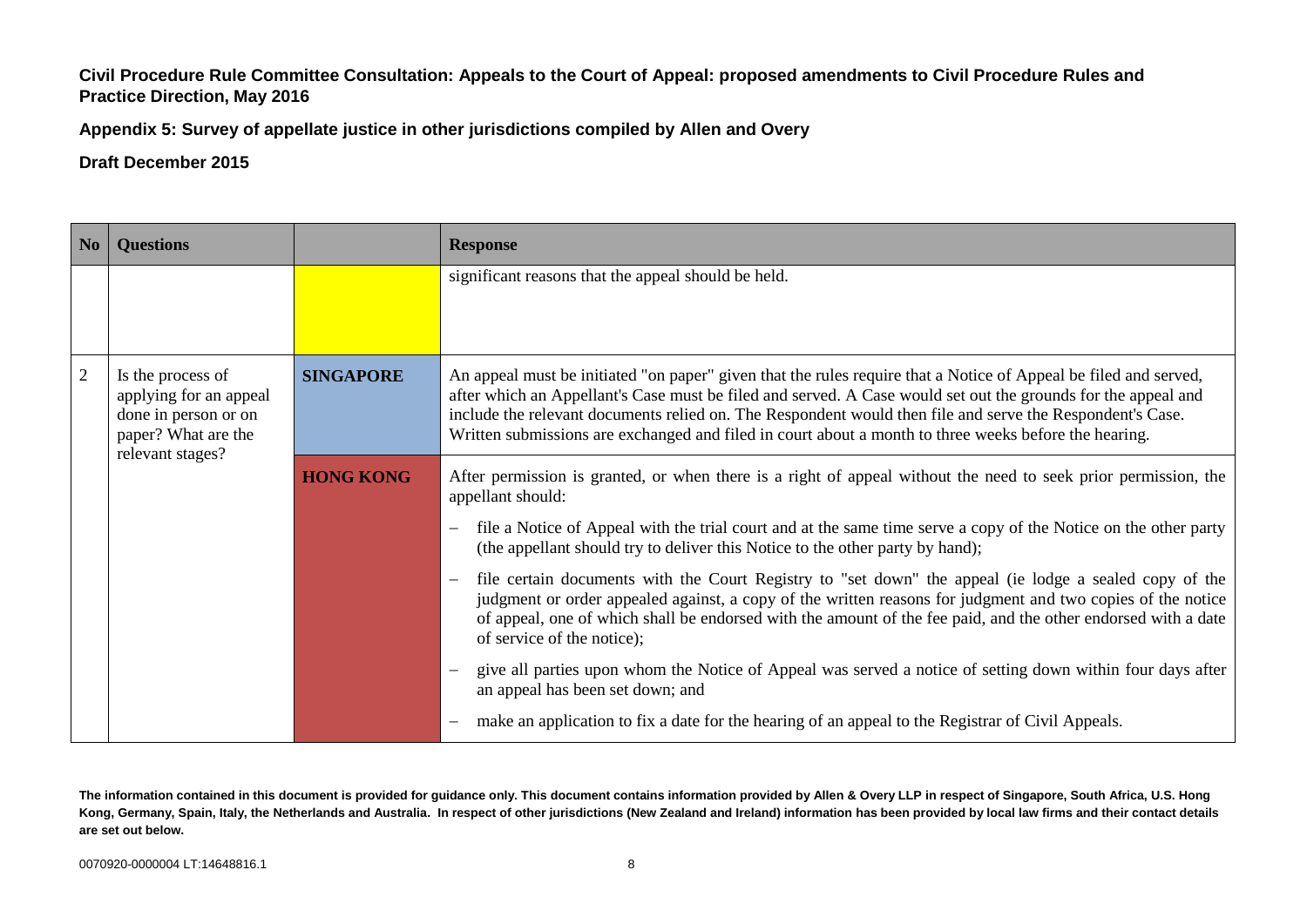**Civil Procedure Rule Committee Consultation: Appeals to the Court of Appeal: proposed amendments to Civil Procedure Rules and Practice Direction, May 2016**

**Appendix 5: Survey of appellate justice in other jurisdictions compiled by Allen and Overy**

**Draft December 2015**

| No | Questions | | Response |
|---|---|---|---|
| | | | significant reasons that the appeal should be held. |
| 2 | Is the process of applying for an appeal done in person or on paper? What are the relevant stages? | **SINGAPORE** | An appeal must be initiated "on paper" given that the rules require that a Notice of Appeal be filed and served, after which an Appellant's Case must be filed and served. A Case would set out the grounds for the appeal and include the relevant documents relied on. The Respondent would then file and serve the Respondent's Case. Written submissions are exchanged and filed in court about a month to three weeks before the hearing. |
| | | **HONG KONG** | After permission is granted, or when there is a right of appeal without the need to seek prior permission, the appellant should:<br>– file a Notice of Appeal with the trial court and at the same time serve a copy of the Notice on the other party (the appellant should try to deliver this Notice to the other party by hand);<br>– file certain documents with the Court Registry to "set down" the appeal (ie lodge a sealed copy of the judgment or order appealed against, a copy of the written reasons for judgment and two copies of the notice of appeal, one of which shall be endorsed with the amount of the fee paid, and the other endorsed with a date of service of the notice);<br>– give all parties upon whom the Notice of Appeal was served a notice of setting down within four days after an appeal has been set down; and<br>– make an application to fix a date for the hearing of an appeal to the Registrar of Civil Appeals. |

**The information contained in this document is provided for guidance only. This document contains information provided by Allen & Overy LLP in respect of Singapore, South Africa, U.S. Hong Kong, Germany, Spain, Italy, the Netherlands and Australia. In respect of other jurisdictions (New Zealand and Ireland) information has been provided by local law firms and their contact details are set out below.**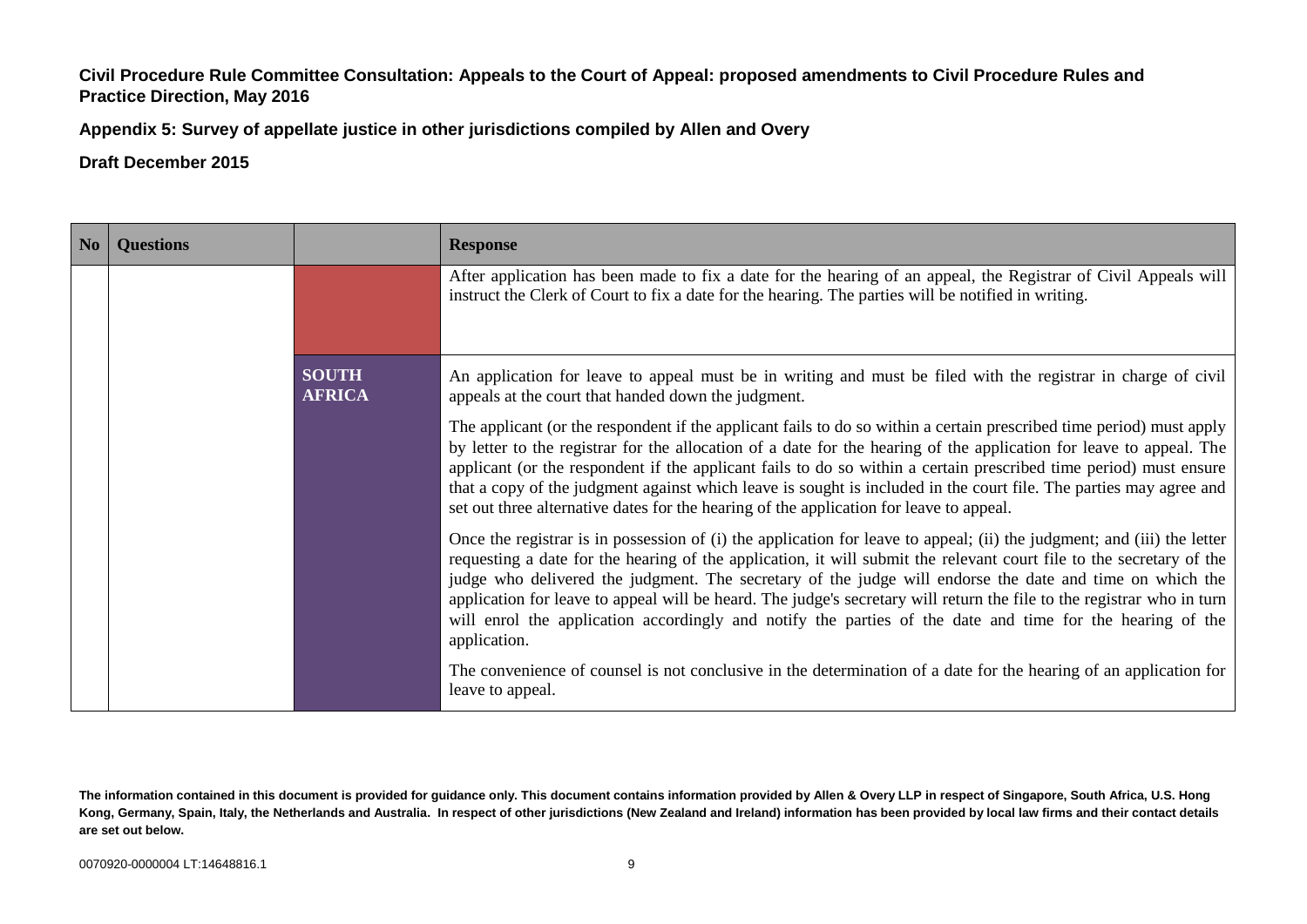**Civil Procedure Rule Committee Consultation: Appeals to the Court of Appeal: proposed amendments to Civil Procedure Rules and Practice Direction, May 2016**

**Appendix 5: Survey of appellate justice in other jurisdictions compiled by Allen and Overy**

**Draft December 2015**

| No | Questions | | Response |
|---|---|---|---|
| | | | After application has been made to fix a date for the hearing of an appeal, the Registrar of Civil Appeals will instruct the Clerk of Court to fix a date for the hearing. The parties will be notified in writing. |
| | | **SOUTH AFRICA** | An application for leave to appeal must be in writing and must be filed with the registrar in charge of civil appeals at the court that handed down the judgment.<br><br>The applicant (or the respondent if the applicant fails to do so within a certain prescribed time period) must apply by letter to the registrar for the allocation of a date for the hearing of the application for leave to appeal. The applicant (or the respondent if the applicant fails to do so within a certain prescribed time period) must ensure that a copy of the judgment against which leave is sought is included in the court file. The parties may agree and set out three alternative dates for the hearing of the application for leave to appeal.<br><br>Once the registrar is in possession of (i) the application for leave to appeal; (ii) the judgment; and (iii) the letter requesting a date for the hearing of the application, it will submit the relevant court file to the secretary of the judge who delivered the judgment. The secretary of the judge will endorse the date and time on which the application for leave to appeal will be heard. The judge's secretary will return the file to the registrar who in turn will enrol the application accordingly and notify the parties of the date and time for the hearing of the application.<br><br>The convenience of counsel is not conclusive in the determination of a date for the hearing of an application for leave to appeal. |

**The information contained in this document is provided for guidance only. This document contains information provided by Allen & Overy LLP in respect of Singapore, South Africa, U.S. Hong Kong, Germany, Spain, Italy, the Netherlands and Australia. In respect of other jurisdictions (New Zealand and Ireland) information has been provided by local law firms and their contact details are set out below.**

0070920-0000004 LT:14648816.1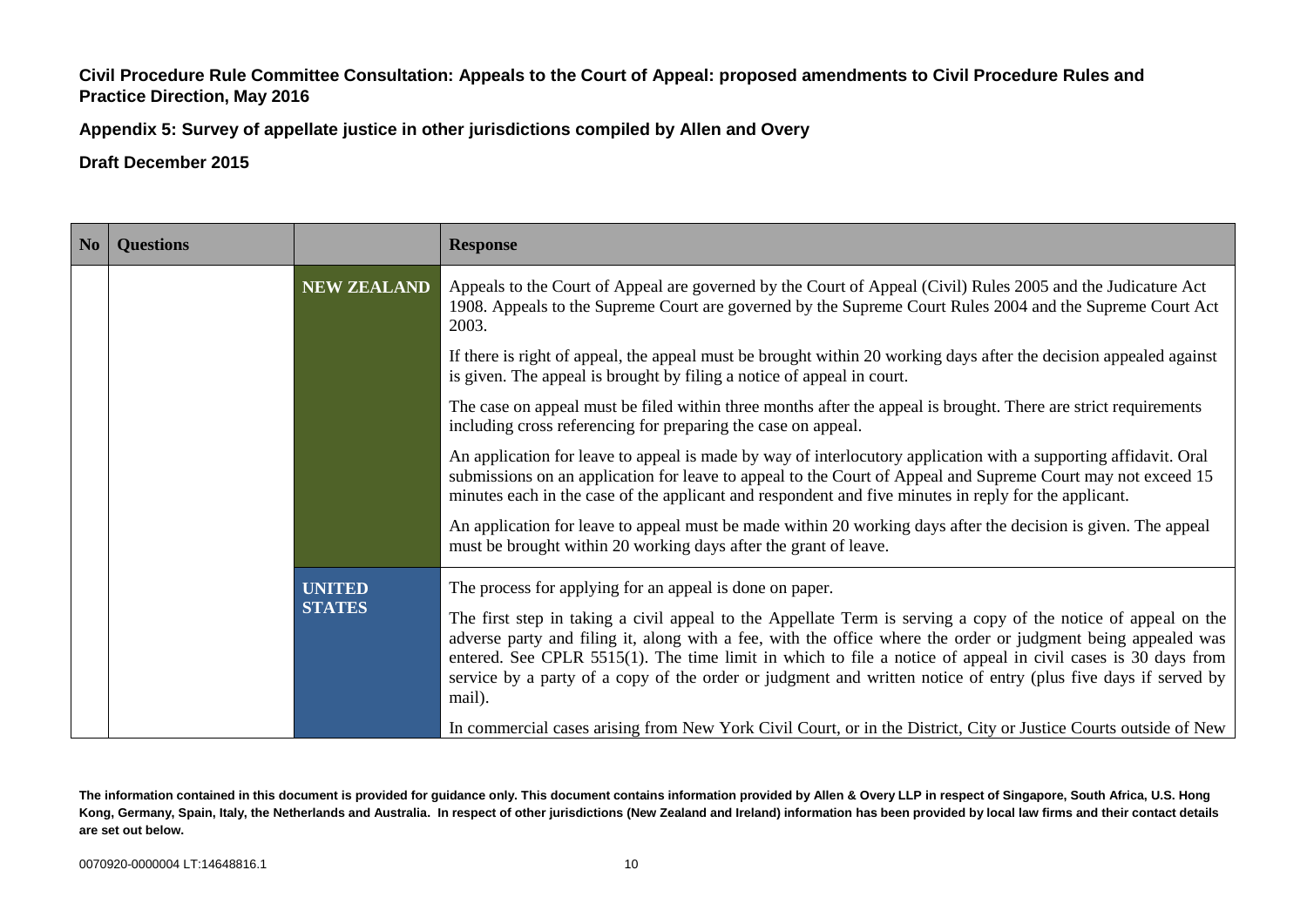**Civil Procedure Rule Committee Consultation: Appeals to the Court of Appeal: proposed amendments to Civil Procedure Rules and Practice Direction, May 2016**

**Appendix 5: Survey of appellate justice in other jurisdictions compiled by Allen and Overy**

**Draft December 2015**

| No | Questions | | Response |
|---|---|---|---|
| | | **NEW ZEALAND** | Appeals to the Court of Appeal are governed by the Court of Appeal (Civil) Rules 2005 and the Judicature Act 1908. Appeals to the Supreme Court are governed by the Supreme Court Rules 2004 and the Supreme Court Act 2003.<br><br>If there is right of appeal, the appeal must be brought within 20 working days after the decision appealed against is given. The appeal is brought by filing a notice of appeal in court.<br><br>The case on appeal must be filed within three months after the appeal is brought. There are strict requirements including cross referencing for preparing the case on appeal.<br><br>An application for leave to appeal is made by way of interlocutory application with a supporting affidavit. Oral submissions on an application for leave to appeal to the Court of Appeal and Supreme Court may not exceed 15 minutes each in the case of the applicant and respondent and five minutes in reply for the applicant.<br><br>An application for leave to appeal must be made within 20 working days after the decision is given. The appeal must be brought within 20 working days after the grant of leave. |
| | | **UNITED STATES** | The process for applying for an appeal is done on paper.<br><br>The first step in taking a civil appeal to the Appellate Term is serving a copy of the notice of appeal on the adverse party and filing it, along with a fee, with the office where the order or judgment being appealed was entered. See CPLR 5515(1). The time limit in which to file a notice of appeal in civil cases is 30 days from service by a party of a copy of the order or judgment and written notice of entry (plus five days if served by mail).<br><br>In commercial cases arising from New York Civil Court, or in the District, City or Justice Courts outside of New |

**The information contained in this document is provided for guidance only. This document contains information provided by Allen & Overy LLP in respect of Singapore, South Africa, U.S. Hong Kong, Germany, Spain, Italy, the Netherlands and Australia. In respect of other jurisdictions (New Zealand and Ireland) information has been provided by local law firms and their contact details are set out below.**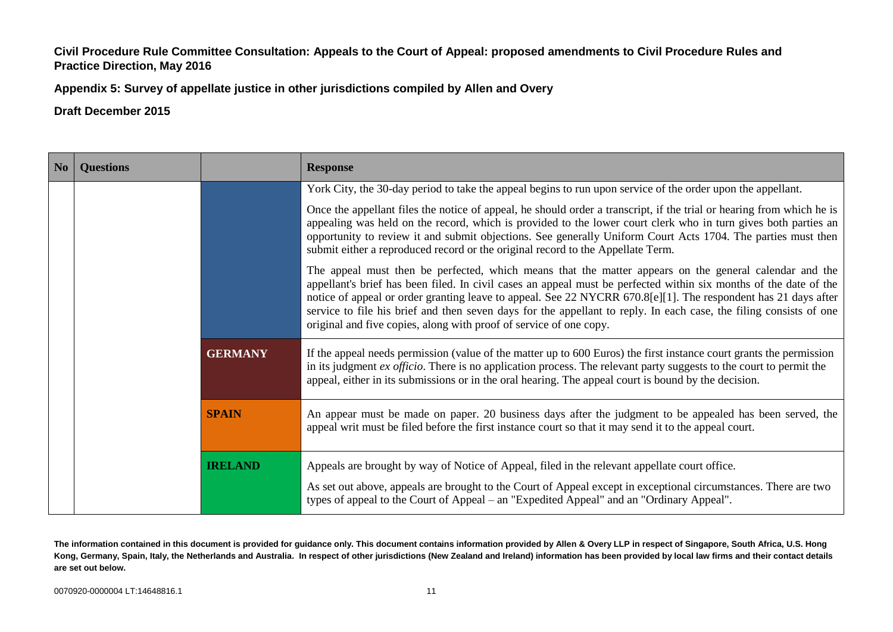**Civil Procedure Rule Committee Consultation: Appeals to the Court of Appeal: proposed amendments to Civil Procedure Rules and Practice Direction, May 2016**

**Appendix 5: Survey of appellate justice in other jurisdictions compiled by Allen and Overy**

**Draft December 2015**

| No | Questions | | Response |
|---|---|---|---|
| | | | York City, the 30-day period to take the appeal begins to run upon service of the order upon the appellant.<br><br>Once the appellant files the notice of appeal, he should order a transcript, if the trial or hearing from which he is appealing was held on the record, which is provided to the lower court clerk who in turn gives both parties an opportunity to review it and submit objections. See generally Uniform Court Acts 1704. The parties must then submit either a reproduced record or the original record to the Appellate Term.<br><br>The appeal must then be perfected, which means that the matter appears on the general calendar and the appellant's brief has been filed. In civil cases an appeal must be perfected within six months of the date of the notice of appeal or order granting leave to appeal. See 22 NYCRR 670.8[e][1]. The respondent has 21 days after service to file his brief and then seven days for the appellant to reply. In each case, the filing consists of one original and five copies, along with proof of service of one copy. |
| | | **GERMANY** | If the appeal needs permission (value of the matter up to 600 Euros) the first instance court grants the permission in its judgment *ex officio*. There is no application process. The relevant party suggests to the court to permit the appeal, either in its submissions or in the oral hearing. The appeal court is bound by the decision. |
| | | **SPAIN** | An appear must be made on paper. 20 business days after the judgment to be appealed has been served, the appeal writ must be filed before the first instance court so that it may send it to the appeal court. |
| | | **IRELAND** | Appeals are brought by way of Notice of Appeal, filed in the relevant appellate court office.<br><br>As set out above, appeals are brought to the Court of Appeal except in exceptional circumstances. There are two types of appeal to the Court of Appeal – an "Expedited Appeal" and an "Ordinary Appeal". |

**The information contained in this document is provided for guidance only. This document contains information provided by Allen & Overy LLP in respect of Singapore, South Africa, U.S. Hong Kong, Germany, Spain, Italy, the Netherlands and Australia. In respect of other jurisdictions (New Zealand and Ireland) information has been provided by local law firms and their contact details are set out below.**

0070920-0000004 LT:14648816.1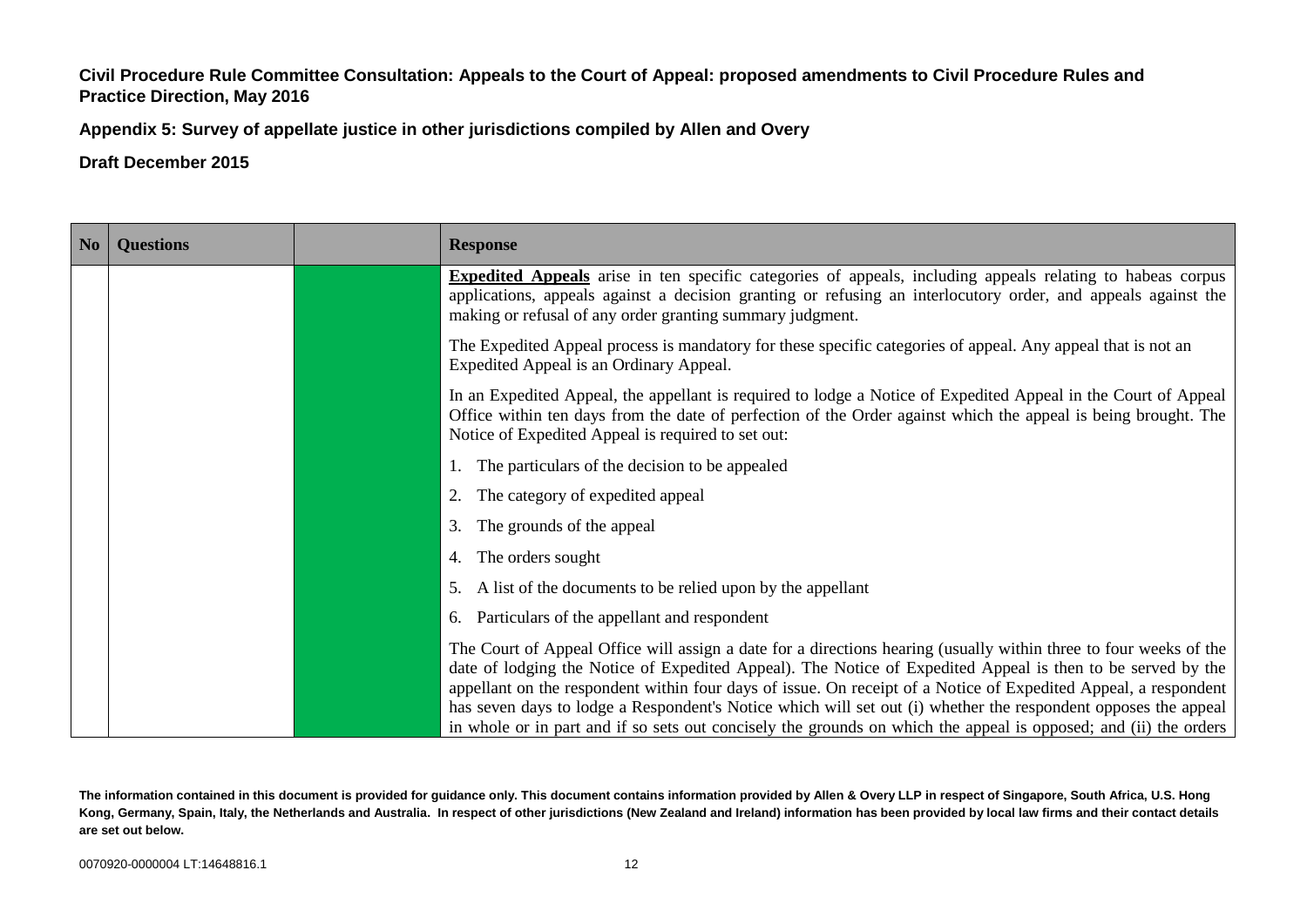**Civil Procedure Rule Committee Consultation: Appeals to the Court of Appeal: proposed amendments to Civil Procedure Rules and Practice Direction, May 2016**

**Appendix 5: Survey of appellate justice in other jurisdictions compiled by Allen and Overy**

**Draft December 2015**

| No | Questions | | Response |
|---|---|---|---|
| | | | **Expedited Appeals** arise in ten specific categories of appeals, including appeals relating to habeas corpus applications, appeals against a decision granting or refusing an interlocutory order, and appeals against the making or refusal of any order granting summary judgment.<br><br>The Expedited Appeal process is mandatory for these specific categories of appeal. Any appeal that is not an Expedited Appeal is an Ordinary Appeal.<br><br>In an Expedited Appeal, the appellant is required to lodge a Notice of Expedited Appeal in the Court of Appeal Office within ten days from the date of perfection of the Order against which the appeal is being brought. The Notice of Expedited Appeal is required to set out:<br><br>1. The particulars of the decision to be appealed<br>2. The category of expedited appeal<br>3. The grounds of the appeal<br>4. The orders sought<br>5. A list of the documents to be relied upon by the appellant<br>6. Particulars of the appellant and respondent<br><br>The Court of Appeal Office will assign a date for a directions hearing (usually within three to four weeks of the date of lodging the Notice of Expedited Appeal). The Notice of Expedited Appeal is then to be served by the appellant on the respondent within four days of issue. On receipt of a Notice of Expedited Appeal, a respondent has seven days to lodge a Respondent's Notice which will set out (i) whether the respondent opposes the appeal in whole or in part and if so sets out concisely the grounds on which the appeal is opposed; and (ii) the orders |

**The information contained in this document is provided for guidance only. This document contains information provided by Allen & Overy LLP in respect of Singapore, South Africa, U.S. Hong Kong, Germany, Spain, Italy, the Netherlands and Australia. In respect of other jurisdictions (New Zealand and Ireland) information has been provided by local law firms and their contact details are set out below.**

0070920-0000004 LT:14648816.1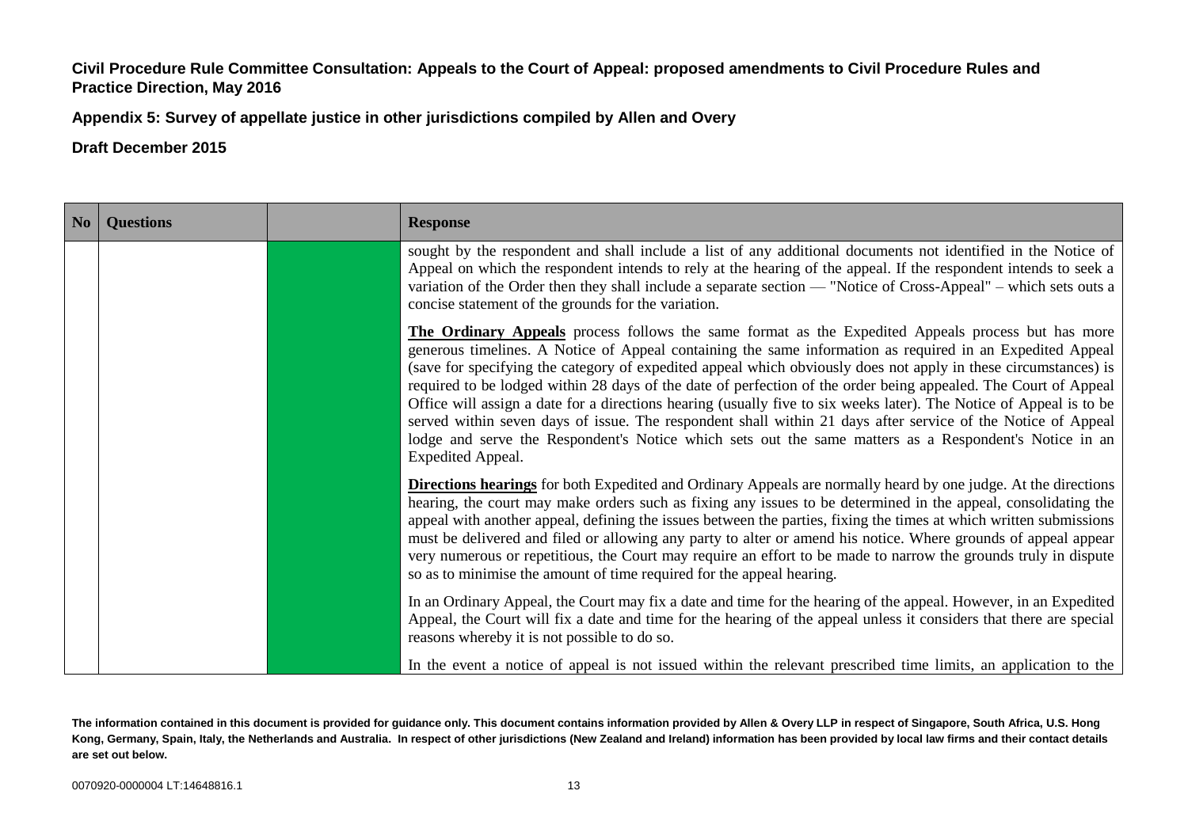**Civil Procedure Rule Committee Consultation: Appeals to the Court of Appeal: proposed amendments to Civil Procedure Rules and Practice Direction, May 2016**

**Appendix 5: Survey of appellate justice in other jurisdictions compiled by Allen and Overy**

**Draft December 2015**

| No | Questions | | Response |
|---|---|---|---|
| | | | sought by the respondent and shall include a list of any additional documents not identified in the Notice of Appeal on which the respondent intends to rely at the hearing of the appeal. If the respondent intends to seek a variation of the Order then they shall include a separate section — "Notice of Cross-Appeal" – which sets outs a concise statement of the grounds for the variation.<br><br>**The Ordinary Appeals** process follows the same format as the Expedited Appeals process but has more generous timelines. A Notice of Appeal containing the same information as required in an Expedited Appeal (save for specifying the category of expedited appeal which obviously does not apply in these circumstances) is required to be lodged within 28 days of the date of perfection of the order being appealed. The Court of Appeal Office will assign a date for a directions hearing (usually five to six weeks later). The Notice of Appeal is to be served within seven days of issue. The respondent shall within 21 days after service of the Notice of Appeal lodge and serve the Respondent's Notice which sets out the same matters as a Respondent's Notice in an Expedited Appeal.<br><br>**Directions hearings** for both Expedited and Ordinary Appeals are normally heard by one judge. At the directions hearing, the court may make orders such as fixing any issues to be determined in the appeal, consolidating the appeal with another appeal, defining the issues between the parties, fixing the times at which written submissions must be delivered and filed or allowing any party to alter or amend his notice. Where grounds of appeal appear very numerous or repetitious, the Court may require an effort to be made to narrow the grounds truly in dispute so as to minimise the amount of time required for the appeal hearing.<br><br>In an Ordinary Appeal, the Court may fix a date and time for the hearing of the appeal. However, in an Expedited Appeal, the Court will fix a date and time for the hearing of the appeal unless it considers that there are special reasons whereby it is not possible to do so.<br><br>In the event a notice of appeal is not issued within the relevant prescribed time limits, an application to the |

**The information contained in this document is provided for guidance only. This document contains information provided by Allen & Overy LLP in respect of Singapore, South Africa, U.S. Hong Kong, Germany, Spain, Italy, the Netherlands and Australia. In respect of other jurisdictions (New Zealand and Ireland) information has been provided by local law firms and their contact details are set out below.**

0070920-0000004 LT:14648816.1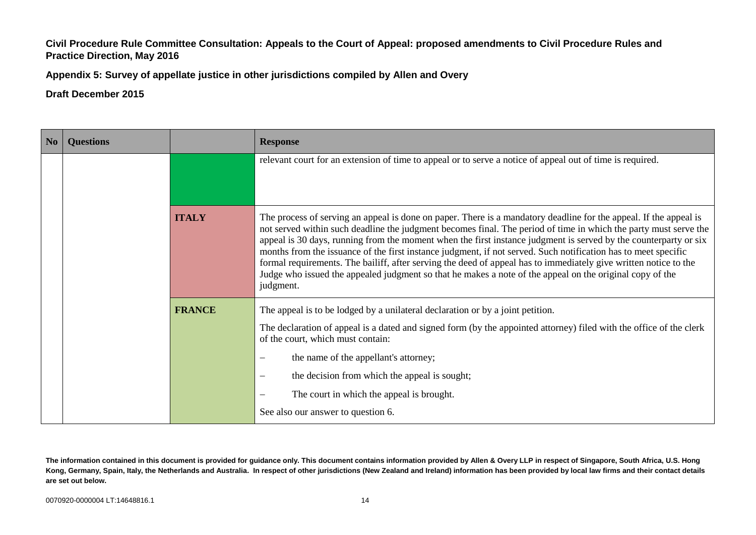**Civil Procedure Rule Committee Consultation: Appeals to the Court of Appeal: proposed amendments to Civil Procedure Rules and Practice Direction, May 2016**

**Appendix 5: Survey of appellate justice in other jurisdictions compiled by Allen and Overy**

**Draft December 2015**

| No | Questions | | Response |
|---|---|---|---|
| | | | relevant court for an extension of time to appeal or to serve a notice of appeal out of time is required. |
| | | **ITALY** | The process of serving an appeal is done on paper. There is a mandatory deadline for the appeal. If the appeal is not served within such deadline the judgment becomes final. The period of time in which the party must serve the appeal is 30 days, running from the moment when the first instance judgment is served by the counterparty or six months from the issuance of the first instance judgment, if not served. Such notification has to meet specific formal requirements. The bailiff, after serving the deed of appeal has to immediately give written notice to the Judge who issued the appealed judgment so that he makes a note of the appeal on the original copy of the judgment. |
| | | **FRANCE** | The appeal is to be lodged by a unilateral declaration or by a joint petition.<br><br>The declaration of appeal is a dated and signed form (by the appointed attorney) filed with the office of the clerk of the court, which must contain:<br><br>– the name of the appellant's attorney;<br>– the decision from which the appeal is sought;<br>– The court in which the appeal is brought.<br><br>See also our answer to question 6. |

**The information contained in this document is provided for guidance only. This document contains information provided by Allen & Overy LLP in respect of Singapore, South Africa, U.S. Hong Kong, Germany, Spain, Italy, the Netherlands and Australia. In respect of other jurisdictions (New Zealand and Ireland) information has been provided by local law firms and their contact details are set out below.**

0070920-0000004 LT:14648816.1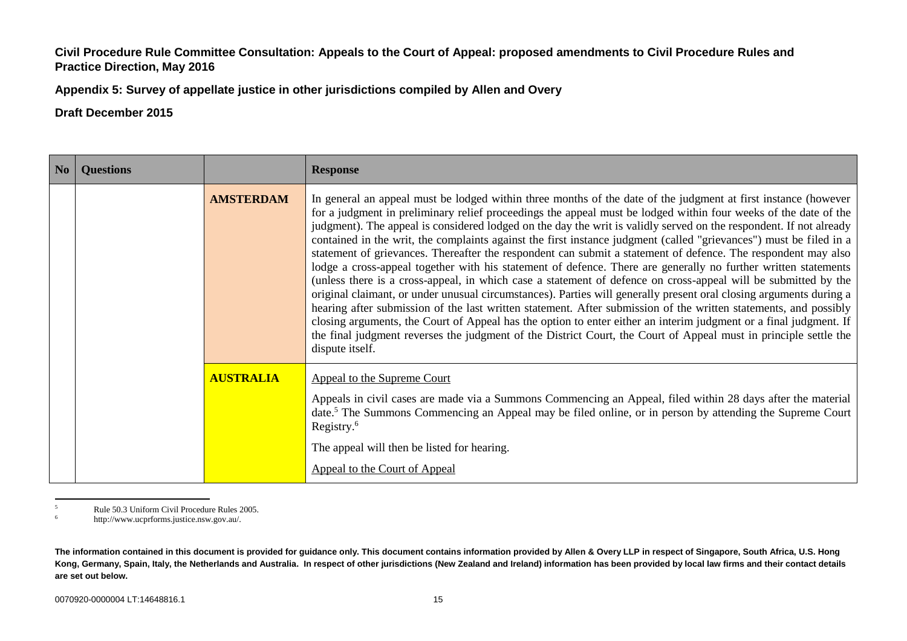**Civil Procedure Rule Committee Consultation: Appeals to the Court of Appeal: proposed amendments to Civil Procedure Rules and Practice Direction, May 2016**

**Appendix 5: Survey of appellate justice in other jurisdictions compiled by Allen and Overy**

**Draft December 2015**

| No | Questions | | Response |
|---|---|---|---|
| | | **AMSTERDAM** | In general an appeal must be lodged within three months of the date of the judgment at first instance (however for a judgment in preliminary relief proceedings the appeal must be lodged within four weeks of the date of the judgment). The appeal is considered lodged on the day the writ is validly served on the respondent. If not already contained in the writ, the complaints against the first instance judgment (called "grievances") must be filed in a statement of grievances. Thereafter the respondent can submit a statement of defence. The respondent may also lodge a cross-appeal together with his statement of defence. There are generally no further written statements (unless there is a cross-appeal, in which case a statement of defence on cross-appeal will be submitted by the original claimant, or under unusual circumstances). Parties will generally present oral closing arguments during a hearing after submission of the last written statement. After submission of the written statements, and possibly closing arguments, the Court of Appeal has the option to enter either an interim judgment or a final judgment. If the final judgment reverses the judgment of the District Court, the Court of Appeal must in principle settle the dispute itself. |
| | | **AUSTRALIA** | <u>Appeal to the Supreme Court</u><br><br>Appeals in civil cases are made via a Summons Commencing an Appeal, filed within 28 days after the material date.[5] The Summons Commencing an Appeal may be filed online, or in person by attending the Supreme Court Registry.[6]<br><br>The appeal will then be listed for hearing.<br><br><u>Appeal to the Court of Appeal</u> |

[5] Rule 50.3 Uniform Civil Procedure Rules 2005.

[6] http://www.ucprforms.justice.nsw.gov.au/.

**The information contained in this document is provided for guidance only. This document contains information provided by Allen & Overy LLP in respect of Singapore, South Africa, U.S. Hong Kong, Germany, Spain, Italy, the Netherlands and Australia. In respect of other jurisdictions (New Zealand and Ireland) information has been provided by local law firms and their contact details are set out below.**

0070920-0000004 LT:14648816.1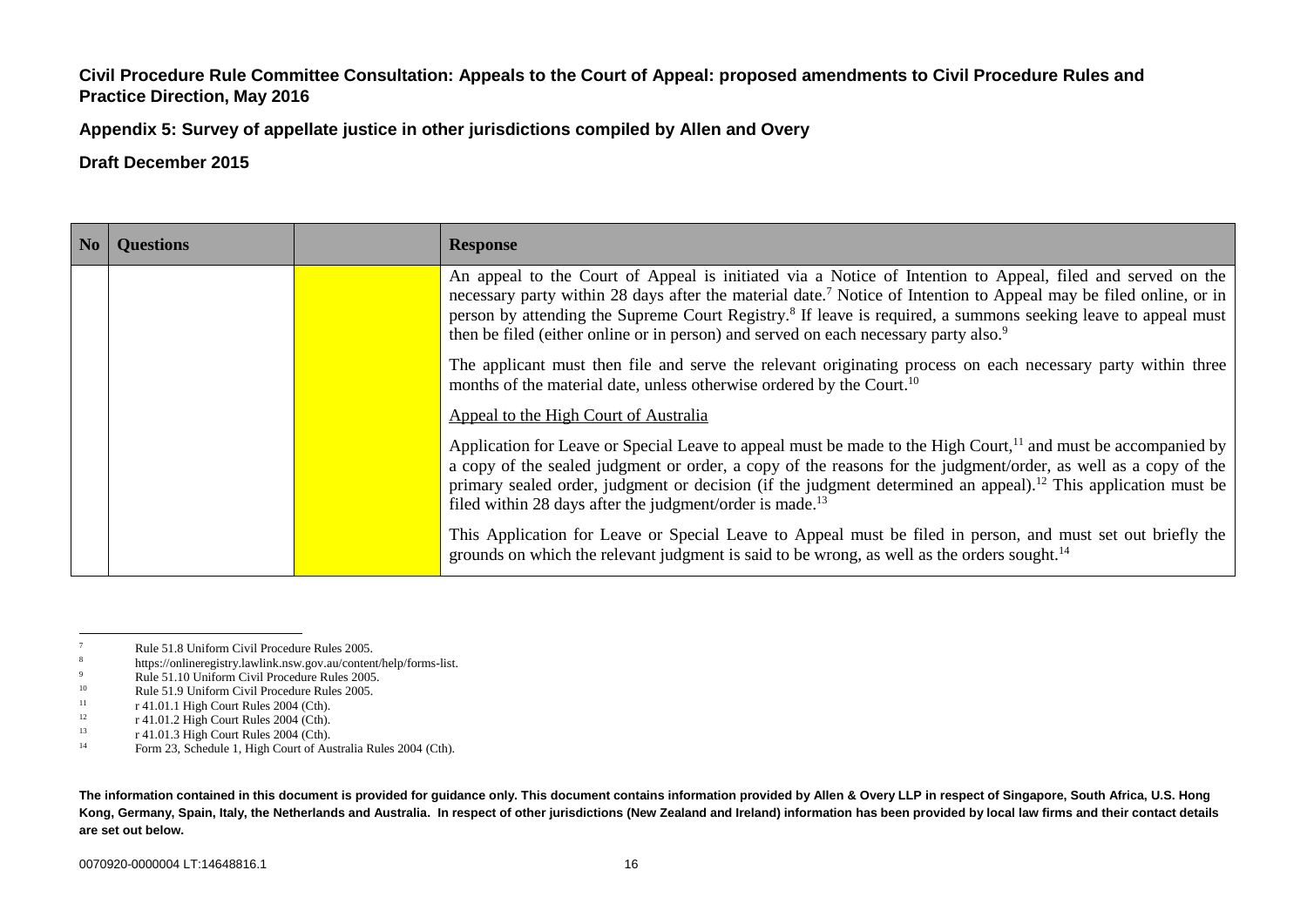**Civil Procedure Rule Committee Consultation: Appeals to the Court of Appeal: proposed amendments to Civil Procedure Rules and Practice Direction, May 2016**

**Appendix 5: Survey of appellate justice in other jurisdictions compiled by Allen and Overy**

**Draft December 2015**

| No | Questions | | Response |
|---|---|---|---|
| | | | An appeal to the Court of Appeal is initiated via a Notice of Intention to Appeal, filed and served on the necessary party within 28 days after the material date.[7] Notice of Intention to Appeal may be filed online, or in person by attending the Supreme Court Registry.[8] If leave is required, a summons seeking leave to appeal must then be filed (either online or in person) and served on each necessary party also.[9]<br><br>The applicant must then file and serve the relevant originating process on each necessary party within three months of the material date, unless otherwise ordered by the Court.[10]<br><br><u>Appeal to the High Court of Australia</u><br><br>Application for Leave or Special Leave to appeal must be made to the High Court,[11] and must be accompanied by a copy of the sealed judgment or order, a copy of the reasons for the judgment/order, as well as a copy of the primary sealed order, judgment or decision (if the judgment determined an appeal).[12] This application must be filed within 28 days after the judgment/order is made.[13]<br><br>This Application for Leave or Special Leave to Appeal must be filed in person, and must set out briefly the grounds on which the relevant judgment is said to be wrong, as well as the orders sought.[14] |

[7] Rule 51.8 Uniform Civil Procedure Rules 2005.
[8] https://onlineregistry.lawlink.nsw.gov.au/content/help/forms-list.
[9] Rule 51.10 Uniform Civil Procedure Rules 2005.
[10] Rule 51.9 Uniform Civil Procedure Rules 2005.
[11] r 41.01.1 High Court Rules 2004 (Cth).
[12] r 41.01.2 High Court Rules 2004 (Cth).
[13] r 41.01.3 High Court Rules 2004 (Cth).
[14] Form 23, Schedule 1, High Court of Australia Rules 2004 (Cth).

**The information contained in this document is provided for guidance only. This document contains information provided by Allen & Overy LLP in respect of Singapore, South Africa, U.S. Hong Kong, Germany, Spain, Italy, the Netherlands and Australia. In respect of other jurisdictions (New Zealand and Ireland) information has been provided by local law firms and their contact details are set out below.**

0070920-0000004 LT:14648816.1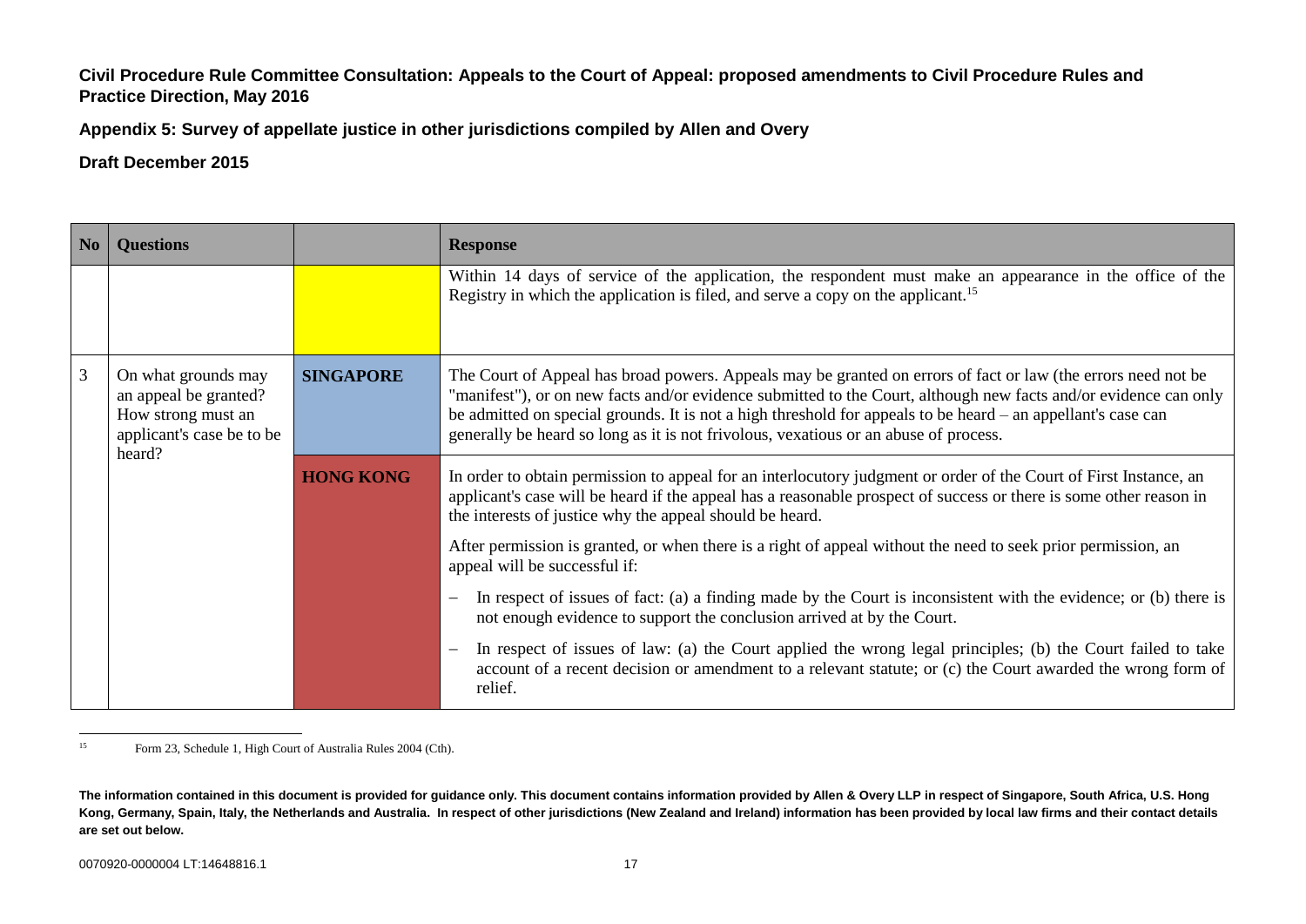**Civil Procedure Rule Committee Consultation: Appeals to the Court of Appeal: proposed amendments to Civil Procedure Rules and Practice Direction, May 2016**

**Appendix 5: Survey of appellate justice in other jurisdictions compiled by Allen and Overy**

**Draft December 2015**

| No | Questions | | Response |
|---|---|---|---|
| | | | Within 14 days of service of the application, the respondent must make an appearance in the office of the Registry in which the application is filed, and serve a copy on the applicant.[15] |
| 3 | On what grounds may an appeal be granted? How strong must an applicant's case be to be heard? | **SINGAPORE** | The Court of Appeal has broad powers. Appeals may be granted on errors of fact or law (the errors need not be "manifest"), or on new facts and/or evidence submitted to the Court, although new facts and/or evidence can only be admitted on special grounds. It is not a high threshold for appeals to be heard – an appellant's case can generally be heard so long as it is not frivolous, vexatious or an abuse of process. |
| | | **HONG KONG** | In order to obtain permission to appeal for an interlocutory judgment or order of the Court of First Instance, an applicant's case will be heard if the appeal has a reasonable prospect of success or there is some other reason in the interests of justice why the appeal should be heard.<br><br>After permission is granted, or when there is a right of appeal without the need to seek prior permission, an appeal will be successful if:<br><br>– In respect of issues of fact: (a) a finding made by the Court is inconsistent with the evidence; or (b) there is not enough evidence to support the conclusion arrived at by the Court.<br><br>– In respect of issues of law: (a) the Court applied the wrong legal principles; (b) the Court failed to take account of a recent decision or amendment to a relevant statute; or (c) the Court awarded the wrong form of relief. |

[15] Form 23, Schedule 1, High Court of Australia Rules 2004 (Cth).

**The information contained in this document is provided for guidance only. This document contains information provided by Allen & Overy LLP in respect of Singapore, South Africa, U.S. Hong Kong, Germany, Spain, Italy, the Netherlands and Australia. In respect of other jurisdictions (New Zealand and Ireland) information has been provided by local law firms and their contact details are set out below.**

0070920-0000004 LT:14648816.1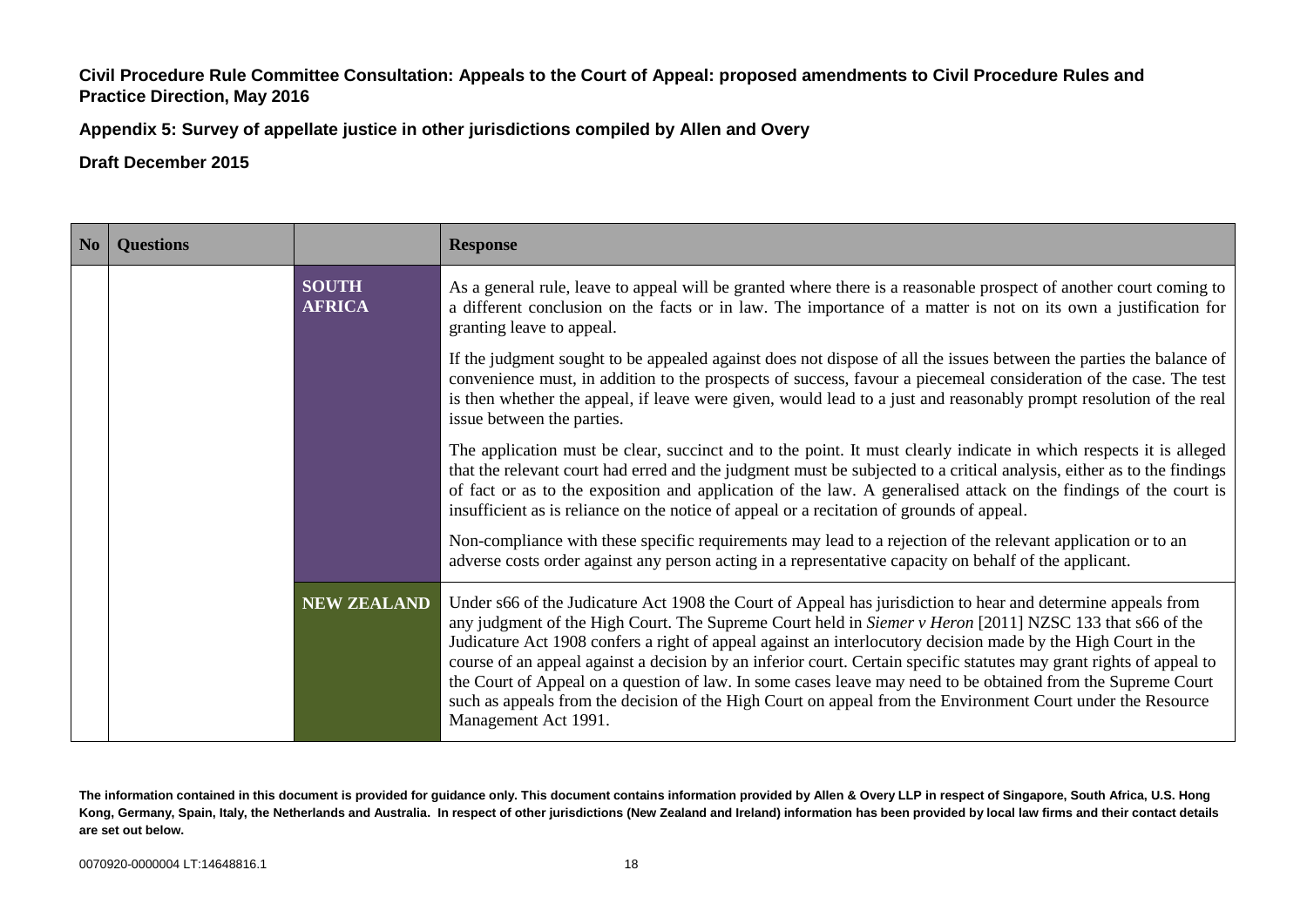**Civil Procedure Rule Committee Consultation: Appeals to the Court of Appeal: proposed amendments to Civil Procedure Rules and Practice Direction, May 2016**

**Appendix 5: Survey of appellate justice in other jurisdictions compiled by Allen and Overy**

**Draft December 2015**

| No | Questions | | Response |
|---|---|---|---|
| | | **SOUTH AFRICA** | As a general rule, leave to appeal will be granted where there is a reasonable prospect of another court coming to a different conclusion on the facts or in law. The importance of a matter is not on its own a justification for granting leave to appeal.<br><br>If the judgment sought to be appealed against does not dispose of all the issues between the parties the balance of convenience must, in addition to the prospects of success, favour a piecemeal consideration of the case. The test is then whether the appeal, if leave were given, would lead to a just and reasonably prompt resolution of the real issue between the parties.<br><br>The application must be clear, succinct and to the point. It must clearly indicate in which respects it is alleged that the relevant court had erred and the judgment must be subjected to a critical analysis, either as to the findings of fact or as to the exposition and application of the law. A generalised attack on the findings of the court is insufficient as is reliance on the notice of appeal or a recitation of grounds of appeal.<br><br>Non-compliance with these specific requirements may lead to a rejection of the relevant application or to an adverse costs order against any person acting in a representative capacity on behalf of the applicant. |
| | | **NEW ZEALAND** | Under s66 of the Judicature Act 1908 the Court of Appeal has jurisdiction to hear and determine appeals from any judgment of the High Court. The Supreme Court held in *Siemer v Heron* [2011] NZSC 133 that s66 of the Judicature Act 1908 confers a right of appeal against an interlocutory decision made by the High Court in the course of an appeal against a decision by an inferior court. Certain specific statutes may grant rights of appeal to the Court of Appeal on a question of law. In some cases leave may need to be obtained from the Supreme Court such as appeals from the decision of the High Court on appeal from the Environment Court under the Resource Management Act 1991. |

**The information contained in this document is provided for guidance only. This document contains information provided by Allen & Overy LLP in respect of Singapore, South Africa, U.S. Hong Kong, Germany, Spain, Italy, the Netherlands and Australia. In respect of other jurisdictions (New Zealand and Ireland) information has been provided by local law firms and their contact details are set out below.**

0070920-0000004 LT:14648816.1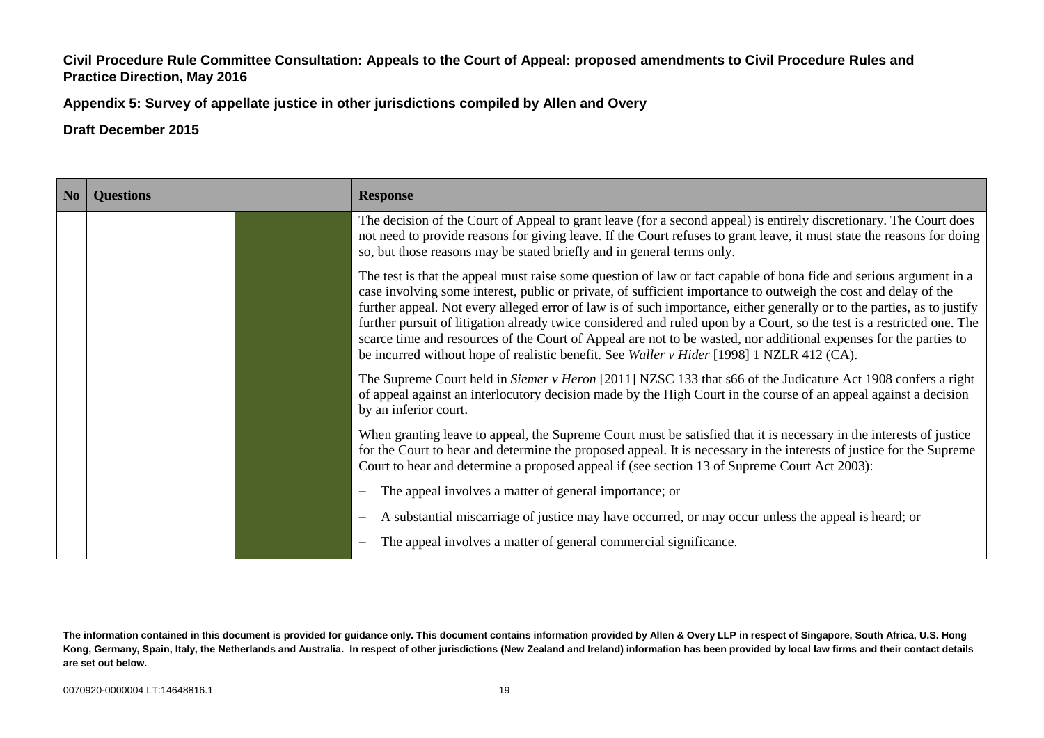**Civil Procedure Rule Committee Consultation: Appeals to the Court of Appeal: proposed amendments to Civil Procedure Rules and Practice Direction, May 2016**

**Appendix 5: Survey of appellate justice in other jurisdictions compiled by Allen and Overy**

**Draft December 2015**

| No | Questions | | Response |
|---|---|---|---|
| | | | The decision of the Court of Appeal to grant leave (for a second appeal) is entirely discretionary. The Court does not need to provide reasons for giving leave. If the Court refuses to grant leave, it must state the reasons for doing so, but those reasons may be stated briefly and in general terms only.<br><br>The test is that the appeal must raise some question of law or fact capable of bona fide and serious argument in a case involving some interest, public or private, of sufficient importance to outweigh the cost and delay of the further appeal. Not every alleged error of law is of such importance, either generally or to the parties, as to justify further pursuit of litigation already twice considered and ruled upon by a Court, so the test is a restricted one. The scarce time and resources of the Court of Appeal are not to be wasted, nor additional expenses for the parties to be incurred without hope of realistic benefit. See *Waller v Hider* [1998] 1 NZLR 412 (CA).<br><br>The Supreme Court held in *Siemer v Heron* [2011] NZSC 133 that s66 of the Judicature Act 1908 confers a right of appeal against an interlocutory decision made by the High Court in the course of an appeal against a decision by an inferior court.<br><br>When granting leave to appeal, the Supreme Court must be satisfied that it is necessary in the interests of justice for the Court to hear and determine the proposed appeal. It is necessary in the interests of justice for the Supreme Court to hear and determine a proposed appeal if (see section 13 of Supreme Court Act 2003):<br><br>– The appeal involves a matter of general importance; or<br><br>– A substantial miscarriage of justice may have occurred, or may occur unless the appeal is heard; or<br><br>– The appeal involves a matter of general commercial significance. |

**The information contained in this document is provided for guidance only. This document contains information provided by Allen & Overy LLP in respect of Singapore, South Africa, U.S. Hong Kong, Germany, Spain, Italy, the Netherlands and Australia. In respect of other jurisdictions (New Zealand and Ireland) information has been provided by local law firms and their contact details are set out below.**

0070920-0000004 LT:14648816.1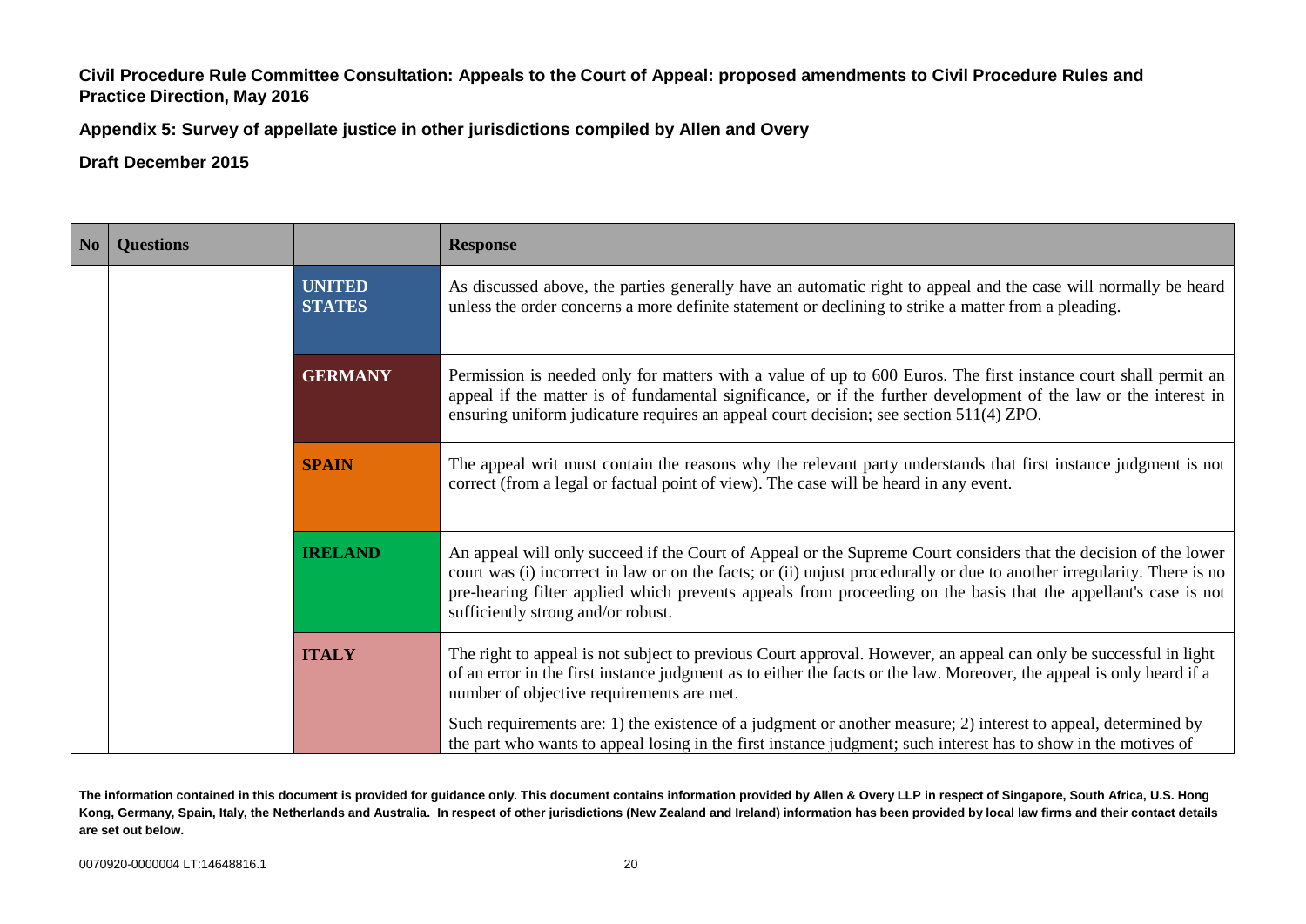**Civil Procedure Rule Committee Consultation: Appeals to the Court of Appeal: proposed amendments to Civil Procedure Rules and Practice Direction, May 2016**

**Appendix 5: Survey of appellate justice in other jurisdictions compiled by Allen and Overy**

**Draft December 2015**

| No | Questions | | Response |
|---|---|---|---|
| | | **UNITED STATES** | As discussed above, the parties generally have an automatic right to appeal and the case will normally be heard unless the order concerns a more definite statement or declining to strike a matter from a pleading. |
| | | **GERMANY** | Permission is needed only for matters with a value of up to 600 Euros. The first instance court shall permit an appeal if the matter is of fundamental significance, or if the further development of the law or the interest in ensuring uniform judicature requires an appeal court decision; see section 511(4) ZPO. |
| | | **SPAIN** | The appeal writ must contain the reasons why the relevant party understands that first instance judgment is not correct (from a legal or factual point of view). The case will be heard in any event. |
| | | **IRELAND** | An appeal will only succeed if the Court of Appeal or the Supreme Court considers that the decision of the lower court was (i) incorrect in law or on the facts; or (ii) unjust procedurally or due to another irregularity. There is no pre-hearing filter applied which prevents appeals from proceeding on the basis that the appellant's case is not sufficiently strong and/or robust. |
| | | **ITALY** | The right to appeal is not subject to previous Court approval. However, an appeal can only be successful in light of an error in the first instance judgment as to either the facts or the law. Moreover, the appeal is only heard if a number of objective requirements are met.<br><br>Such requirements are: 1) the existence of a judgment or another measure; 2) interest to appeal, determined by the part who wants to appeal losing in the first instance judgment; such interest has to show in the motives of |

**The information contained in this document is provided for guidance only. This document contains information provided by Allen & Overy LLP in respect of Singapore, South Africa, U.S. Hong Kong, Germany, Spain, Italy, the Netherlands and Australia. In respect of other jurisdictions (New Zealand and Ireland) information has been provided by local law firms and their contact details are set out below.**

0070920-0000004 LT:14648816.1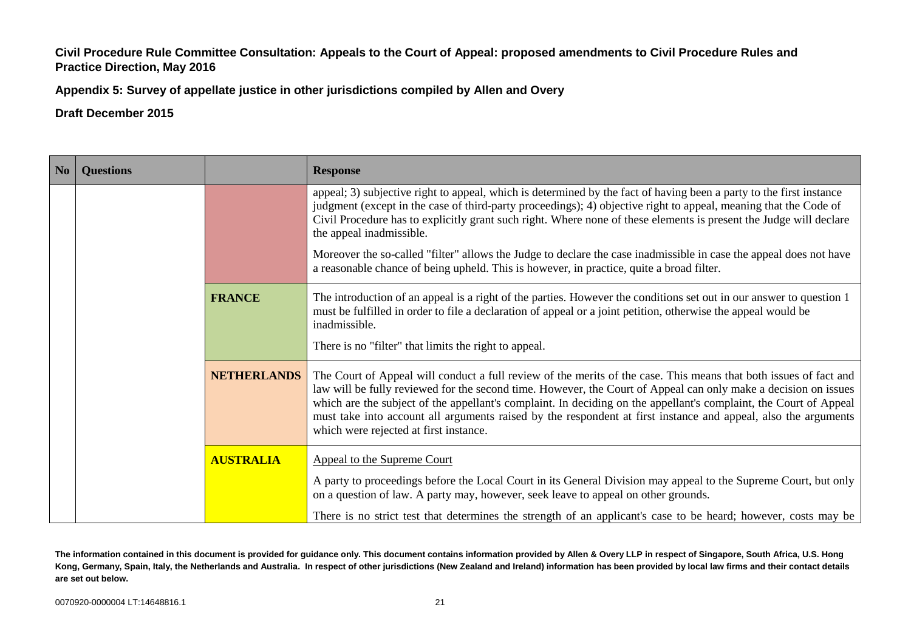**Civil Procedure Rule Committee Consultation: Appeals to the Court of Appeal: proposed amendments to Civil Procedure Rules and Practice Direction, May 2016**

**Appendix 5: Survey of appellate justice in other jurisdictions compiled by Allen and Overy**

**Draft December 2015**

| No | Questions | | Response |
|---|---|---|---|
| | | | appeal; 3) subjective right to appeal, which is determined by the fact of having been a party to the first instance judgment (except in the case of third-party proceedings); 4) objective right to appeal, meaning that the Code of Civil Procedure has to explicitly grant such right. Where none of these elements is present the Judge will declare the appeal inadmissible.<br><br>Moreover the so-called "filter" allows the Judge to declare the case inadmissible in case the appeal does not have a reasonable chance of being upheld. This is however, in practice, quite a broad filter. |
| | | **FRANCE** | The introduction of an appeal is a right of the parties. However the conditions set out in our answer to question 1 must be fulfilled in order to file a declaration of appeal or a joint petition, otherwise the appeal would be inadmissible.<br><br>There is no "filter" that limits the right to appeal. |
| | | **NETHERLANDS** | The Court of Appeal will conduct a full review of the merits of the case. This means that both issues of fact and law will be fully reviewed for the second time. However, the Court of Appeal can only make a decision on issues which are the subject of the appellant's complaint. In deciding on the appellant's complaint, the Court of Appeal must take into account all arguments raised by the respondent at first instance and appeal, also the arguments which were rejected at first instance. |
| | | **AUSTRALIA** | Appeal to the Supreme Court<br><br>A party to proceedings before the Local Court in its General Division may appeal to the Supreme Court, but only on a question of law. A party may, however, seek leave to appeal on other grounds.<br><br>There is no strict test that determines the strength of an applicant's case to be heard; however, costs may be |

**The information contained in this document is provided for guidance only. This document contains information provided by Allen & Overy LLP in respect of Singapore, South Africa, U.S. Hong Kong, Germany, Spain, Italy, the Netherlands and Australia. In respect of other jurisdictions (New Zealand and Ireland) information has been provided by local law firms and their contact details are set out below.**

0070920-0000004 LT:14648816.1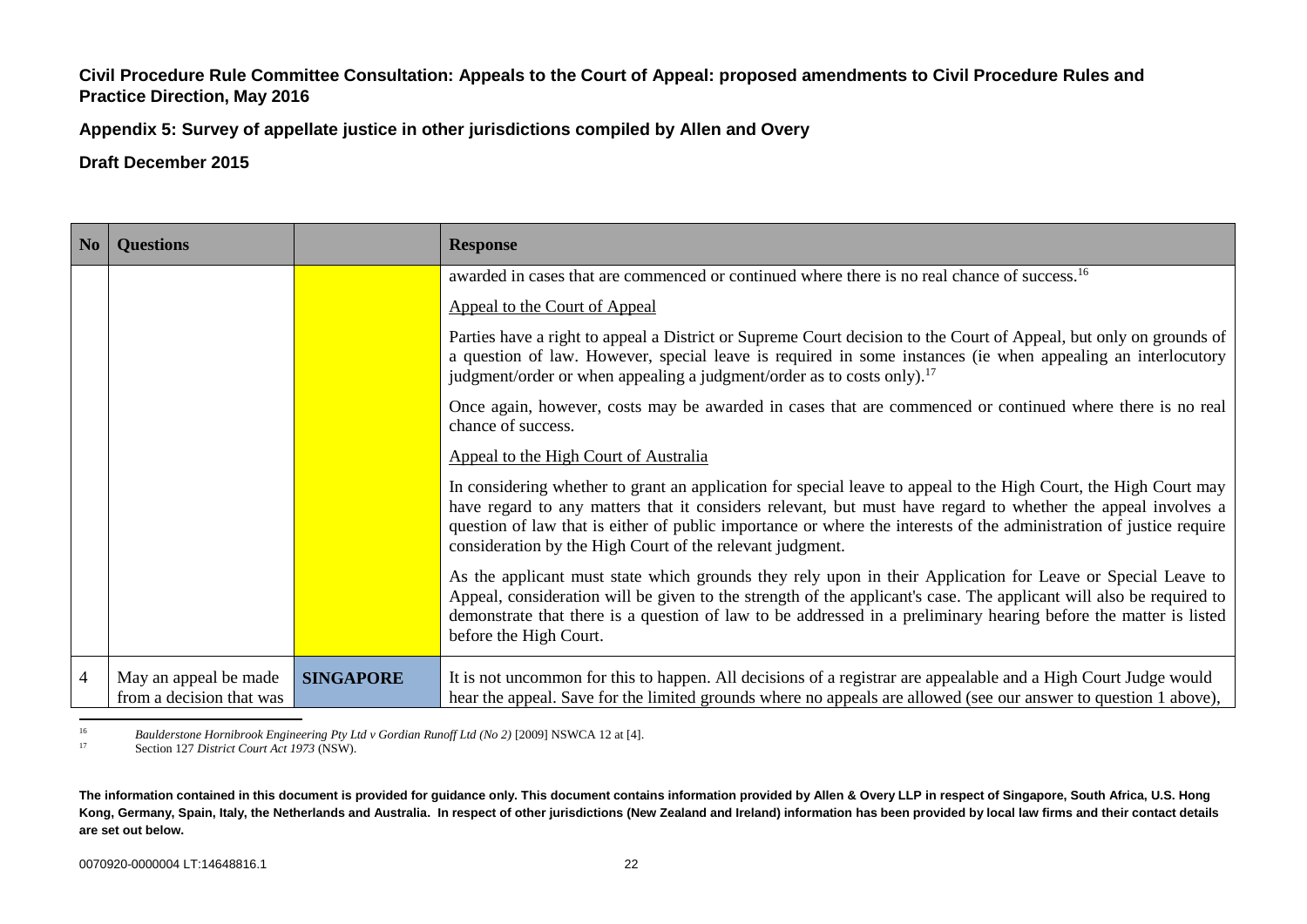**Civil Procedure Rule Committee Consultation: Appeals to the Court of Appeal: proposed amendments to Civil Procedure Rules and Practice Direction, May 2016**

**Appendix 5: Survey of appellate justice in other jurisdictions compiled by Allen and Overy**

**Draft December 2015**

| No | Questions | | Response |
|---|---|---|---|
| | | | awarded in cases that are commenced or continued where there is no real chance of success.[16]<br><br>Appeal to the Court of Appeal<br><br>Parties have a right to appeal a District or Supreme Court decision to the Court of Appeal, but only on grounds of a question of law. However, special leave is required in some instances (ie when appealing an interlocutory judgment/order or when appealing a judgment/order as to costs only).[17]<br><br>Once again, however, costs may be awarded in cases that are commenced or continued where there is no real chance of success.<br><br>Appeal to the High Court of Australia<br><br>In considering whether to grant an application for special leave to appeal to the High Court, the High Court may have regard to any matters that it considers relevant, but must have regard to whether the appeal involves a question of law that is either of public importance or where the interests of the administration of justice require consideration by the High Court of the relevant judgment.<br><br>As the applicant must state which grounds they rely upon in their Application for Leave or Special Leave to Appeal, consideration will be given to the strength of the applicant's case. The applicant will also be required to demonstrate that there is a question of law to be addressed in a preliminary hearing before the matter is listed before the High Court. |
| 4 | May an appeal be made from a decision that was | **SINGAPORE** | It is not uncommon for this to happen. All decisions of a registrar are appealable and a High Court Judge would hear the appeal. Save for the limited grounds where no appeals are allowed (see our answer to question 1 above), |

[16] *Baulderstone Hornibrook Engineering Pty Ltd v Gordian Runoff Ltd (No 2)* [2009] NSWCA 12 at [4].

[17] Section 127 *District Court Act 1973* (NSW).

**The information contained in this document is provided for guidance only. This document contains information provided by Allen & Overy LLP in respect of Singapore, South Africa, U.S. Hong Kong, Germany, Spain, Italy, the Netherlands and Australia. In respect of other jurisdictions (New Zealand and Ireland) information has been provided by local law firms and their contact details are set out below.**

0070920-0000004 LT:14648816.1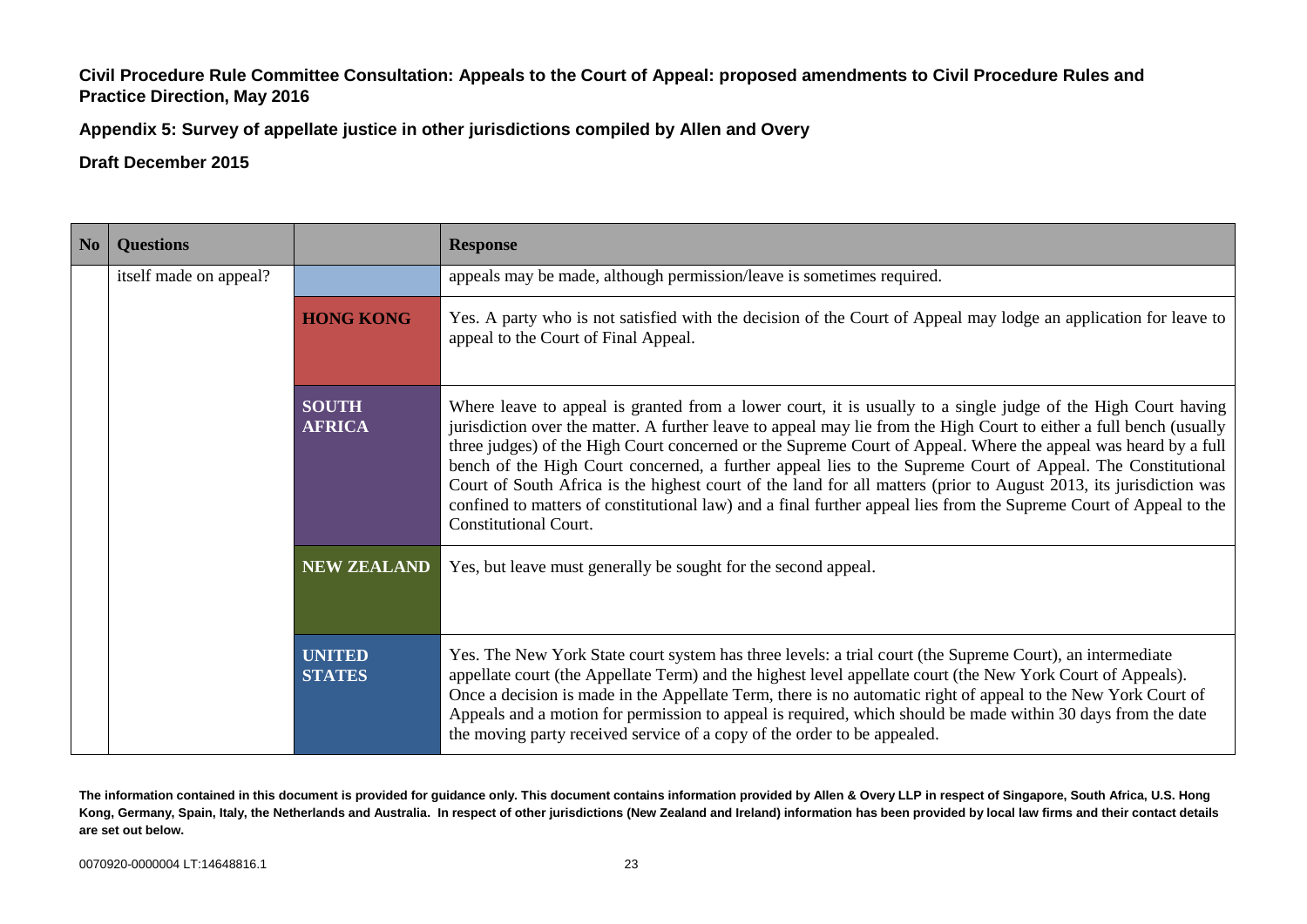**Civil Procedure Rule Committee Consultation: Appeals to the Court of Appeal: proposed amendments to Civil Procedure Rules and Practice Direction, May 2016**

**Appendix 5: Survey of appellate justice in other jurisdictions compiled by Allen and Overy**

**Draft December 2015**

| No | Questions | | Response |
|---|---|---|---|
| | itself made on appeal? | | appeals may be made, although permission/leave is sometimes required. |
| | | **HONG KONG** | Yes. A party who is not satisfied with the decision of the Court of Appeal may lodge an application for leave to appeal to the Court of Final Appeal. |
| | | **SOUTH AFRICA** | Where leave to appeal is granted from a lower court, it is usually to a single judge of the High Court having jurisdiction over the matter. A further leave to appeal may lie from the High Court to either a full bench (usually three judges) of the High Court concerned or the Supreme Court of Appeal. Where the appeal was heard by a full bench of the High Court concerned, a further appeal lies to the Supreme Court of Appeal. The Constitutional Court of South Africa is the highest court of the land for all matters (prior to August 2013, its jurisdiction was confined to matters of constitutional law) and a final further appeal lies from the Supreme Court of Appeal to the Constitutional Court. |
| | | **NEW ZEALAND** | Yes, but leave must generally be sought for the second appeal. |
| | | **UNITED STATES** | Yes. The New York State court system has three levels: a trial court (the Supreme Court), an intermediate appellate court (the Appellate Term) and the highest level appellate court (the New York Court of Appeals). Once a decision is made in the Appellate Term, there is no automatic right of appeal to the New York Court of Appeals and a motion for permission to appeal is required, which should be made within 30 days from the date the moving party received service of a copy of the order to be appealed. |

**The information contained in this document is provided for guidance only. This document contains information provided by Allen & Overy LLP in respect of Singapore, South Africa, U.S. Hong Kong, Germany, Spain, Italy, the Netherlands and Australia. In respect of other jurisdictions (New Zealand and Ireland) information has been provided by local law firms and their contact details are set out below.**

0070920-0000004 LT:14648816.1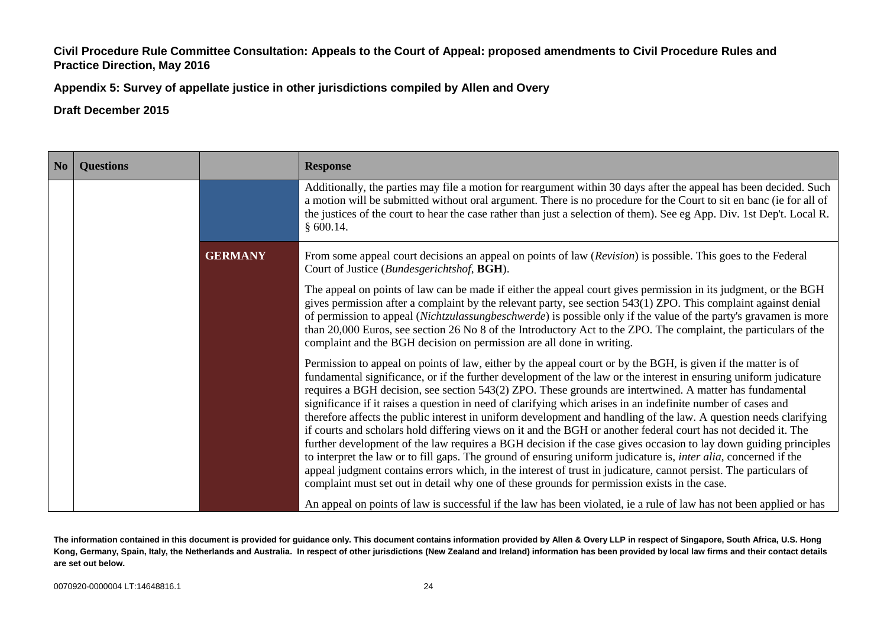**Civil Procedure Rule Committee Consultation: Appeals to the Court of Appeal: proposed amendments to Civil Procedure Rules and Practice Direction, May 2016**

**Appendix 5: Survey of appellate justice in other jurisdictions compiled by Allen and Overy**

**Draft December 2015**

| No | Questions | | Response |
|---|---|---|---|
| | | | Additionally, the parties may file a motion for reargument within 30 days after the appeal has been decided. Such a motion will be submitted without oral argument. There is no procedure for the Court to sit en banc (ie for all of the justices of the court to hear the case rather than just a selection of them). See eg App. Div. 1st Dep't. Local R. § 600.14. |
| | | **GERMANY** | From some appeal court decisions an appeal on points of law (*Revision*) is possible. This goes to the Federal Court of Justice (*Bundesgerichtshof*, **BGH**).<br><br>The appeal on points of law can be made if either the appeal court gives permission in its judgment, or the BGH gives permission after a complaint by the relevant party, see section 543(1) ZPO. This complaint against denial of permission to appeal (*Nichtzulassungbeschwerde*) is possible only if the value of the party's gravamen is more than 20,000 Euros, see section 26 No 8 of the Introductory Act to the ZPO. The complaint, the particulars of the complaint and the BGH decision on permission are all done in writing.<br><br>Permission to appeal on points of law, either by the appeal court or by the BGH, is given if the matter is of fundamental significance, or if the further development of the law or the interest in ensuring uniform judicature requires a BGH decision, see section 543(2) ZPO. These grounds are intertwined. A matter has fundamental significance if it raises a question in need of clarifying which arises in an indefinite number of cases and therefore affects the public interest in uniform development and handling of the law. A question needs clarifying if courts and scholars hold differing views on it and the BGH or another federal court has not decided it. The further development of the law requires a BGH decision if the case gives occasion to lay down guiding principles to interpret the law or to fill gaps. The ground of ensuring uniform judicature is, *inter alia*, concerned if the appeal judgment contains errors which, in the interest of trust in judicature, cannot persist. The particulars of complaint must set out in detail why one of these grounds for permission exists in the case.<br><br>An appeal on points of law is successful if the law has been violated, ie a rule of law has not been applied or has |

**The information contained in this document is provided for guidance only. This document contains information provided by Allen & Overy LLP in respect of Singapore, South Africa, U.S. Hong Kong, Germany, Spain, Italy, the Netherlands and Australia. In respect of other jurisdictions (New Zealand and Ireland) information has been provided by local law firms and their contact details are set out below.**

0070920-0000004 LT:14648816.1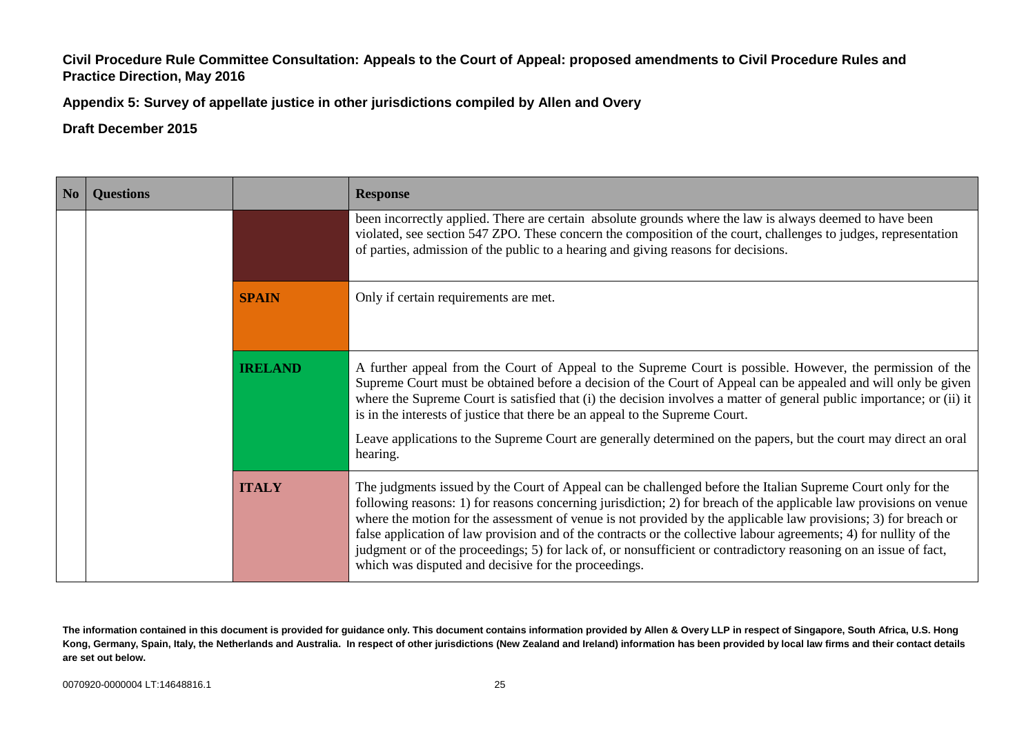**Civil Procedure Rule Committee Consultation: Appeals to the Court of Appeal: proposed amendments to Civil Procedure Rules and Practice Direction, May 2016**

**Appendix 5: Survey of appellate justice in other jurisdictions compiled by Allen and Overy**

**Draft December 2015**

| No | Questions | | Response |
|---|---|---|---|
| | | | been incorrectly applied. There are certain absolute grounds where the law is always deemed to have been violated, see section 547 ZPO. These concern the composition of the court, challenges to judges, representation of parties, admission of the public to a hearing and giving reasons for decisions. |
| | | **SPAIN** | Only if certain requirements are met. |
| | | **IRELAND** | A further appeal from the Court of Appeal to the Supreme Court is possible. However, the permission of the Supreme Court must be obtained before a decision of the Court of Appeal can be appealed and will only be given where the Supreme Court is satisfied that (i) the decision involves a matter of general public importance; or (ii) it is in the interests of justice that there be an appeal to the Supreme Court.<br><br>Leave applications to the Supreme Court are generally determined on the papers, but the court may direct an oral hearing. |
| | | **ITALY** | The judgments issued by the Court of Appeal can be challenged before the Italian Supreme Court only for the following reasons: 1) for reasons concerning jurisdiction; 2) for breach of the applicable law provisions on venue where the motion for the assessment of venue is not provided by the applicable law provisions; 3) for breach or false application of law provision and of the contracts or the collective labour agreements; 4) for nullity of the judgment or of the proceedings; 5) for lack of, or nonsufficient or contradictory reasoning on an issue of fact, which was disputed and decisive for the proceedings. |

**The information contained in this document is provided for guidance only. This document contains information provided by Allen & Overy LLP in respect of Singapore, South Africa, U.S. Hong Kong, Germany, Spain, Italy, the Netherlands and Australia. In respect of other jurisdictions (New Zealand and Ireland) information has been provided by local law firms and their contact details are set out below.**

0070920-0000004 LT:14648816.1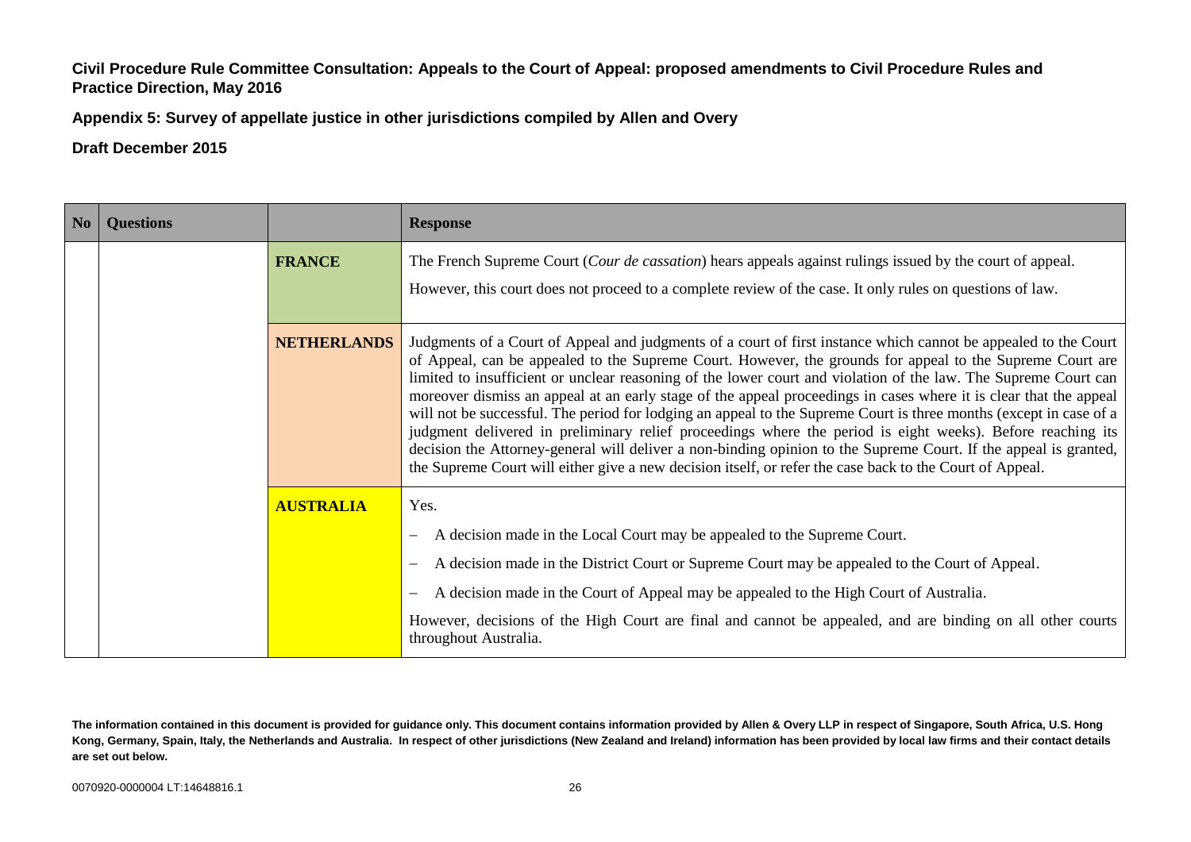**Civil Procedure Rule Committee Consultation: Appeals to the Court of Appeal: proposed amendments to Civil Procedure Rules and Practice Direction, May 2016**

**Appendix 5: Survey of appellate justice in other jurisdictions compiled by Allen and Overy**

**Draft December 2015**

| No | Questions | | Response |
|---|---|---|---|
| | | **FRANCE** | The French Supreme Court (*Cour de cassation*) hears appeals against rulings issued by the court of appeal.<br><br>However, this court does not proceed to a complete review of the case. It only rules on questions of law. |
| | | **NETHERLANDS** | Judgments of a Court of Appeal and judgments of a court of first instance which cannot be appealed to the Court of Appeal, can be appealed to the Supreme Court. However, the grounds for appeal to the Supreme Court are limited to insufficient or unclear reasoning of the lower court and violation of the law. The Supreme Court can moreover dismiss an appeal at an early stage of the appeal proceedings in cases where it is clear that the appeal will not be successful. The period for lodging an appeal to the Supreme Court is three months (except in case of a judgment delivered in preliminary relief proceedings where the period is eight weeks). Before reaching its decision the Attorney-general will deliver a non-binding opinion to the Supreme Court. If the appeal is granted, the Supreme Court will either give a new decision itself, or refer the case back to the Court of Appeal. |
| | | **AUSTRALIA** | Yes.<br><br>– A decision made in the Local Court may be appealed to the Supreme Court.<br>– A decision made in the District Court or Supreme Court may be appealed to the Court of Appeal.<br>– A decision made in the Court of Appeal may be appealed to the High Court of Australia.<br><br>However, decisions of the High Court are final and cannot be appealed, and are binding on all other courts throughout Australia. |

**The information contained in this document is provided for guidance only. This document contains information provided by Allen & Overy LLP in respect of Singapore, South Africa, U.S. Hong Kong, Germany, Spain, Italy, the Netherlands and Australia. In respect of other jurisdictions (New Zealand and Ireland) information has been provided by local law firms and their contact details are set out below.**

0070920-0000004 LT:14648816.1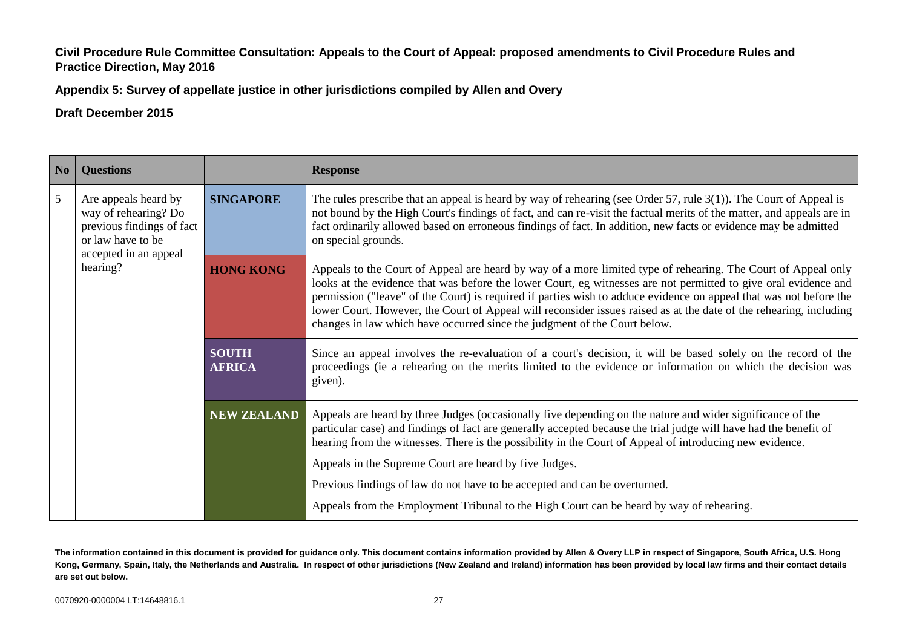**Civil Procedure Rule Committee Consultation: Appeals to the Court of Appeal: proposed amendments to Civil Procedure Rules and Practice Direction, May 2016**

**Appendix 5: Survey of appellate justice in other jurisdictions compiled by Allen and Overy**

**Draft December 2015**

| No | Questions | | Response |
|---|---|---|---|
| 5 | Are appeals heard by way of rehearing? Do previous findings of fact or law have to be accepted in an appeal hearing? | **SINGAPORE** | The rules prescribe that an appeal is heard by way of rehearing (see Order 57, rule 3(1)). The Court of Appeal is not bound by the High Court's findings of fact, and can re-visit the factual merits of the matter, and appeals are in fact ordinarily allowed based on erroneous findings of fact. In addition, new facts or evidence may be admitted on special grounds. |
| | | **HONG KONG** | Appeals to the Court of Appeal are heard by way of a more limited type of rehearing. The Court of Appeal only looks at the evidence that was before the lower Court, eg witnesses are not permitted to give oral evidence and permission ("leave" of the Court) is required if parties wish to adduce evidence on appeal that was not before the lower Court. However, the Court of Appeal will reconsider issues raised as at the date of the rehearing, including changes in law which have occurred since the judgment of the Court below. |
| | | **SOUTH AFRICA** | Since an appeal involves the re-evaluation of a court's decision, it will be based solely on the record of the proceedings (ie a rehearing on the merits limited to the evidence or information on which the decision was given). |
| | | **NEW ZEALAND** | Appeals are heard by three Judges (occasionally five depending on the nature and wider significance of the particular case) and findings of fact are generally accepted because the trial judge will have had the benefit of hearing from the witnesses. There is the possibility in the Court of Appeal of introducing new evidence.<br><br>Appeals in the Supreme Court are heard by five Judges.<br><br>Previous findings of law do not have to be accepted and can be overturned.<br><br>Appeals from the Employment Tribunal to the High Court can be heard by way of rehearing. |

**The information contained in this document is provided for guidance only. This document contains information provided by Allen & Overy LLP in respect of Singapore, South Africa, U.S. Hong Kong, Germany, Spain, Italy, the Netherlands and Australia. In respect of other jurisdictions (New Zealand and Ireland) information has been provided by local law firms and their contact details are set out below.**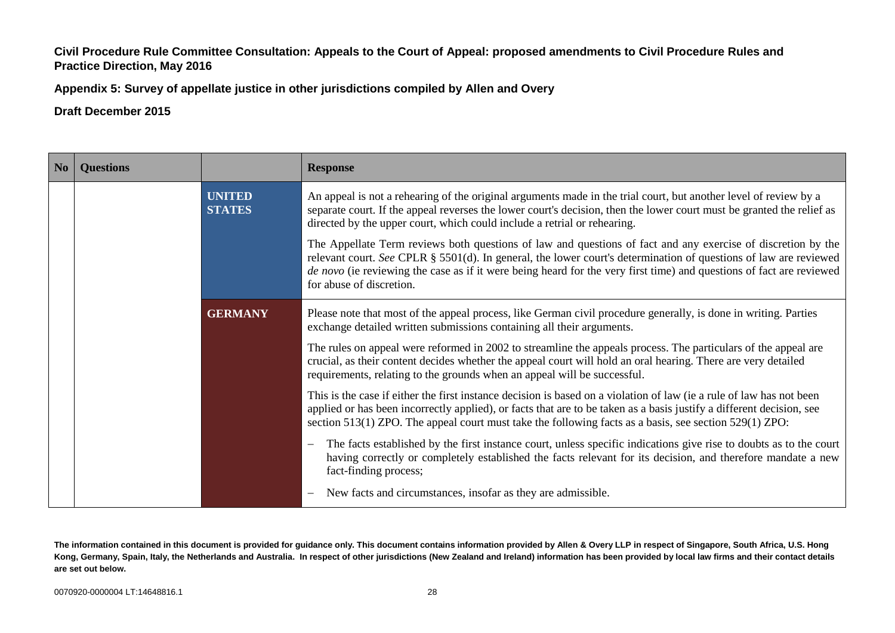**Civil Procedure Rule Committee Consultation: Appeals to the Court of Appeal: proposed amendments to Civil Procedure Rules and Practice Direction, May 2016**

**Appendix 5: Survey of appellate justice in other jurisdictions compiled by Allen and Overy**

**Draft December 2015**

| No | Questions | | Response |
|---|---|---|---|
| | | **UNITED STATES** | An appeal is not a rehearing of the original arguments made in the trial court, but another level of review by a separate court. If the appeal reverses the lower court's decision, then the lower court must be granted the relief as directed by the upper court, which could include a retrial or rehearing.<br><br>The Appellate Term reviews both questions of law and questions of fact and any exercise of discretion by the relevant court. *See* CPLR § 5501(d). In general, the lower court's determination of questions of law are reviewed *de novo* (ie reviewing the case as if it were being heard for the very first time) and questions of fact are reviewed for abuse of discretion. |
| | | **GERMANY** | Please note that most of the appeal process, like German civil procedure generally, is done in writing. Parties exchange detailed written submissions containing all their arguments.<br><br>The rules on appeal were reformed in 2002 to streamline the appeals process. The particulars of the appeal are crucial, as their content decides whether the appeal court will hold an oral hearing. There are very detailed requirements, relating to the grounds when an appeal will be successful.<br><br>This is the case if either the first instance decision is based on a violation of law (ie a rule of law has not been applied or has been incorrectly applied), or facts that are to be taken as a basis justify a different decision, see section 513(1) ZPO. The appeal court must take the following facts as a basis, see section 529(1) ZPO:<br><br>– The facts established by the first instance court, unless specific indications give rise to doubts as to the court having correctly or completely established the facts relevant for its decision, and therefore mandate a new fact-finding process;<br><br>– New facts and circumstances, insofar as they are admissible. |

**The information contained in this document is provided for guidance only. This document contains information provided by Allen & Overy LLP in respect of Singapore, South Africa, U.S. Hong Kong, Germany, Spain, Italy, the Netherlands and Australia. In respect of other jurisdictions (New Zealand and Ireland) information has been provided by local law firms and their contact details are set out below.**

0070920-0000004 LT:14648816.1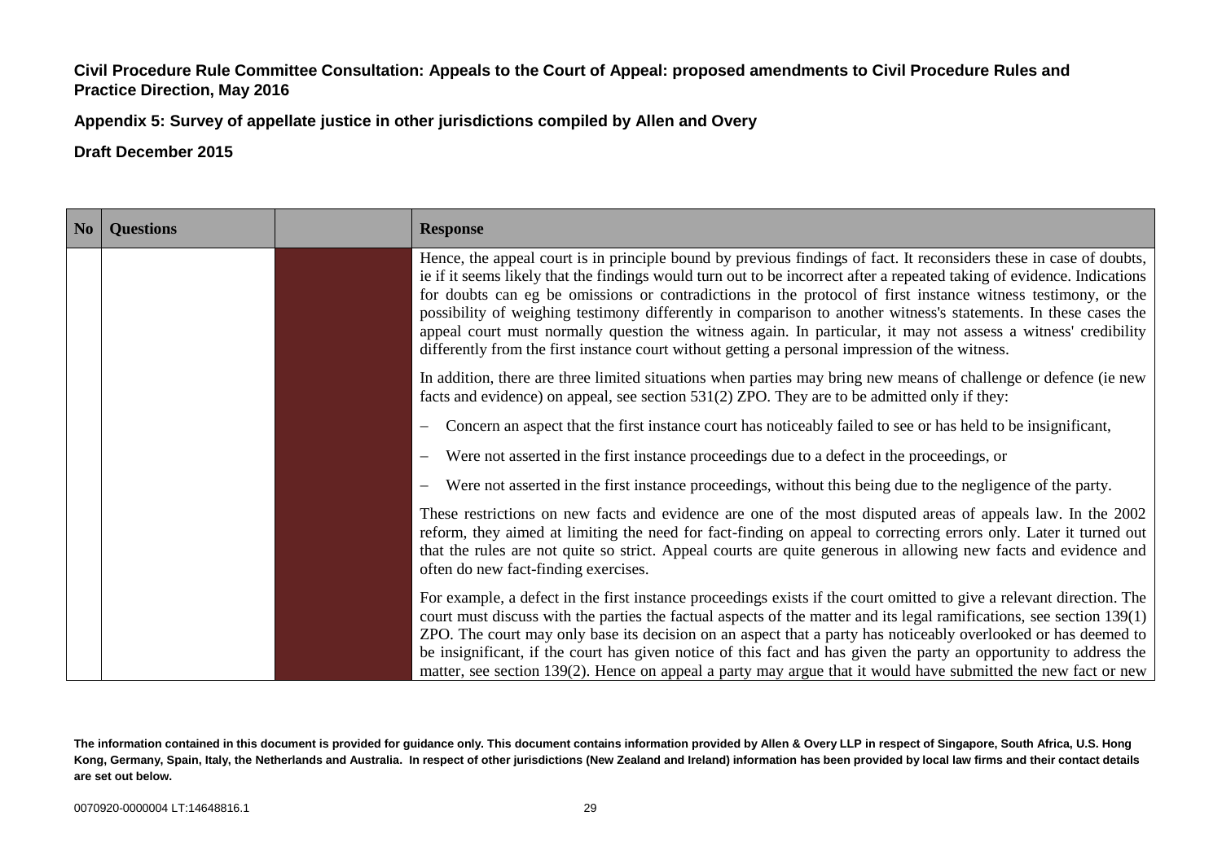**Civil Procedure Rule Committee Consultation: Appeals to the Court of Appeal: proposed amendments to Civil Procedure Rules and Practice Direction, May 2016**

**Appendix 5: Survey of appellate justice in other jurisdictions compiled by Allen and Overy**

**Draft December 2015**

| No | Questions | | Response |
|---|---|---|---|
| | | | Hence, the appeal court is in principle bound by previous findings of fact. It reconsiders these in case of doubts, ie if it seems likely that the findings would turn out to be incorrect after a repeated taking of evidence. Indications for doubts can eg be omissions or contradictions in the protocol of first instance witness testimony, or the possibility of weighing testimony differently in comparison to another witness's statements. In these cases the appeal court must normally question the witness again. In particular, it may not assess a witness' credibility differently from the first instance court without getting a personal impression of the witness.<br><br>In addition, there are three limited situations when parties may bring new means of challenge or defence (ie new facts and evidence) on appeal, see section 531(2) ZPO. They are to be admitted only if they:<br><br>– Concern an aspect that the first instance court has noticeably failed to see or has held to be insignificant,<br><br>– Were not asserted in the first instance proceedings due to a defect in the proceedings, or<br><br>– Were not asserted in the first instance proceedings, without this being due to the negligence of the party.<br><br>These restrictions on new facts and evidence are one of the most disputed areas of appeals law. In the 2002 reform, they aimed at limiting the need for fact-finding on appeal to correcting errors only. Later it turned out that the rules are not quite so strict. Appeal courts are quite generous in allowing new facts and evidence and often do new fact-finding exercises.<br><br>For example, a defect in the first instance proceedings exists if the court omitted to give a relevant direction. The court must discuss with the parties the factual aspects of the matter and its legal ramifications, see section 139(1) ZPO. The court may only base its decision on an aspect that a party has noticeably overlooked or has deemed to be insignificant, if the court has given notice of this fact and has given the party an opportunity to address the matter, see section 139(2). Hence on appeal a party may argue that it would have submitted the new fact or new |

**The information contained in this document is provided for guidance only. This document contains information provided by Allen & Overy LLP in respect of Singapore, South Africa, U.S. Hong Kong, Germany, Spain, Italy, the Netherlands and Australia. In respect of other jurisdictions (New Zealand and Ireland) information has been provided by local law firms and their contact details are set out below.**

0070920-0000004 LT:14648816.1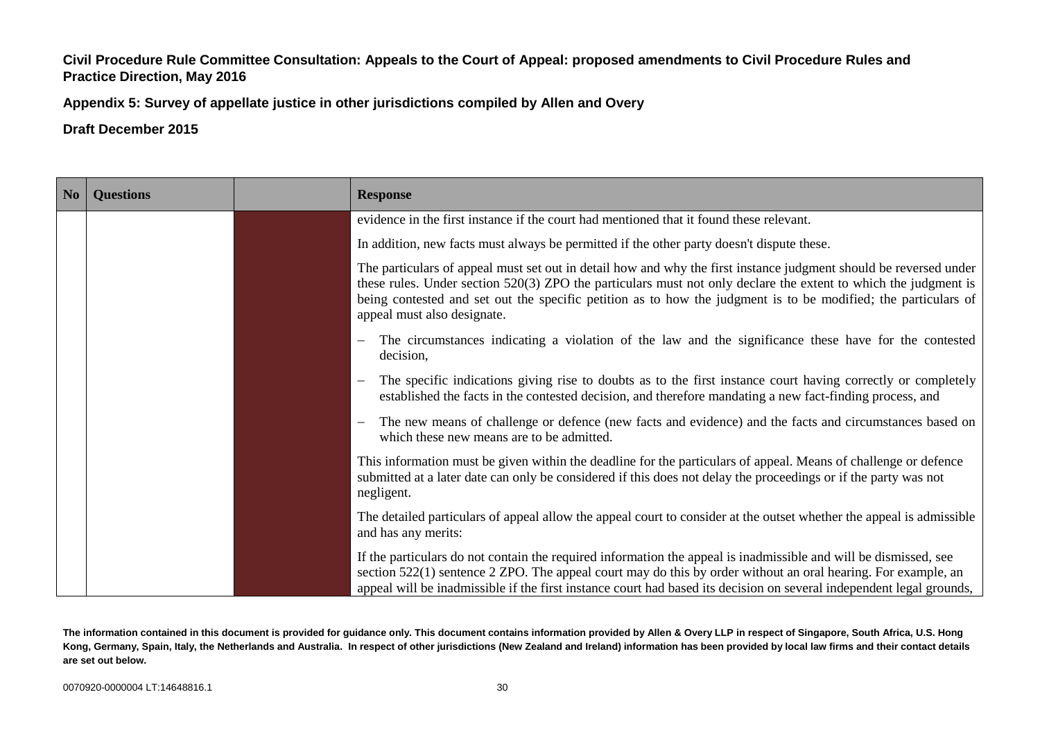Civil Procedure Rule Committee Consultation: Appeals to the Court of Appeal: proposed amendments to Civil Procedure Rules and Practice Direction, May 2016

Appendix 5: Survey of appellate justice in other jurisdictions compiled by Allen and Overy

Draft December 2015

| No | Questions | | Response |
|---|---|---|---|
| | | | evidence in the first instance if the court had mentioned that it found these relevant.<br><br>In addition, new facts must always be permitted if the other party doesn't dispute these.<br><br>The particulars of appeal must set out in detail how and why the first instance judgment should be reversed under these rules. Under section 520(3) ZPO the particulars must not only declare the extent to which the judgment is being contested and set out the specific petition as to how the judgment is to be modified; the particulars of appeal must also designate.<br><br>– The circumstances indicating a violation of the law and the significance these have for the contested decision,<br><br>– The specific indications giving rise to doubts as to the first instance court having correctly or completely established the facts in the contested decision, and therefore mandating a new fact-finding process, and<br><br>– The new means of challenge or defence (new facts and evidence) and the facts and circumstances based on which these new means are to be admitted.<br><br>This information must be given within the deadline for the particulars of appeal. Means of challenge or defence submitted at a later date can only be considered if this does not delay the proceedings or if the party was not negligent.<br><br>The detailed particulars of appeal allow the appeal court to consider at the outset whether the appeal is admissible and has any merits:<br><br>If the particulars do not contain the required information the appeal is inadmissible and will be dismissed, see section 522(1) sentence 2 ZPO. The appeal court may do this by order without an oral hearing. For example, an appeal will be inadmissible if the first instance court had based its decision on several independent legal grounds, |

The information contained in this document is provided for guidance only. This document contains information provided by Allen & Overy LLP in respect of Singapore, South Africa, U.S. Hong Kong, Germany, Spain, Italy, the Netherlands and Australia. In respect of other jurisdictions (New Zealand and Ireland) information has been provided by local law firms and their contact details are set out below.

0070920-0000004 LT:14648816.1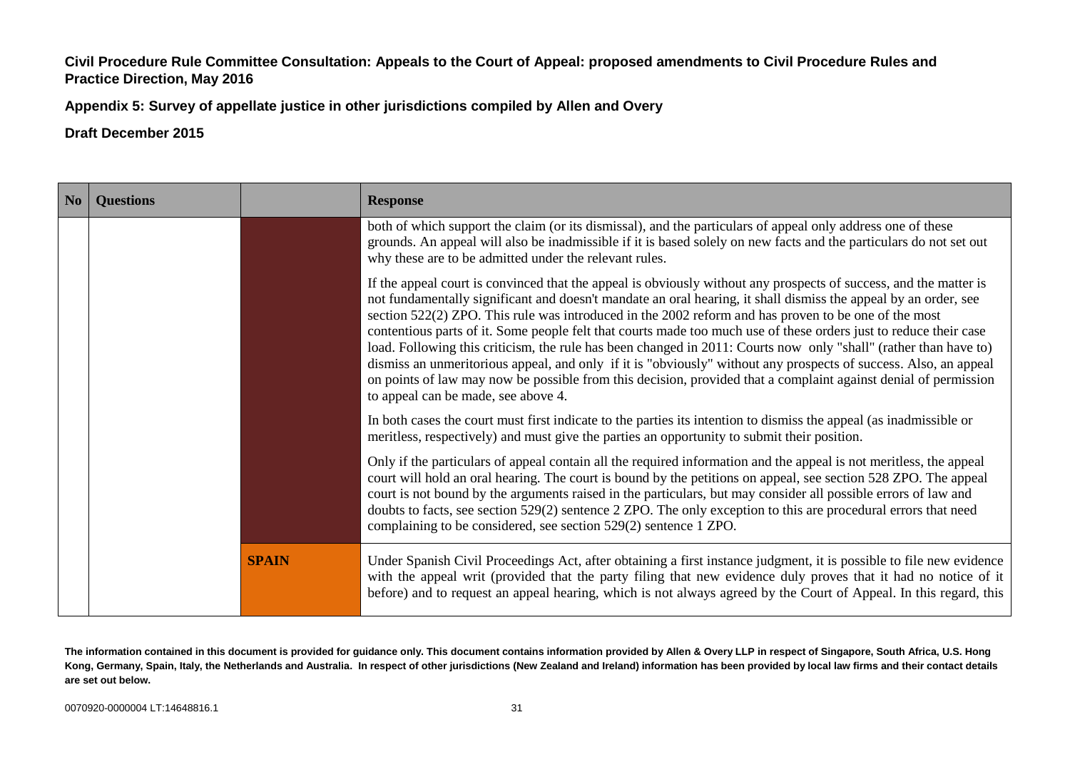**Civil Procedure Rule Committee Consultation: Appeals to the Court of Appeal: proposed amendments to Civil Procedure Rules and Practice Direction, May 2016**

**Appendix 5: Survey of appellate justice in other jurisdictions compiled by Allen and Overy**

**Draft December 2015**

| No | Questions | | Response |
|---|---|---|---|
| | | | both of which support the claim (or its dismissal), and the particulars of appeal only address one of these grounds. An appeal will also be inadmissible if it is based solely on new facts and the particulars do not set out why these are to be admitted under the relevant rules.<br><br>If the appeal court is convinced that the appeal is obviously without any prospects of success, and the matter is not fundamentally significant and doesn't mandate an oral hearing, it shall dismiss the appeal by an order, see section 522(2) ZPO. This rule was introduced in the 2002 reform and has proven to be one of the most contentious parts of it. Some people felt that courts made too much use of these orders just to reduce their case load. Following this criticism, the rule has been changed in 2011: Courts now only "shall" (rather than have to) dismiss an unmeritorious appeal, and only if it is "obviously" without any prospects of success. Also, an appeal on points of law may now be possible from this decision, provided that a complaint against denial of permission to appeal can be made, see above 4.<br><br>In both cases the court must first indicate to the parties its intention to dismiss the appeal (as inadmissible or meritless, respectively) and must give the parties an opportunity to submit their position.<br><br>Only if the particulars of appeal contain all the required information and the appeal is not meritless, the appeal court will hold an oral hearing. The court is bound by the petitions on appeal, see section 528 ZPO. The appeal court is not bound by the arguments raised in the particulars, but may consider all possible errors of law and doubts to facts, see section 529(2) sentence 2 ZPO. The only exception to this are procedural errors that need complaining to be considered, see section 529(2) sentence 1 ZPO. |
| | | **SPAIN** | Under Spanish Civil Proceedings Act, after obtaining a first instance judgment, it is possible to file new evidence with the appeal writ (provided that the party filing that new evidence duly proves that it had no notice of it before) and to request an appeal hearing, which is not always agreed by the Court of Appeal. In this regard, this |

**The information contained in this document is provided for guidance only. This document contains information provided by Allen & Overy LLP in respect of Singapore, South Africa, U.S. Hong Kong, Germany, Spain, Italy, the Netherlands and Australia. In respect of other jurisdictions (New Zealand and Ireland) information has been provided by local law firms and their contact details are set out below.**

0070920-0000004 LT:14648816.1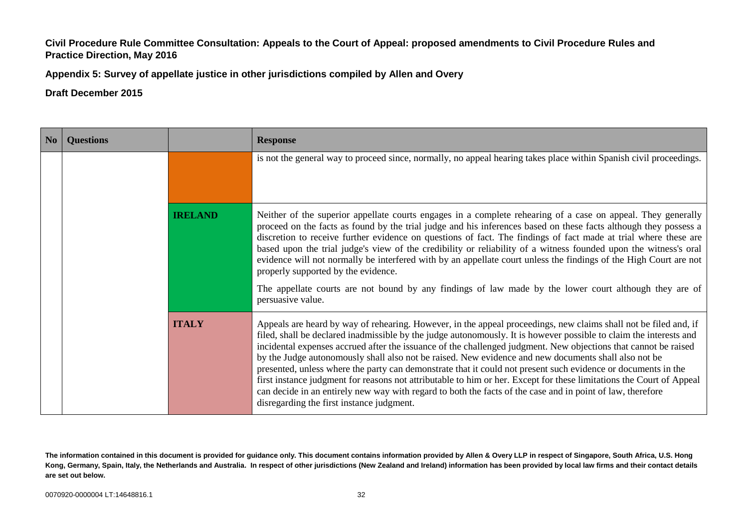**Civil Procedure Rule Committee Consultation: Appeals to the Court of Appeal: proposed amendments to Civil Procedure Rules and Practice Direction, May 2016**

**Appendix 5: Survey of appellate justice in other jurisdictions compiled by Allen and Overy**

**Draft December 2015**

| No | Questions | | Response |
|---|---|---|---|
| | | | is not the general way to proceed since, normally, no appeal hearing takes place within Spanish civil proceedings. |
| | | **IRELAND** | Neither of the superior appellate courts engages in a complete rehearing of a case on appeal. They generally proceed on the facts as found by the trial judge and his inferences based on these facts although they possess a discretion to receive further evidence on questions of fact. The findings of fact made at trial where these are based upon the trial judge's view of the credibility or reliability of a witness founded upon the witness's oral evidence will not normally be interfered with by an appellate court unless the findings of the High Court are not properly supported by the evidence.<br><br>The appellate courts are not bound by any findings of law made by the lower court although they are of persuasive value. |
| | | **ITALY** | Appeals are heard by way of rehearing. However, in the appeal proceedings, new claims shall not be filed and, if filed, shall be declared inadmissible by the judge autonomously. It is however possible to claim the interests and incidental expenses accrued after the issuance of the challenged judgment. New objections that cannot be raised by the Judge autonomously shall also not be raised. New evidence and new documents shall also not be presented, unless where the party can demonstrate that it could not present such evidence or documents in the first instance judgment for reasons not attributable to him or her. Except for these limitations the Court of Appeal can decide in an entirely new way with regard to both the facts of the case and in point of law, therefore disregarding the first instance judgment. |

**The information contained in this document is provided for guidance only. This document contains information provided by Allen & Overy LLP in respect of Singapore, South Africa, U.S. Hong Kong, Germany, Spain, Italy, the Netherlands and Australia. In respect of other jurisdictions (New Zealand and Ireland) information has been provided by local law firms and their contact details are set out below.**

0070920-0000004 LT:14648816.1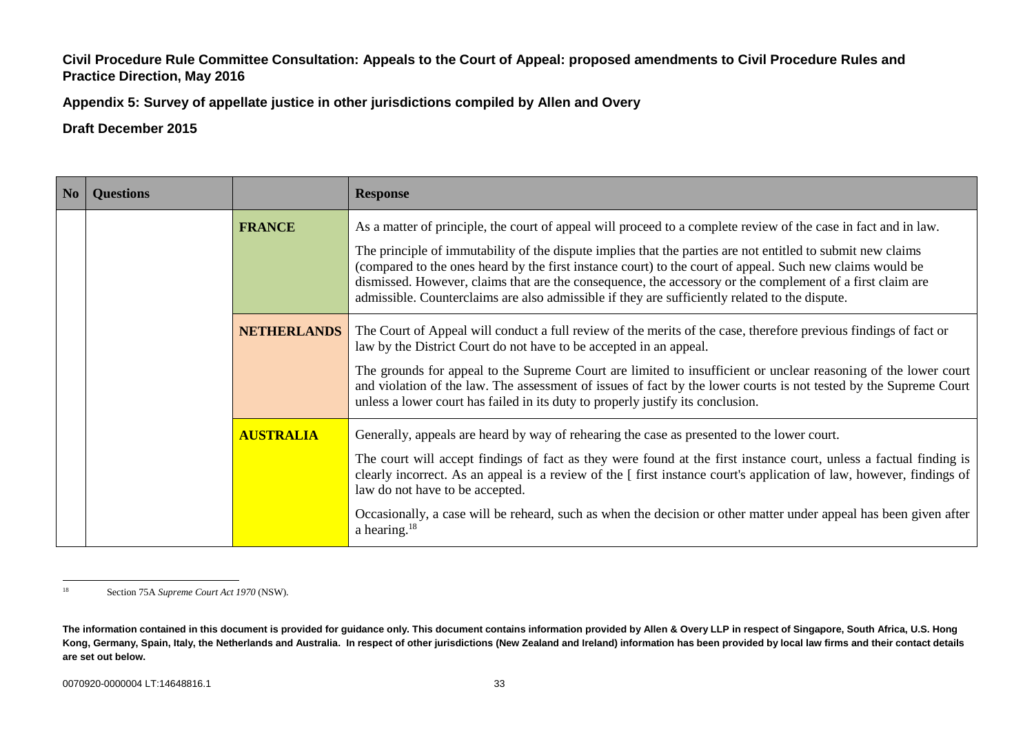**Civil Procedure Rule Committee Consultation: Appeals to the Court of Appeal: proposed amendments to Civil Procedure Rules and Practice Direction, May 2016**

**Appendix 5: Survey of appellate justice in other jurisdictions compiled by Allen and Overy**

**Draft December 2015**

| No | Questions | | Response |
|---|---|---|---|
| | | **FRANCE** | As a matter of principle, the court of appeal will proceed to a complete review of the case in fact and in law.<br><br>The principle of immutability of the dispute implies that the parties are not entitled to submit new claims (compared to the ones heard by the first instance court) to the court of appeal. Such new claims would be dismissed. However, claims that are the consequence, the accessory or the complement of a first claim are admissible. Counterclaims are also admissible if they are sufficiently related to the dispute. |
| | | **NETHERLANDS** | The Court of Appeal will conduct a full review of the merits of the case, therefore previous findings of fact or law by the District Court do not have to be accepted in an appeal.<br><br>The grounds for appeal to the Supreme Court are limited to insufficient or unclear reasoning of the lower court and violation of the law. The assessment of issues of fact by the lower courts is not tested by the Supreme Court unless a lower court has failed in its duty to properly justify its conclusion. |
| | | **AUSTRALIA** | Generally, appeals are heard by way of rehearing the case as presented to the lower court.<br><br>The court will accept findings of fact as they were found at the first instance court, unless a factual finding is clearly incorrect. As an appeal is a review of the [ first instance court's application of law, however, findings of law do not have to be accepted.<br><br>Occasionally, a case will be reheard, such as when the decision or other matter under appeal has been given after a hearing.[18] |

[18] Section 75A *Supreme Court Act 1970* (NSW).

**The information contained in this document is provided for guidance only. This document contains information provided by Allen & Overy LLP in respect of Singapore, South Africa, U.S. Hong Kong, Germany, Spain, Italy, the Netherlands and Australia. In respect of other jurisdictions (New Zealand and Ireland) information has been provided by local law firms and their contact details are set out below.**

0070920-0000004 LT:14648816.1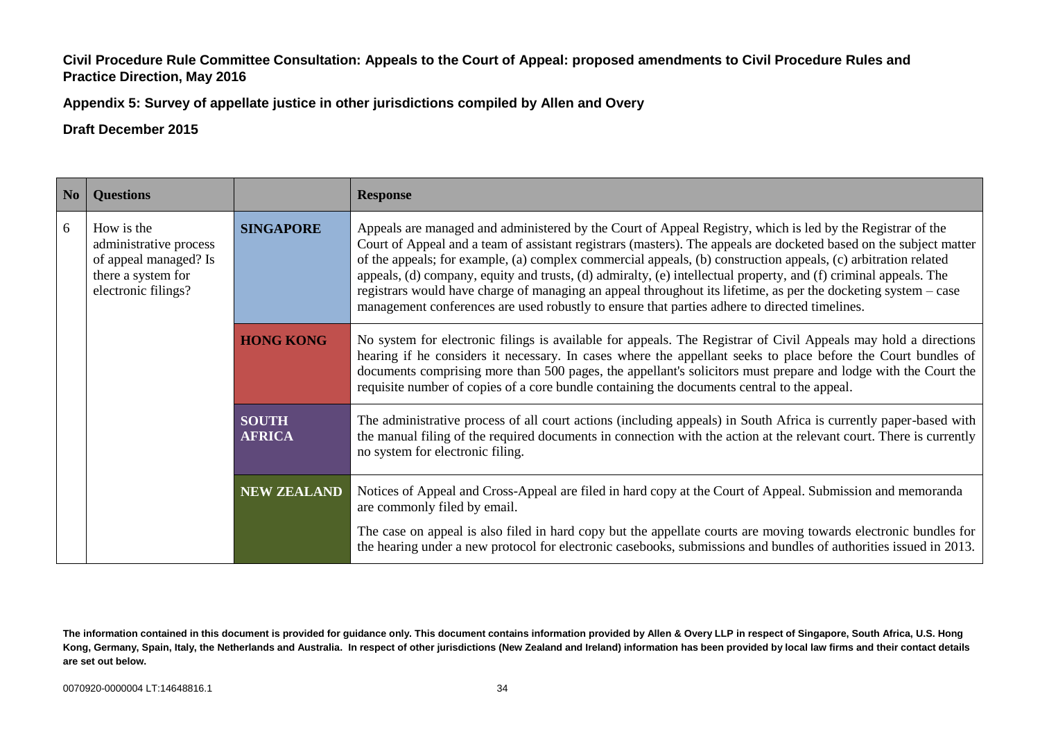**Civil Procedure Rule Committee Consultation: Appeals to the Court of Appeal: proposed amendments to Civil Procedure Rules and Practice Direction, May 2016**

**Appendix 5: Survey of appellate justice in other jurisdictions compiled by Allen and Overy**

**Draft December 2015**

| No | Questions | | Response |
|---|---|---|---|
| 6 | How is the administrative process of appeal managed? Is there a system for electronic filings? | **SINGAPORE** | Appeals are managed and administered by the Court of Appeal Registry, which is led by the Registrar of the Court of Appeal and a team of assistant registrars (masters). The appeals are docketed based on the subject matter of the appeals; for example, (a) complex commercial appeals, (b) construction appeals, (c) arbitration related appeals, (d) company, equity and trusts, (d) admiralty, (e) intellectual property, and (f) criminal appeals. The registrars would have charge of managing an appeal throughout its lifetime, as per the docketing system – case management conferences are used robustly to ensure that parties adhere to directed timelines. |
| | | **HONG KONG** | No system for electronic filings is available for appeals. The Registrar of Civil Appeals may hold a directions hearing if he considers it necessary. In cases where the appellant seeks to place before the Court bundles of documents comprising more than 500 pages, the appellant's solicitors must prepare and lodge with the Court the requisite number of copies of a core bundle containing the documents central to the appeal. |
| | | **SOUTH AFRICA** | The administrative process of all court actions (including appeals) in South Africa is currently paper-based with the manual filing of the required documents in connection with the action at the relevant court. There is currently no system for electronic filing. |
| | | **NEW ZEALAND** | Notices of Appeal and Cross-Appeal are filed in hard copy at the Court of Appeal. Submission and memoranda are commonly filed by email.<br><br>The case on appeal is also filed in hard copy but the appellate courts are moving towards electronic bundles for the hearing under a new protocol for electronic casebooks, submissions and bundles of authorities issued in 2013. |

**The information contained in this document is provided for guidance only. This document contains information provided by Allen & Overy LLP in respect of Singapore, South Africa, U.S. Hong Kong, Germany, Spain, Italy, the Netherlands and Australia. In respect of other jurisdictions (New Zealand and Ireland) information has been provided by local law firms and their contact details are set out below.**

0070920-0000004 LT:14648816.1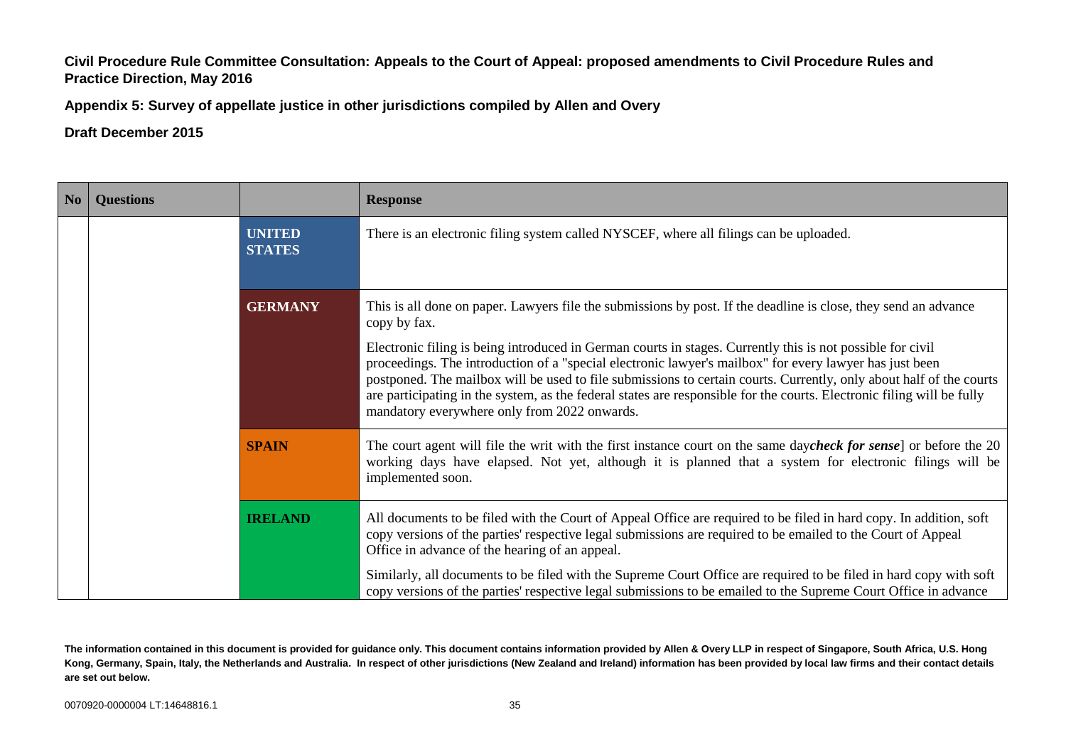**Civil Procedure Rule Committee Consultation: Appeals to the Court of Appeal: proposed amendments to Civil Procedure Rules and Practice Direction, May 2016**

**Appendix 5: Survey of appellate justice in other jurisdictions compiled by Allen and Overy**

**Draft December 2015**

| No | Questions | | Response |
|---|---|---|---|
| | | **UNITED STATES** | There is an electronic filing system called NYSCEF, where all filings can be uploaded. |
| | | **GERMANY** | This is all done on paper. Lawyers file the submissions by post. If the deadline is close, they send an advance copy by fax.<br><br>Electronic filing is being introduced in German courts in stages. Currently this is not possible for civil proceedings. The introduction of a "special electronic lawyer's mailbox" for every lawyer has just been postponed. The mailbox will be used to file submissions to certain courts. Currently, only about half of the courts are participating in the system, as the federal states are responsible for the courts. Electronic filing will be fully mandatory everywhere only from 2022 onwards. |
| | | **SPAIN** | The court agent will file the writ with the first instance court on the same day***check for sense***] or before the 20 working days have elapsed. Not yet, although it is planned that a system for electronic filings will be implemented soon. |
| | | **IRELAND** | All documents to be filed with the Court of Appeal Office are required to be filed in hard copy. In addition, soft copy versions of the parties' respective legal submissions are required to be emailed to the Court of Appeal Office in advance of the hearing of an appeal.<br><br>Similarly, all documents to be filed with the Supreme Court Office are required to be filed in hard copy with soft copy versions of the parties' respective legal submissions to be emailed to the Supreme Court Office in advance |

**The information contained in this document is provided for guidance only. This document contains information provided by Allen & Overy LLP in respect of Singapore, South Africa, U.S. Hong Kong, Germany, Spain, Italy, the Netherlands and Australia. In respect of other jurisdictions (New Zealand and Ireland) information has been provided by local law firms and their contact details are set out below.**

0070920-0000004 LT:14648816.1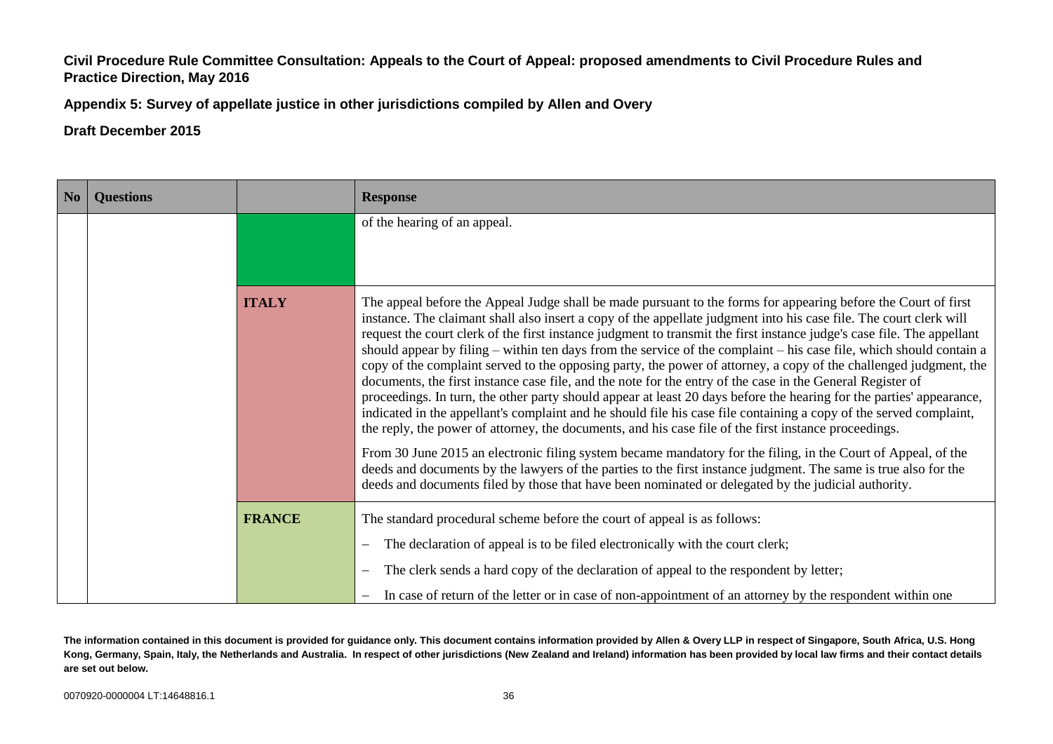**Civil Procedure Rule Committee Consultation: Appeals to the Court of Appeal: proposed amendments to Civil Procedure Rules and Practice Direction, May 2016**

**Appendix 5: Survey of appellate justice in other jurisdictions compiled by Allen and Overy**

**Draft December 2015**

| No | Questions | | Response |
|---|---|---|---|
| | | | of the hearing of an appeal. |
| | | **ITALY** | The appeal before the Appeal Judge shall be made pursuant to the forms for appearing before the Court of first instance. The claimant shall also insert a copy of the appellate judgment into his case file. The court clerk will request the court clerk of the first instance judgment to transmit the first instance judge's case file. The appellant should appear by filing – within ten days from the service of the complaint – his case file, which should contain a copy of the complaint served to the opposing party, the power of attorney, a copy of the challenged judgment, the documents, the first instance case file, and the note for the entry of the case in the General Register of proceedings. In turn, the other party should appear at least 20 days before the hearing for the parties' appearance, indicated in the appellant's complaint and he should file his case file containing a copy of the served complaint, the reply, the power of attorney, the documents, and his case file of the first instance proceedings.<br><br>From 30 June 2015 an electronic filing system became mandatory for the filing, in the Court of Appeal, of the deeds and documents by the lawyers of the parties to the first instance judgment. The same is true also for the deeds and documents filed by those that have been nominated or delegated by the judicial authority. |
| | | **FRANCE** | The standard procedural scheme before the court of appeal is as follows:<br>– The declaration of appeal is to be filed electronically with the court clerk;<br>– The clerk sends a hard copy of the declaration of appeal to the respondent by letter;<br>– In case of return of the letter or in case of non-appointment of an attorney by the respondent within one |

**The information contained in this document is provided for guidance only. This document contains information provided by Allen & Overy LLP in respect of Singapore, South Africa, U.S. Hong Kong, Germany, Spain, Italy, the Netherlands and Australia. In respect of other jurisdictions (New Zealand and Ireland) information has been provided by local law firms and their contact details are set out below.**

0070920-0000004 LT:14648816.1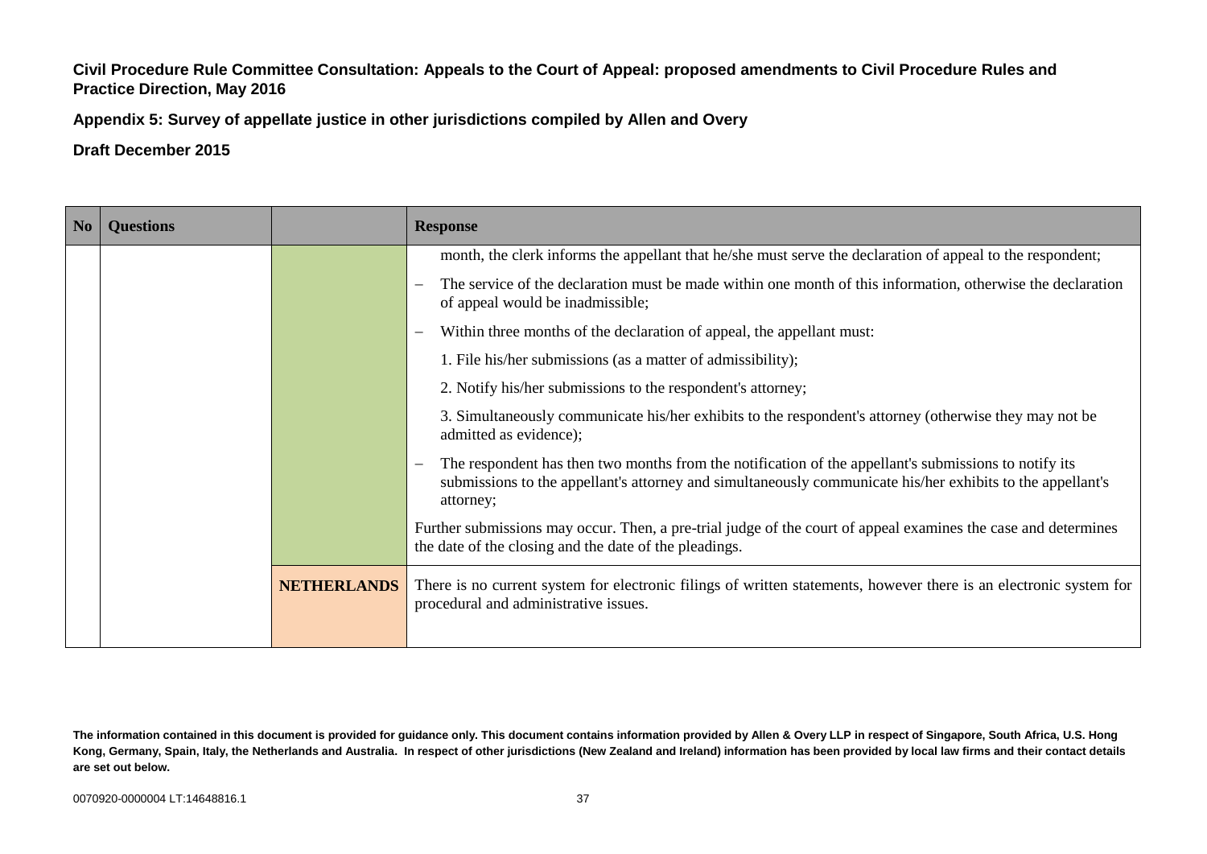**Civil Procedure Rule Committee Consultation: Appeals to the Court of Appeal: proposed amendments to Civil Procedure Rules and Practice Direction, May 2016**

**Appendix 5: Survey of appellate justice in other jurisdictions compiled by Allen and Overy**

**Draft December 2015**

| No | Questions | | Response |
|---|---|---|---|
| | | | month, the clerk informs the appellant that he/she must serve the declaration of appeal to the respondent;<br>– The service of the declaration must be made within one month of this information, otherwise the declaration of appeal would be inadmissible;<br>– Within three months of the declaration of appeal, the appellant must:<br>1. File his/her submissions (as a matter of admissibility);<br>2. Notify his/her submissions to the respondent's attorney;<br>3. Simultaneously communicate his/her exhibits to the respondent's attorney (otherwise they may not be admitted as evidence);<br>– The respondent has then two months from the notification of the appellant's submissions to notify its submissions to the appellant's attorney and simultaneously communicate his/her exhibits to the appellant's attorney;<br>Further submissions may occur. Then, a pre-trial judge of the court of appeal examines the case and determines the date of the closing and the date of the pleadings. |
| | | **NETHERLANDS** | There is no current system for electronic filings of written statements, however there is an electronic system for procedural and administrative issues. |

**The information contained in this document is provided for guidance only. This document contains information provided by Allen & Overy LLP in respect of Singapore, South Africa, U.S. Hong Kong, Germany, Spain, Italy, the Netherlands and Australia. In respect of other jurisdictions (New Zealand and Ireland) information has been provided by local law firms and their contact details are set out below.**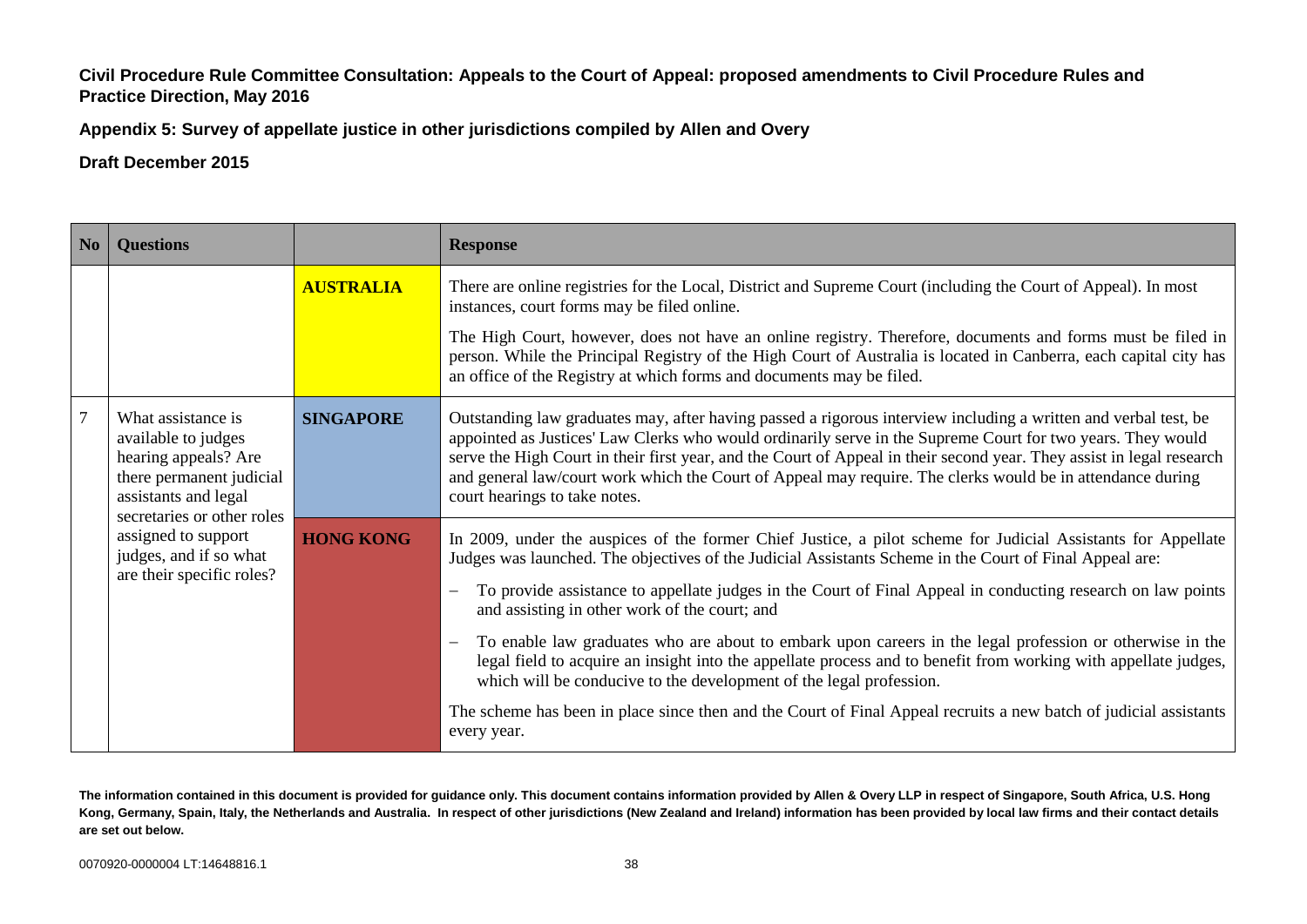**Civil Procedure Rule Committee Consultation: Appeals to the Court of Appeal: proposed amendments to Civil Procedure Rules and Practice Direction, May 2016**

**Appendix 5: Survey of appellate justice in other jurisdictions compiled by Allen and Overy**

**Draft December 2015**

| No | Questions | | Response |
|---|---|---|---|
| | | **AUSTRALIA** | There are online registries for the Local, District and Supreme Court (including the Court of Appeal). In most instances, court forms may be filed online.<br><br>The High Court, however, does not have an online registry. Therefore, documents and forms must be filed in person. While the Principal Registry of the High Court of Australia is located in Canberra, each capital city has an office of the Registry at which forms and documents may be filed. |
| 7 | What assistance is available to judges hearing appeals? Are there permanent judicial assistants and legal secretaries or other roles assigned to support judges, and if so what are their specific roles? | **SINGAPORE** | Outstanding law graduates may, after having passed a rigorous interview including a written and verbal test, be appointed as Justices' Law Clerks who would ordinarily serve in the Supreme Court for two years. They would serve the High Court in their first year, and the Court of Appeal in their second year. They assist in legal research and general law/court work which the Court of Appeal may require. The clerks would be in attendance during court hearings to take notes. |
| | | **HONG KONG** | In 2009, under the auspices of the former Chief Justice, a pilot scheme for Judicial Assistants for Appellate Judges was launched. The objectives of the Judicial Assistants Scheme in the Court of Final Appeal are:<br><br>– To provide assistance to appellate judges in the Court of Final Appeal in conducting research on law points and assisting in other work of the court; and<br><br>– To enable law graduates who are about to embark upon careers in the legal profession or otherwise in the legal field to acquire an insight into the appellate process and to benefit from working with appellate judges, which will be conducive to the development of the legal profession.<br><br>The scheme has been in place since then and the Court of Final Appeal recruits a new batch of judicial assistants every year. |

**The information contained in this document is provided for guidance only. This document contains information provided by Allen & Overy LLP in respect of Singapore, South Africa, U.S. Hong Kong, Germany, Spain, Italy, the Netherlands and Australia. In respect of other jurisdictions (New Zealand and Ireland) information has been provided by local law firms and their contact details are set out below.**

0070920-0000004 LT:14648816.1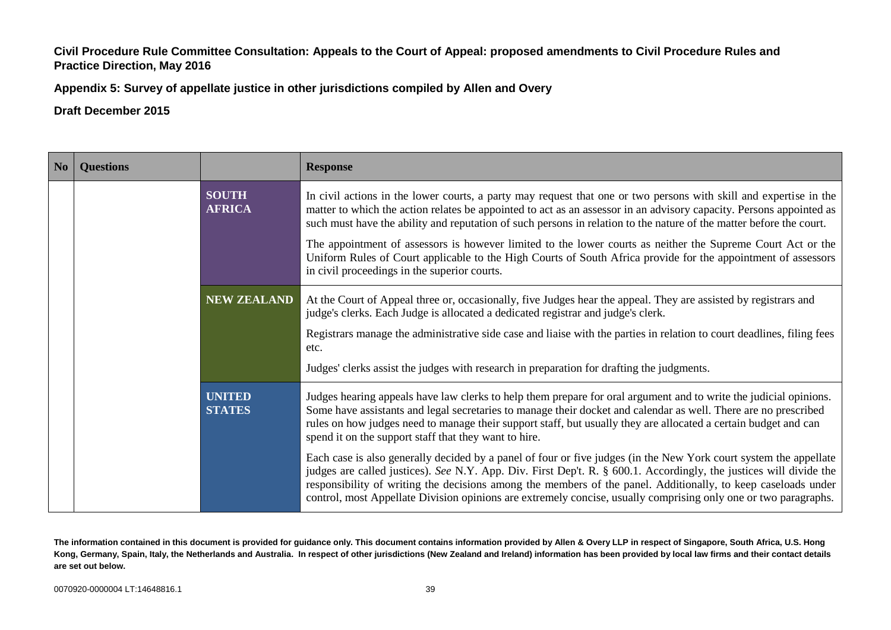**Civil Procedure Rule Committee Consultation: Appeals to the Court of Appeal: proposed amendments to Civil Procedure Rules and Practice Direction, May 2016**

**Appendix 5: Survey of appellate justice in other jurisdictions compiled by Allen and Overy**

**Draft December 2015**

| No | Questions | | Response |
|---|---|---|---|
| | | **SOUTH AFRICA** | In civil actions in the lower courts, a party may request that one or two persons with skill and expertise in the matter to which the action relates be appointed to act as an assessor in an advisory capacity. Persons appointed as such must have the ability and reputation of such persons in relation to the nature of the matter before the court.<br><br>The appointment of assessors is however limited to the lower courts as neither the Supreme Court Act or the Uniform Rules of Court applicable to the High Courts of South Africa provide for the appointment of assessors in civil proceedings in the superior courts. |
| | | **NEW ZEALAND** | At the Court of Appeal three or, occasionally, five Judges hear the appeal. They are assisted by registrars and judge's clerks. Each Judge is allocated a dedicated registrar and judge's clerk.<br><br>Registrars manage the administrative side case and liaise with the parties in relation to court deadlines, filing fees etc.<br><br>Judges' clerks assist the judges with research in preparation for drafting the judgments. |
| | | **UNITED STATES** | Judges hearing appeals have law clerks to help them prepare for oral argument and to write the judicial opinions. Some have assistants and legal secretaries to manage their docket and calendar as well. There are no prescribed rules on how judges need to manage their support staff, but usually they are allocated a certain budget and can spend it on the support staff that they want to hire.<br><br>Each case is also generally decided by a panel of four or five judges (in the New York court system the appellate judges are called justices). *See* N.Y. App. Div. First Dep't. R. § 600.1. Accordingly, the justices will divide the responsibility of writing the decisions among the members of the panel. Additionally, to keep caseloads under control, most Appellate Division opinions are extremely concise, usually comprising only one or two paragraphs. |

**The information contained in this document is provided for guidance only. This document contains information provided by Allen & Overy LLP in respect of Singapore, South Africa, U.S. Hong Kong, Germany, Spain, Italy, the Netherlands and Australia. In respect of other jurisdictions (New Zealand and Ireland) information has been provided by local law firms and their contact details are set out below.**

0070920-0000004 LT:14648816.1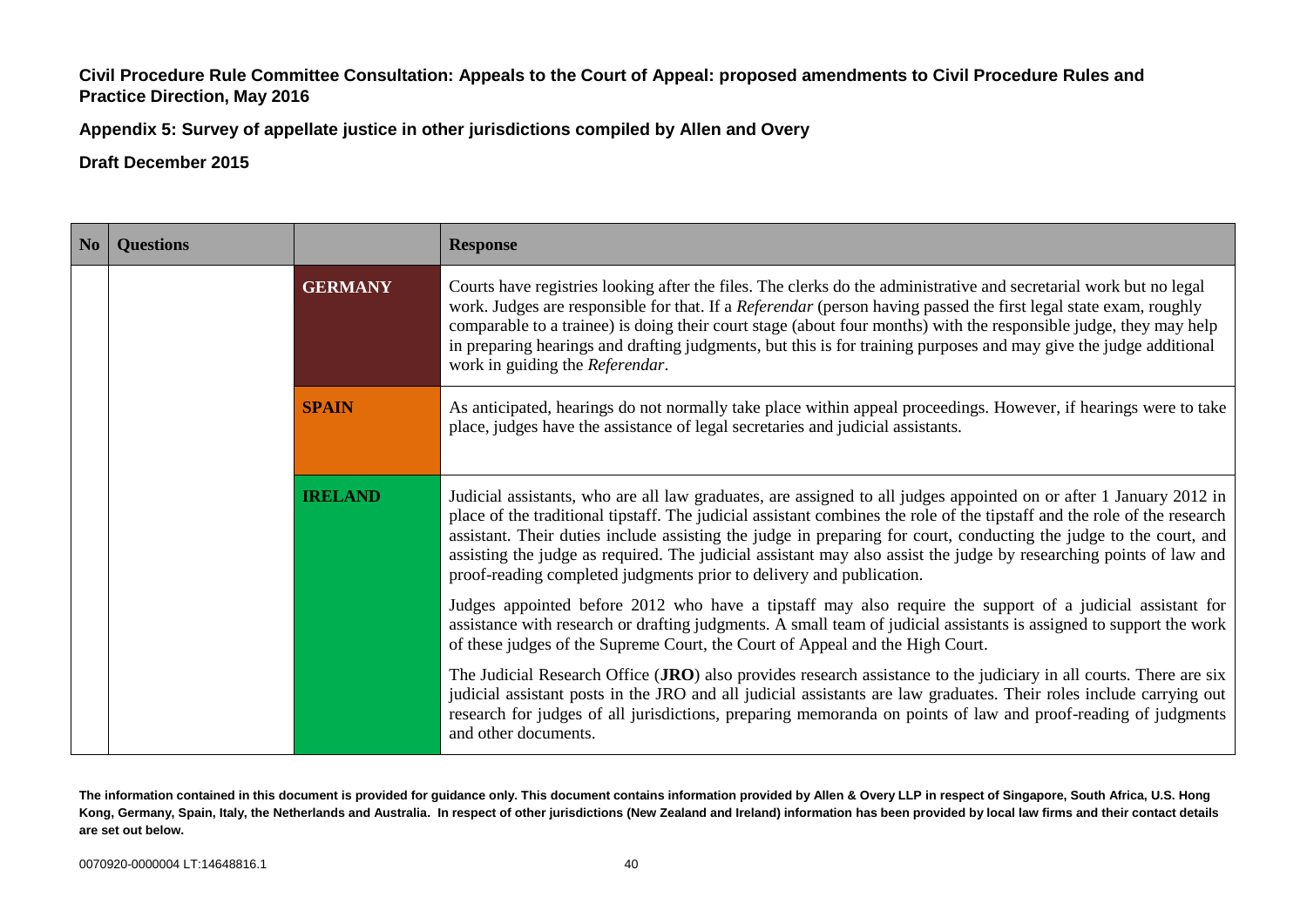**Civil Procedure Rule Committee Consultation: Appeals to the Court of Appeal: proposed amendments to Civil Procedure Rules and Practice Direction, May 2016**

**Appendix 5: Survey of appellate justice in other jurisdictions compiled by Allen and Overy**

**Draft December 2015**

| No | Questions | | Response |
|---|---|---|---|
| | | **GERMANY** | Courts have registries looking after the files. The clerks do the administrative and secretarial work but no legal work. Judges are responsible for that. If a *Referendar* (person having passed the first legal state exam, roughly comparable to a trainee) is doing their court stage (about four months) with the responsible judge, they may help in preparing hearings and drafting judgments, but this is for training purposes and may give the judge additional work in guiding the *Referendar*. |
| | | **SPAIN** | As anticipated, hearings do not normally take place within appeal proceedings. However, if hearings were to take place, judges have the assistance of legal secretaries and judicial assistants. |
| | | **IRELAND** | Judicial assistants, who are all law graduates, are assigned to all judges appointed on or after 1 January 2012 in place of the traditional tipstaff. The judicial assistant combines the role of the tipstaff and the role of the research assistant. Their duties include assisting the judge in preparing for court, conducting the judge to the court, and assisting the judge as required. The judicial assistant may also assist the judge by researching points of law and proof-reading completed judgments prior to delivery and publication.<br><br>Judges appointed before 2012 who have a tipstaff may also require the support of a judicial assistant for assistance with research or drafting judgments. A small team of judicial assistants is assigned to support the work of these judges of the Supreme Court, the Court of Appeal and the High Court.<br><br>The Judicial Research Office (**JRO**) also provides research assistance to the judiciary in all courts. There are six judicial assistant posts in the JRO and all judicial assistants are law graduates. Their roles include carrying out research for judges of all jurisdictions, preparing memoranda on points of law and proof-reading of judgments and other documents. |

**The information contained in this document is provided for guidance only. This document contains information provided by Allen & Overy LLP in respect of Singapore, South Africa, U.S. Hong Kong, Germany, Spain, Italy, the Netherlands and Australia. In respect of other jurisdictions (New Zealand and Ireland) information has been provided by local law firms and their contact details are set out below.**

0070920-0000004 LT:14648816.1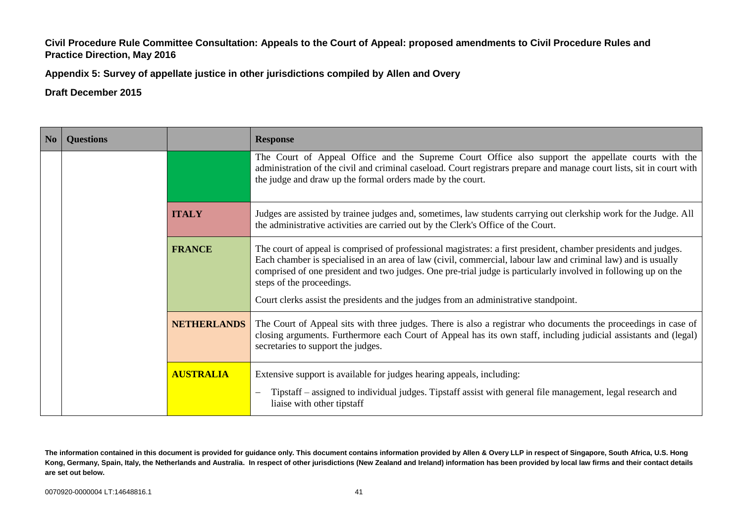**Civil Procedure Rule Committee Consultation: Appeals to the Court of Appeal: proposed amendments to Civil Procedure Rules and Practice Direction, May 2016**

**Appendix 5: Survey of appellate justice in other jurisdictions compiled by Allen and Overy**

**Draft December 2015**

| No | Questions | | Response |
|---|---|---|---|
| | | | The Court of Appeal Office and the Supreme Court Office also support the appellate courts with the administration of the civil and criminal caseload. Court registrars prepare and manage court lists, sit in court with the judge and draw up the formal orders made by the court. |
| | | **ITALY** | Judges are assisted by trainee judges and, sometimes, law students carrying out clerkship work for the Judge. All the administrative activities are carried out by the Clerk's Office of the Court. |
| | | **FRANCE** | The court of appeal is comprised of professional magistrates: a first president, chamber presidents and judges. Each chamber is specialised in an area of law (civil, commercial, labour law and criminal law) and is usually comprised of one president and two judges. One pre-trial judge is particularly involved in following up on the steps of the proceedings.<br><br>Court clerks assist the presidents and the judges from an administrative standpoint. |
| | | **NETHERLANDS** | The Court of Appeal sits with three judges. There is also a registrar who documents the proceedings in case of closing arguments. Furthermore each Court of Appeal has its own staff, including judicial assistants and (legal) secretaries to support the judges. |
| | | **AUSTRALIA** | Extensive support is available for judges hearing appeals, including:<br><br>– Tipstaff – assigned to individual judges. Tipstaff assist with general file management, legal research and liaise with other tipstaff |

**The information contained in this document is provided for guidance only. This document contains information provided by Allen & Overy LLP in respect of Singapore, South Africa, U.S. Hong Kong, Germany, Spain, Italy, the Netherlands and Australia. In respect of other jurisdictions (New Zealand and Ireland) information has been provided by local law firms and their contact details are set out below.**

0070920-0000004 LT:14648816.1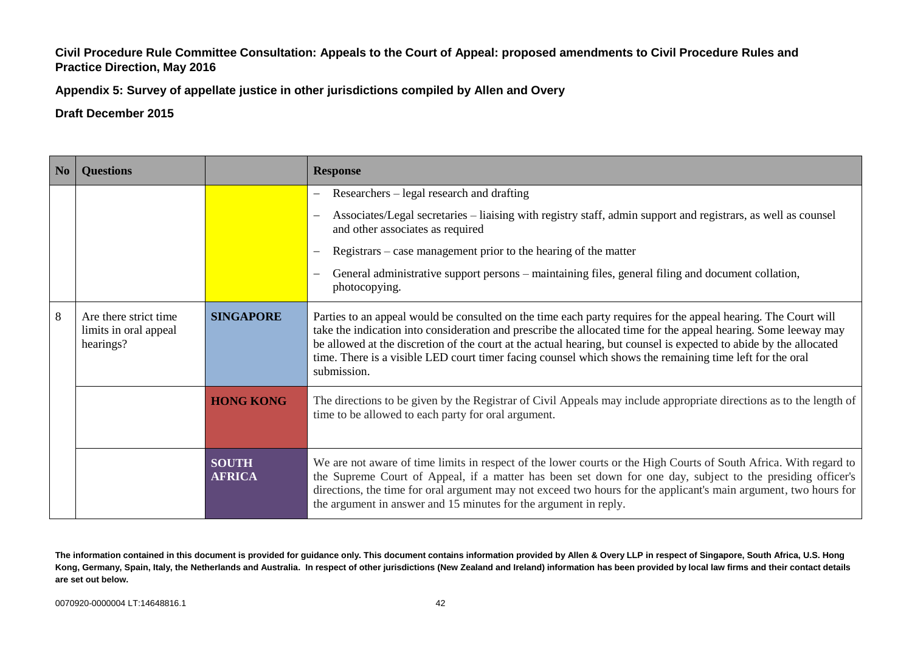**Civil Procedure Rule Committee Consultation: Appeals to the Court of Appeal: proposed amendments to Civil Procedure Rules and Practice Direction, May 2016**

**Appendix 5: Survey of appellate justice in other jurisdictions compiled by Allen and Overy**

**Draft December 2015**

| No | Questions | | Response |
|---|---|---|---|
| | | | – Researchers – legal research and drafting<br>– Associates/Legal secretaries – liaising with registry staff, admin support and registrars, as well as counsel and other associates as required<br>– Registrars – case management prior to the hearing of the matter<br>– General administrative support persons – maintaining files, general filing and document collation, photocopying. |
| 8 | Are there strict time limits in oral appeal hearings? | **SINGAPORE** | Parties to an appeal would be consulted on the time each party requires for the appeal hearing. The Court will take the indication into consideration and prescribe the allocated time for the appeal hearing. Some leeway may be allowed at the discretion of the court at the actual hearing, but counsel is expected to abide by the allocated time. There is a visible LED court timer facing counsel which shows the remaining time left for the oral submission. |
| | | **HONG KONG** | The directions to be given by the Registrar of Civil Appeals may include appropriate directions as to the length of time to be allowed to each party for oral argument. |
| | | **SOUTH AFRICA** | We are not aware of time limits in respect of the lower courts or the High Courts of South Africa. With regard to the Supreme Court of Appeal, if a matter has been set down for one day, subject to the presiding officer's directions, the time for oral argument may not exceed two hours for the applicant's main argument, two hours for the argument in answer and 15 minutes for the argument in reply. |

**The information contained in this document is provided for guidance only. This document contains information provided by Allen & Overy LLP in respect of Singapore, South Africa, U.S. Hong Kong, Germany, Spain, Italy, the Netherlands and Australia. In respect of other jurisdictions (New Zealand and Ireland) information has been provided by local law firms and their contact details are set out below.**

0070920-0000004 LT:14648816.1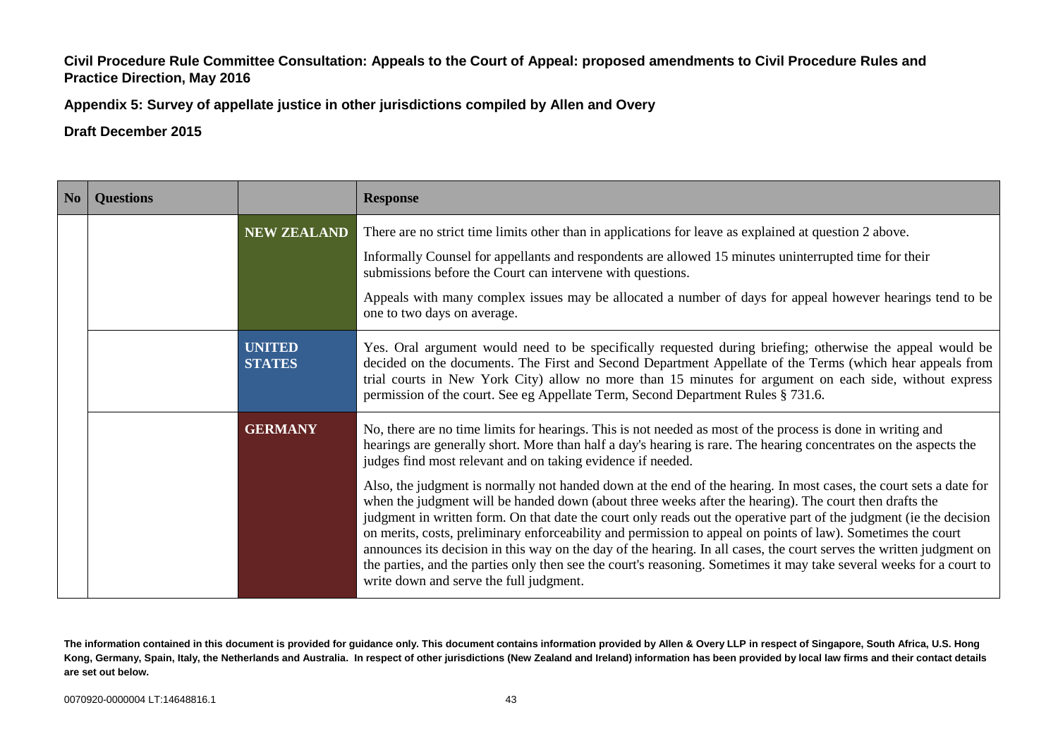**Civil Procedure Rule Committee Consultation: Appeals to the Court of Appeal: proposed amendments to Civil Procedure Rules and Practice Direction, May 2016**

**Appendix 5: Survey of appellate justice in other jurisdictions compiled by Allen and Overy**

**Draft December 2015**

| No | Questions | | Response |
|---|---|---|---|
| | | **NEW ZEALAND** | There are no strict time limits other than in applications for leave as explained at question 2 above.<br><br>Informally Counsel for appellants and respondents are allowed 15 minutes uninterrupted time for their submissions before the Court can intervene with questions.<br><br>Appeals with many complex issues may be allocated a number of days for appeal however hearings tend to be one to two days on average. |
| | | **UNITED STATES** | Yes. Oral argument would need to be specifically requested during briefing; otherwise the appeal would be decided on the documents. The First and Second Department Appellate of the Terms (which hear appeals from trial courts in New York City) allow no more than 15 minutes for argument on each side, without express permission of the court. See eg Appellate Term, Second Department Rules § 731.6. |
| | | **GERMANY** | No, there are no time limits for hearings. This is not needed as most of the process is done in writing and hearings are generally short. More than half a day's hearing is rare. The hearing concentrates on the aspects the judges find most relevant and on taking evidence if needed.<br><br>Also, the judgment is normally not handed down at the end of the hearing. In most cases, the court sets a date for when the judgment will be handed down (about three weeks after the hearing). The court then drafts the judgment in written form. On that date the court only reads out the operative part of the judgment (ie the decision on merits, costs, preliminary enforceability and permission to appeal on points of law). Sometimes the court announces its decision in this way on the day of the hearing. In all cases, the court serves the written judgment on the parties, and the parties only then see the court's reasoning. Sometimes it may take several weeks for a court to write down and serve the full judgment. |

**The information contained in this document is provided for guidance only. This document contains information provided by Allen & Overy LLP in respect of Singapore, South Africa, U.S. Hong Kong, Germany, Spain, Italy, the Netherlands and Australia. In respect of other jurisdictions (New Zealand and Ireland) information has been provided by local law firms and their contact details are set out below.**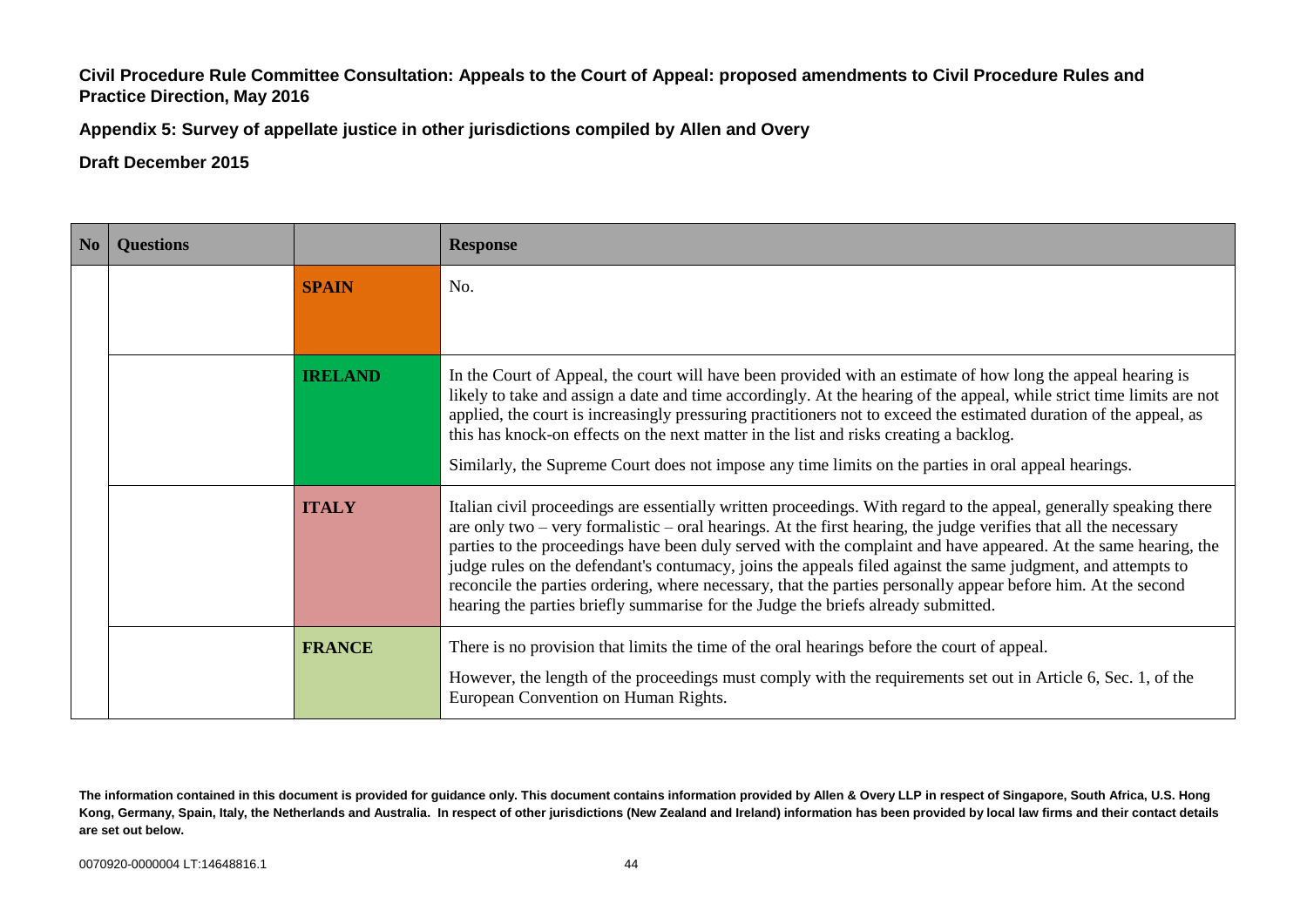**Civil Procedure Rule Committee Consultation: Appeals to the Court of Appeal: proposed amendments to Civil Procedure Rules and Practice Direction, May 2016**

**Appendix 5: Survey of appellate justice in other jurisdictions compiled by Allen and Overy**

**Draft December 2015**

| No | Questions | | Response |
|---|---|---|---|
| | | **SPAIN** | No. |
| | | **IRELAND** | In the Court of Appeal, the court will have been provided with an estimate of how long the appeal hearing is likely to take and assign a date and time accordingly. At the hearing of the appeal, while strict time limits are not applied, the court is increasingly pressuring practitioners not to exceed the estimated duration of the appeal, as this has knock-on effects on the next matter in the list and risks creating a backlog.<br><br>Similarly, the Supreme Court does not impose any time limits on the parties in oral appeal hearings. |
| | | **ITALY** | Italian civil proceedings are essentially written proceedings. With regard to the appeal, generally speaking there are only two – very formalistic – oral hearings. At the first hearing, the judge verifies that all the necessary parties to the proceedings have been duly served with the complaint and have appeared. At the same hearing, the judge rules on the defendant's contumacy, joins the appeals filed against the same judgment, and attempts to reconcile the parties ordering, where necessary, that the parties personally appear before him. At the second hearing the parties briefly summarise for the Judge the briefs already submitted. |
| | | **FRANCE** | There is no provision that limits the time of the oral hearings before the court of appeal.<br><br>However, the length of the proceedings must comply with the requirements set out in Article 6, Sec. 1, of the European Convention on Human Rights. |

**The information contained in this document is provided for guidance only. This document contains information provided by Allen & Overy LLP in respect of Singapore, South Africa, U.S. Hong Kong, Germany, Spain, Italy, the Netherlands and Australia. In respect of other jurisdictions (New Zealand and Ireland) information has been provided by local law firms and their contact details are set out below.**

0070920-0000004 LT:14648816.1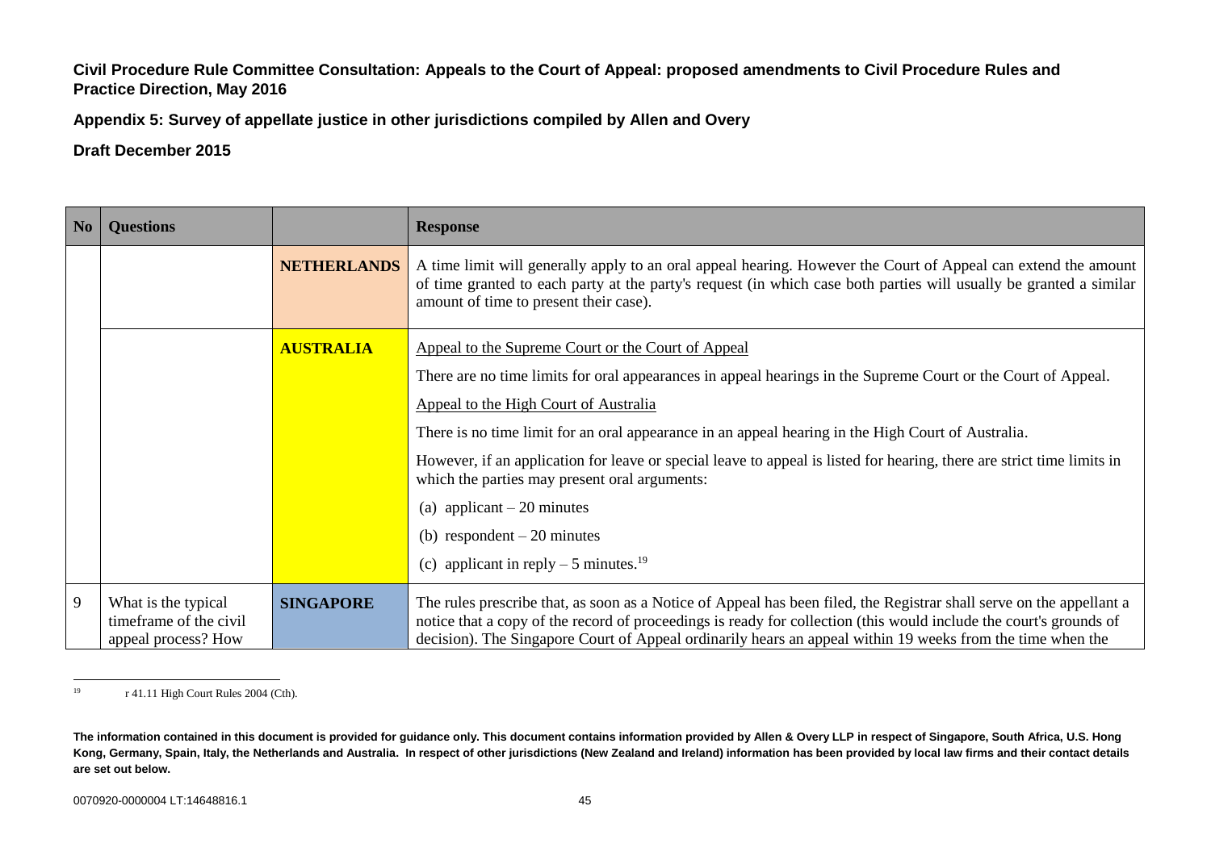**Civil Procedure Rule Committee Consultation: Appeals to the Court of Appeal: proposed amendments to Civil Procedure Rules and Practice Direction, May 2016**

**Appendix 5: Survey of appellate justice in other jurisdictions compiled by Allen and Overy**

**Draft December 2015**

| No | Questions | | Response |
|---|---|---|---|
| | | **NETHERLANDS** | A time limit will generally apply to an oral appeal hearing. However the Court of Appeal can extend the amount of time granted to each party at the party's request (in which case both parties will usually be granted a similar amount of time to present their case). |
| | | **AUSTRALIA** | Appeal to the Supreme Court or the Court of Appeal<br><br>There are no time limits for oral appearances in appeal hearings in the Supreme Court or the Court of Appeal.<br><br>Appeal to the High Court of Australia<br><br>There is no time limit for an oral appearance in an appeal hearing in the High Court of Australia.<br><br>However, if an application for leave or special leave to appeal is listed for hearing, there are strict time limits in which the parties may present oral arguments:<br><br>(a) applicant – 20 minutes<br><br>(b) respondent – 20 minutes<br><br>(c) applicant in reply – 5 minutes.[19] |
| 9 | What is the typical timeframe of the civil appeal process? How | **SINGAPORE** | The rules prescribe that, as soon as a Notice of Appeal has been filed, the Registrar shall serve on the appellant a notice that a copy of the record of proceedings is ready for collection (this would include the court's grounds of decision). The Singapore Court of Appeal ordinarily hears an appeal within 19 weeks from the time when the |

[19] r 41.11 High Court Rules 2004 (Cth).

**The information contained in this document is provided for guidance only. This document contains information provided by Allen & Overy LLP in respect of Singapore, South Africa, U.S. Hong Kong, Germany, Spain, Italy, the Netherlands and Australia. In respect of other jurisdictions (New Zealand and Ireland) information has been provided by local law firms and their contact details are set out below.**

0070920-0000004 LT:14648816.1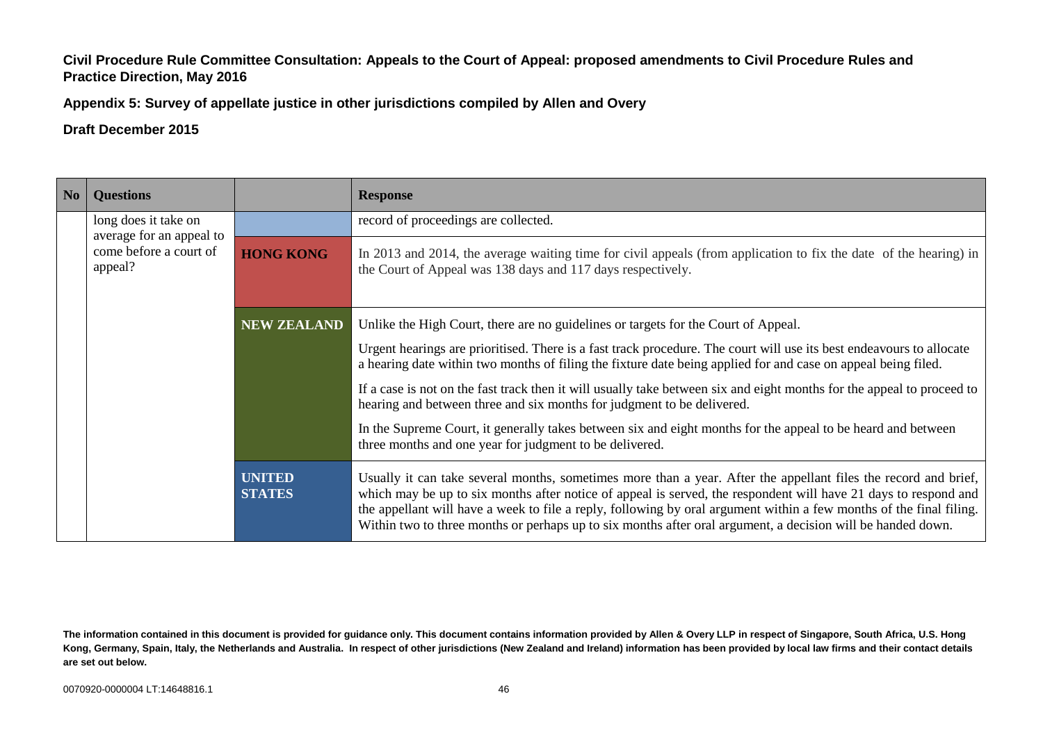**Civil Procedure Rule Committee Consultation: Appeals to the Court of Appeal: proposed amendments to Civil Procedure Rules and Practice Direction, May 2016**

**Appendix 5: Survey of appellate justice in other jurisdictions compiled by Allen and Overy**

**Draft December 2015**

| No | Questions | | Response |
|---|---|---|---|
| | long does it take on average for an appeal to come before a court of appeal? | | record of proceedings are collected. |
| | | **HONG KONG** | In 2013 and 2014, the average waiting time for civil appeals (from application to fix the date of the hearing) in the Court of Appeal was 138 days and 117 days respectively. |
| | | **NEW ZEALAND** | Unlike the High Court, there are no guidelines or targets for the Court of Appeal.<br><br>Urgent hearings are prioritised. There is a fast track procedure. The court will use its best endeavours to allocate a hearing date within two months of filing the fixture date being applied for and case on appeal being filed.<br><br>If a case is not on the fast track then it will usually take between six and eight months for the appeal to proceed to hearing and between three and six months for judgment to be delivered.<br><br>In the Supreme Court, it generally takes between six and eight months for the appeal to be heard and between three months and one year for judgment to be delivered. |
| | | **UNITED STATES** | Usually it can take several months, sometimes more than a year. After the appellant files the record and brief, which may be up to six months after notice of appeal is served, the respondent will have 21 days to respond and the appellant will have a week to file a reply, following by oral argument within a few months of the final filing. Within two to three months or perhaps up to six months after oral argument, a decision will be handed down. |

**The information contained in this document is provided for guidance only. This document contains information provided by Allen & Overy LLP in respect of Singapore, South Africa, U.S. Hong Kong, Germany, Spain, Italy, the Netherlands and Australia. In respect of other jurisdictions (New Zealand and Ireland) information has been provided by local law firms and their contact details are set out below.**

0070920-0000004 LT:14648816.1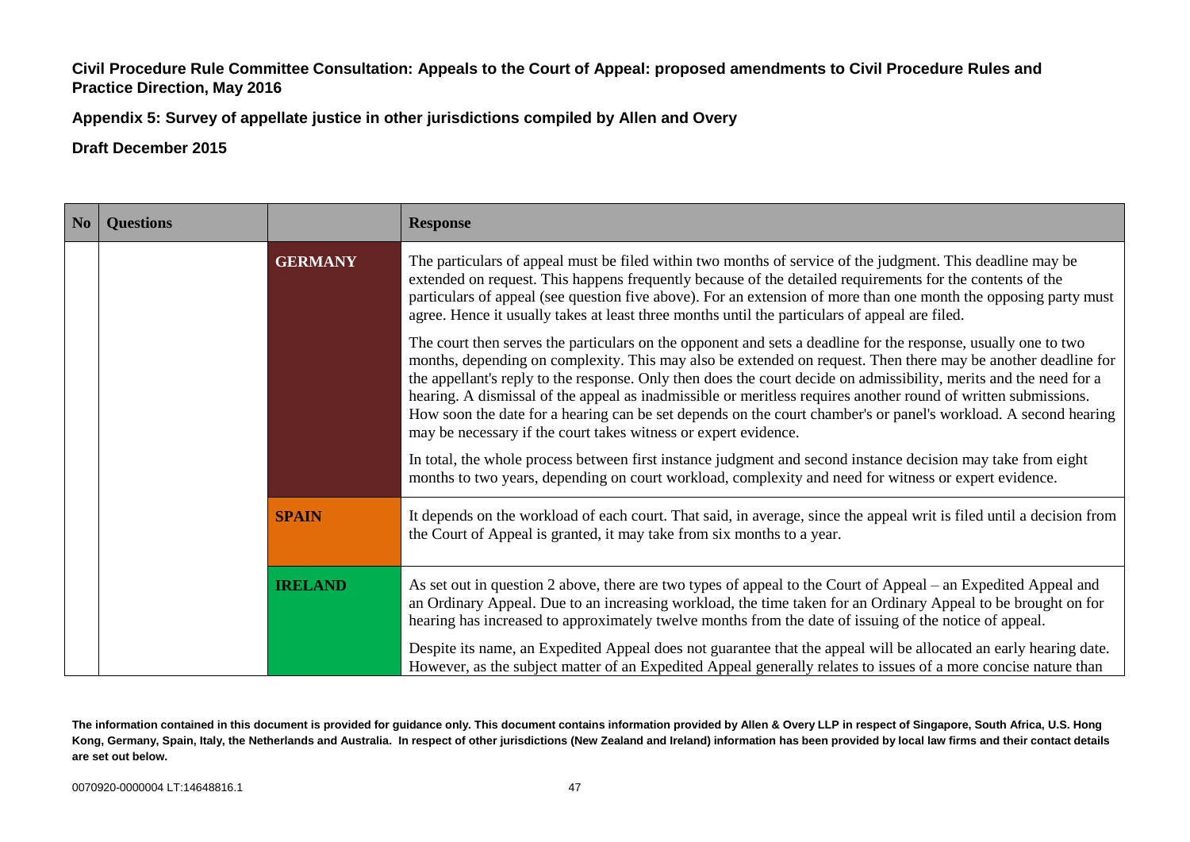**Civil Procedure Rule Committee Consultation: Appeals to the Court of Appeal: proposed amendments to Civil Procedure Rules and Practice Direction, May 2016**

**Appendix 5: Survey of appellate justice in other jurisdictions compiled by Allen and Overy**

**Draft December 2015**

| No | Questions | | Response |
|---|---|---|---|
| | | **GERMANY** | The particulars of appeal must be filed within two months of service of the judgment. This deadline may be extended on request. This happens frequently because of the detailed requirements for the contents of the particulars of appeal (see question five above). For an extension of more than one month the opposing party must agree. Hence it usually takes at least three months until the particulars of appeal are filed.<br><br>The court then serves the particulars on the opponent and sets a deadline for the response, usually one to two months, depending on complexity. This may also be extended on request. Then there may be another deadline for the appellant's reply to the response. Only then does the court decide on admissibility, merits and the need for a hearing. A dismissal of the appeal as inadmissible or meritless requires another round of written submissions. How soon the date for a hearing can be set depends on the court chamber's or panel's workload. A second hearing may be necessary if the court takes witness or expert evidence.<br><br>In total, the whole process between first instance judgment and second instance decision may take from eight months to two years, depending on court workload, complexity and need for witness or expert evidence. |
| | | **SPAIN** | It depends on the workload of each court. That said, in average, since the appeal writ is filed until a decision from the Court of Appeal is granted, it may take from six months to a year. |
| | | **IRELAND** | As set out in question 2 above, there are two types of appeal to the Court of Appeal – an Expedited Appeal and an Ordinary Appeal. Due to an increasing workload, the time taken for an Ordinary Appeal to be brought on for hearing has increased to approximately twelve months from the date of issuing of the notice of appeal.<br><br>Despite its name, an Expedited Appeal does not guarantee that the appeal will be allocated an early hearing date. However, as the subject matter of an Expedited Appeal generally relates to issues of a more concise nature than |

**The information contained in this document is provided for guidance only. This document contains information provided by Allen & Overy LLP in respect of Singapore, South Africa, U.S. Hong Kong, Germany, Spain, Italy, the Netherlands and Australia. In respect of other jurisdictions (New Zealand and Ireland) information has been provided by local law firms and their contact details are set out below.**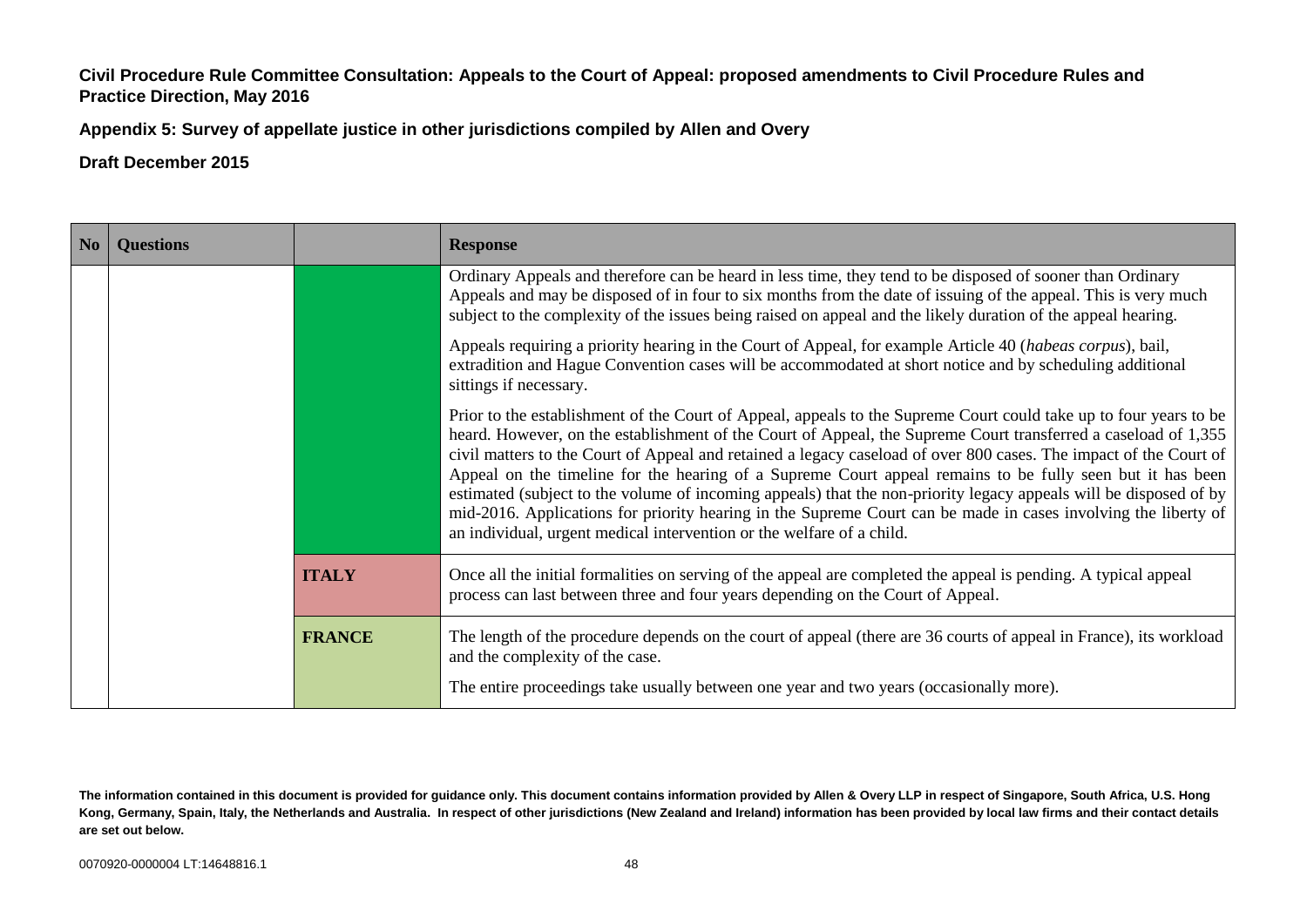**Civil Procedure Rule Committee Consultation: Appeals to the Court of Appeal: proposed amendments to Civil Procedure Rules and Practice Direction, May 2016**

**Appendix 5: Survey of appellate justice in other jurisdictions compiled by Allen and Overy**

**Draft December 2015**

| No | Questions | | Response |
|---|---|---|---|
| | | | Ordinary Appeals and therefore can be heard in less time, they tend to be disposed of sooner than Ordinary Appeals and may be disposed of in four to six months from the date of issuing of the appeal. This is very much subject to the complexity of the issues being raised on appeal and the likely duration of the appeal hearing.<br><br>Appeals requiring a priority hearing in the Court of Appeal, for example Article 40 (*habeas corpus*), bail, extradition and Hague Convention cases will be accommodated at short notice and by scheduling additional sittings if necessary.<br><br>Prior to the establishment of the Court of Appeal, appeals to the Supreme Court could take up to four years to be heard. However, on the establishment of the Court of Appeal, the Supreme Court transferred a caseload of 1,355 civil matters to the Court of Appeal and retained a legacy caseload of over 800 cases. The impact of the Court of Appeal on the timeline for the hearing of a Supreme Court appeal remains to be fully seen but it has been estimated (subject to the volume of incoming appeals) that the non-priority legacy appeals will be disposed of by mid-2016. Applications for priority hearing in the Supreme Court can be made in cases involving the liberty of an individual, urgent medical intervention or the welfare of a child. |
| | | **ITALY** | Once all the initial formalities on serving of the appeal are completed the appeal is pending. A typical appeal process can last between three and four years depending on the Court of Appeal. |
| | | **FRANCE** | The length of the procedure depends on the court of appeal (there are 36 courts of appeal in France), its workload and the complexity of the case.<br><br>The entire proceedings take usually between one year and two years (occasionally more). |

**The information contained in this document is provided for guidance only. This document contains information provided by Allen & Overy LLP in respect of Singapore, South Africa, U.S. Hong Kong, Germany, Spain, Italy, the Netherlands and Australia. In respect of other jurisdictions (New Zealand and Ireland) information has been provided by local law firms and their contact details are set out below.**

0070920-0000004 LT:14648816.1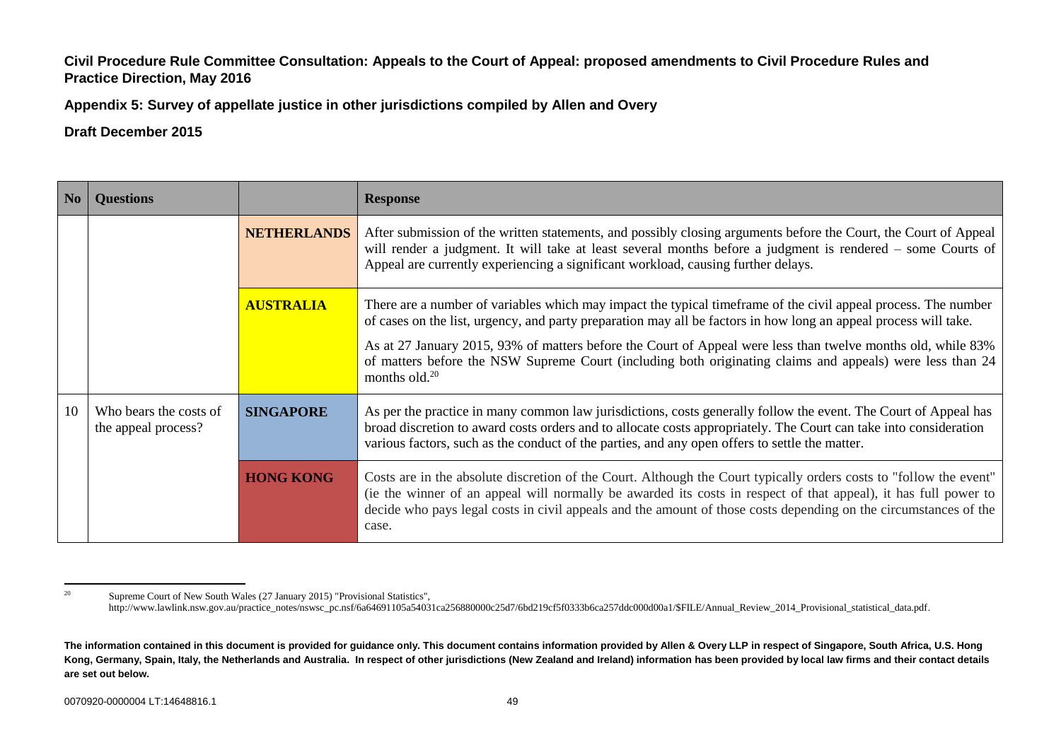**Civil Procedure Rule Committee Consultation: Appeals to the Court of Appeal: proposed amendments to Civil Procedure Rules and Practice Direction, May 2016**

**Appendix 5: Survey of appellate justice in other jurisdictions compiled by Allen and Overy**

**Draft December 2015**

| No | Questions | | Response |
|---|---|---|---|
| | | **NETHERLANDS** | After submission of the written statements, and possibly closing arguments before the Court, the Court of Appeal will render a judgment. It will take at least several months before a judgment is rendered – some Courts of Appeal are currently experiencing a significant workload, causing further delays. |
| | | **AUSTRALIA** | There are a number of variables which may impact the typical timeframe of the civil appeal process. The number of cases on the list, urgency, and party preparation may all be factors in how long an appeal process will take.<br><br>As at 27 January 2015, 93% of matters before the Court of Appeal were less than twelve months old, while 83% of matters before the NSW Supreme Court (including both originating claims and appeals) were less than 24 months old.[20] |
| 10 | Who bears the costs of the appeal process? | **SINGAPORE** | As per the practice in many common law jurisdictions, costs generally follow the event. The Court of Appeal has broad discretion to award costs orders and to allocate costs appropriately. The Court can take into consideration various factors, such as the conduct of the parties, and any open offers to settle the matter. |
| | | **HONG KONG** | Costs are in the absolute discretion of the Court. Although the Court typically orders costs to "follow the event" (ie the winner of an appeal will normally be awarded its costs in respect of that appeal), it has full power to decide who pays legal costs in civil appeals and the amount of those costs depending on the circumstances of the case. |

[20] Supreme Court of New South Wales (27 January 2015) "Provisional Statistics", http://www.lawlink.nsw.gov.au/practice_notes/nswsc_pc.nsf/6a64691105a54031ca256880000c25d7/6bd219cf5f0333b6ca257ddc000d00a1/$FILE/Annual_Review_2014_Provisional_statistical_data.pdf.

**The information contained in this document is provided for guidance only. This document contains information provided by Allen & Overy LLP in respect of Singapore, South Africa, U.S. Hong Kong, Germany, Spain, Italy, the Netherlands and Australia. In respect of other jurisdictions (New Zealand and Ireland) information has been provided by local law firms and their contact details are set out below.**

0070920-0000004 LT:14648816.1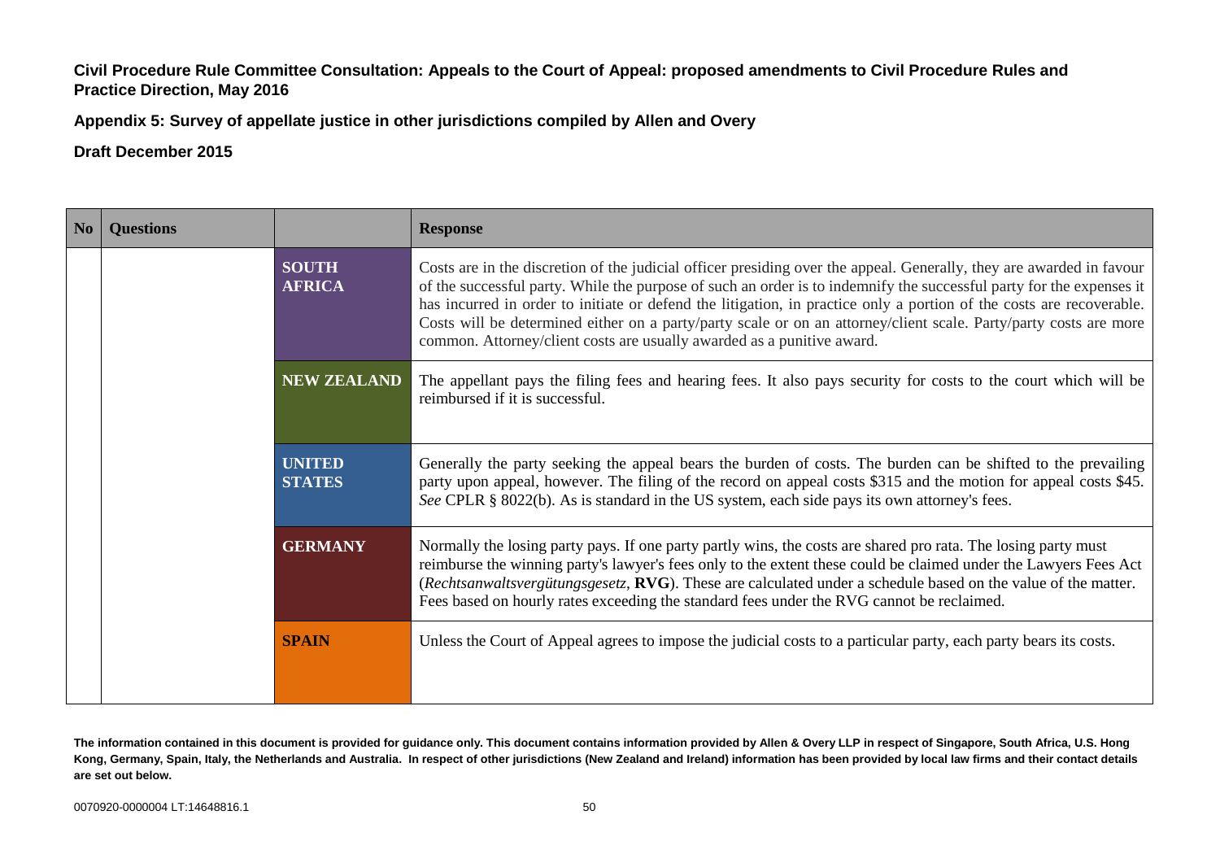**Civil Procedure Rule Committee Consultation: Appeals to the Court of Appeal: proposed amendments to Civil Procedure Rules and Practice Direction, May 2016**

**Appendix 5: Survey of appellate justice in other jurisdictions compiled by Allen and Overy**

**Draft December 2015**

| No | Questions | | Response |
|---|---|---|---|
| | | **SOUTH AFRICA** | Costs are in the discretion of the judicial officer presiding over the appeal. Generally, they are awarded in favour of the successful party. While the purpose of such an order is to indemnify the successful party for the expenses it has incurred in order to initiate or defend the litigation, in practice only a portion of the costs are recoverable. Costs will be determined either on a party/party scale or on an attorney/client scale. Party/party costs are more common. Attorney/client costs are usually awarded as a punitive award. |
| | | **NEW ZEALAND** | The appellant pays the filing fees and hearing fees. It also pays security for costs to the court which will be reimbursed if it is successful. |
| | | **UNITED STATES** | Generally the party seeking the appeal bears the burden of costs. The burden can be shifted to the prevailing party upon appeal, however. The filing of the record on appeal costs $315 and the motion for appeal costs $45. *See* CPLR § 8022(b). As is standard in the US system, each side pays its own attorney's fees. |
| | | **GERMANY** | Normally the losing party pays. If one party partly wins, the costs are shared pro rata. The losing party must reimburse the winning party's lawyer's fees only to the extent these could be claimed under the Lawyers Fees Act (*Rechtsanwaltsvergütungsgesetz*, **RVG**). These are calculated under a schedule based on the value of the matter. Fees based on hourly rates exceeding the standard fees under the RVG cannot be reclaimed. |
| | | **SPAIN** | Unless the Court of Appeal agrees to impose the judicial costs to a particular party, each party bears its costs. |

**The information contained in this document is provided for guidance only. This document contains information provided by Allen & Overy LLP in respect of Singapore, South Africa, U.S. Hong Kong, Germany, Spain, Italy, the Netherlands and Australia. In respect of other jurisdictions (New Zealand and Ireland) information has been provided by local law firms and their contact details are set out below.**

0070920-0000004 LT:14648816.1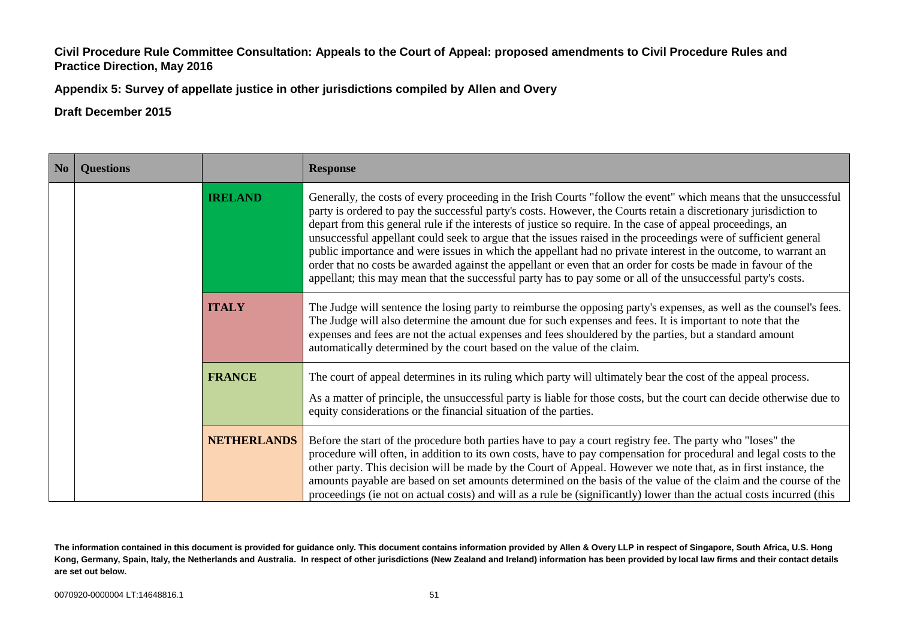**Civil Procedure Rule Committee Consultation: Appeals to the Court of Appeal: proposed amendments to Civil Procedure Rules and Practice Direction, May 2016**

**Appendix 5: Survey of appellate justice in other jurisdictions compiled by Allen and Overy**

**Draft December 2015**

| No | Questions | | Response |
|---|---|---|---|
| | | **IRELAND** | Generally, the costs of every proceeding in the Irish Courts "follow the event" which means that the unsuccessful party is ordered to pay the successful party's costs. However, the Courts retain a discretionary jurisdiction to depart from this general rule if the interests of justice so require. In the case of appeal proceedings, an unsuccessful appellant could seek to argue that the issues raised in the proceedings were of sufficient general public importance and were issues in which the appellant had no private interest in the outcome, to warrant an order that no costs be awarded against the appellant or even that an order for costs be made in favour of the appellant; this may mean that the successful party has to pay some or all of the unsuccessful party's costs. |
| | | **ITALY** | The Judge will sentence the losing party to reimburse the opposing party's expenses, as well as the counsel's fees. The Judge will also determine the amount due for such expenses and fees. It is important to note that the expenses and fees are not the actual expenses and fees shouldered by the parties, but a standard amount automatically determined by the court based on the value of the claim. |
| | | **FRANCE** | The court of appeal determines in its ruling which party will ultimately bear the cost of the appeal process.<br><br>As a matter of principle, the unsuccessful party is liable for those costs, but the court can decide otherwise due to equity considerations or the financial situation of the parties. |
| | | **NETHERLANDS** | Before the start of the procedure both parties have to pay a court registry fee. The party who "loses" the procedure will often, in addition to its own costs, have to pay compensation for procedural and legal costs to the other party. This decision will be made by the Court of Appeal. However we note that, as in first instance, the amounts payable are based on set amounts determined on the basis of the value of the claim and the course of the proceedings (ie not on actual costs) and will as a rule be (significantly) lower than the actual costs incurred (this |

**The information contained in this document is provided for guidance only. This document contains information provided by Allen & Overy LLP in respect of Singapore, South Africa, U.S. Hong Kong, Germany, Spain, Italy, the Netherlands and Australia. In respect of other jurisdictions (New Zealand and Ireland) information has been provided by local law firms and their contact details are set out below.**

0070920-0000004 LT:14648816.1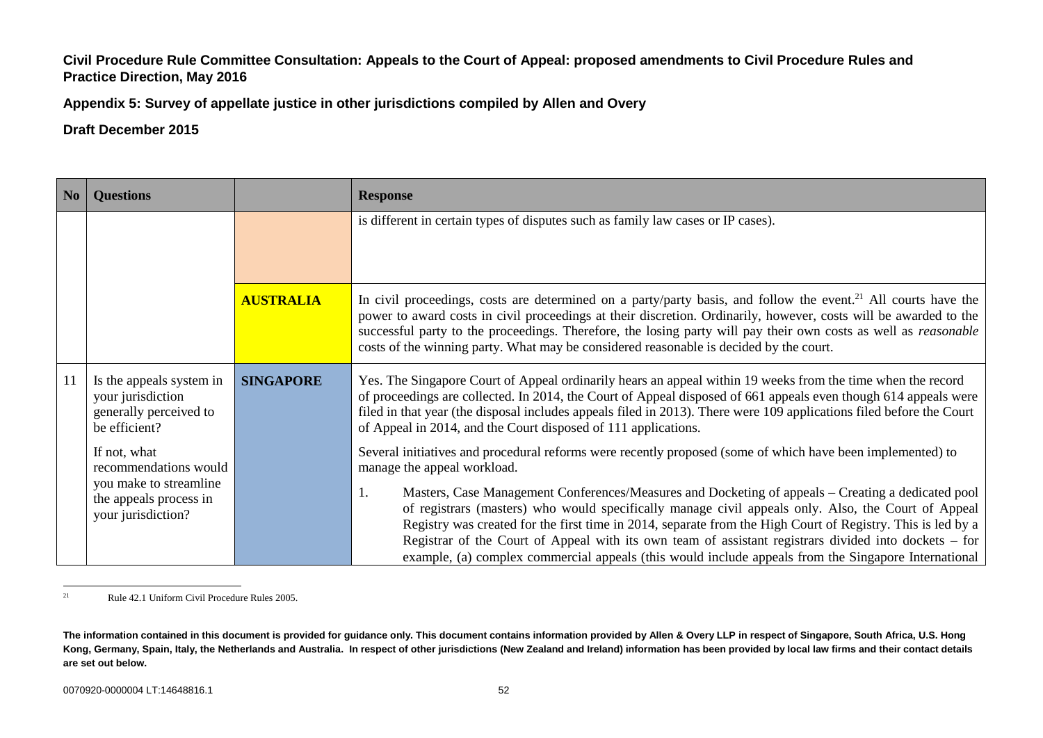**Civil Procedure Rule Committee Consultation: Appeals to the Court of Appeal: proposed amendments to Civil Procedure Rules and Practice Direction, May 2016**

**Appendix 5: Survey of appellate justice in other jurisdictions compiled by Allen and Overy**

**Draft December 2015**

| No | Questions | | Response |
|---|---|---|---|
| | | | is different in certain types of disputes such as family law cases or IP cases). |
| | | **AUSTRALIA** | In civil proceedings, costs are determined on a party/party basis, and follow the event.[21] All courts have the power to award costs in civil proceedings at their discretion. Ordinarily, however, costs will be awarded to the successful party to the proceedings. Therefore, the losing party will pay their own costs as well as *reasonable* costs of the winning party. What may be considered reasonable is decided by the court. |
| 11 | Is the appeals system in your jurisdiction generally perceived to be efficient?<br><br>If not, what recommendations would you make to streamline the appeals process in your jurisdiction? | **SINGAPORE** | Yes. The Singapore Court of Appeal ordinarily hears an appeal within 19 weeks from the time when the record of proceedings are collected. In 2014, the Court of Appeal disposed of 661 appeals even though 614 appeals were filed in that year (the disposal includes appeals filed in 2013). There were 109 applications filed before the Court of Appeal in 2014, and the Court disposed of 111 applications.<br><br>Several initiatives and procedural reforms were recently proposed (some of which have been implemented) to manage the appeal workload.<br><br>1. Masters, Case Management Conferences/Measures and Docketing of appeals – Creating a dedicated pool of registrars (masters) who would specifically manage civil appeals only. Also, the Court of Appeal Registry was created for the first time in 2014, separate from the High Court of Registry. This is led by a Registrar of the Court of Appeal with its own team of assistant registrars divided into dockets – for example, (a) complex commercial appeals (this would include appeals from the Singapore International |

[21] Rule 42.1 Uniform Civil Procedure Rules 2005.

**The information contained in this document is provided for guidance only. This document contains information provided by Allen & Overy LLP in respect of Singapore, South Africa, U.S. Hong Kong, Germany, Spain, Italy, the Netherlands and Australia. In respect of other jurisdictions (New Zealand and Ireland) information has been provided by local law firms and their contact details are set out below.**

0070920-0000004 LT:14648816.1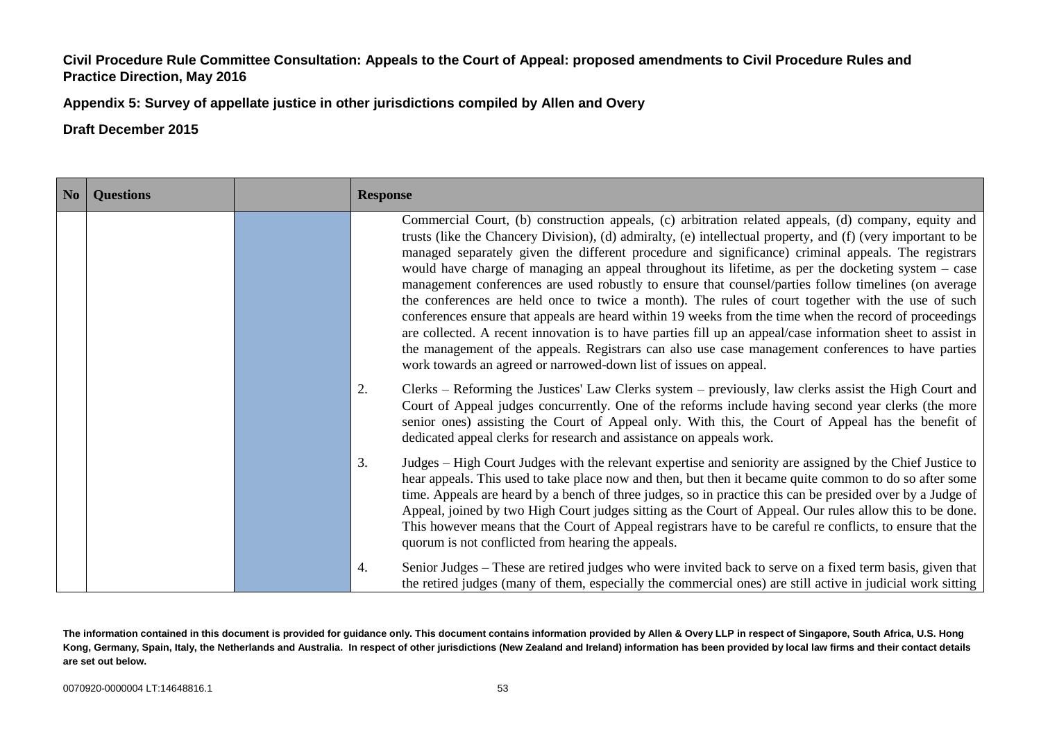**Civil Procedure Rule Committee Consultation: Appeals to the Court of Appeal: proposed amendments to Civil Procedure Rules and Practice Direction, May 2016**

**Appendix 5: Survey of appellate justice in other jurisdictions compiled by Allen and Overy**

**Draft December 2015**

| No | Questions | | Response |
|---|---|---|---|
| | | | Commercial Court, (b) construction appeals, (c) arbitration related appeals, (d) company, equity and trusts (like the Chancery Division), (d) admiralty, (e) intellectual property, and (f) (very important to be managed separately given the different procedure and significance) criminal appeals. The registrars would have charge of managing an appeal throughout its lifetime, as per the docketing system – case management conferences are used robustly to ensure that counsel/parties follow timelines (on average the conferences are held once to twice a month). The rules of court together with the use of such conferences ensure that appeals are heard within 19 weeks from the time when the record of proceedings are collected. A recent innovation is to have parties fill up an appeal/case information sheet to assist in the management of the appeals. Registrars can also use case management conferences to have parties work towards an agreed or narrowed-down list of issues on appeal.<br><br>2. Clerks – Reforming the Justices' Law Clerks system – previously, law clerks assist the High Court and Court of Appeal judges concurrently. One of the reforms include having second year clerks (the more senior ones) assisting the Court of Appeal only. With this, the Court of Appeal has the benefit of dedicated appeal clerks for research and assistance on appeals work.<br><br>3. Judges – High Court Judges with the relevant expertise and seniority are assigned by the Chief Justice to hear appeals. This used to take place now and then, but then it became quite common to do so after some time. Appeals are heard by a bench of three judges, so in practice this can be presided over by a Judge of Appeal, joined by two High Court judges sitting as the Court of Appeal. Our rules allow this to be done. This however means that the Court of Appeal registrars have to be careful re conflicts, to ensure that the quorum is not conflicted from hearing the appeals.<br><br>4. Senior Judges – These are retired judges who were invited back to serve on a fixed term basis, given that the retired judges (many of them, especially the commercial ones) are still active in judicial work sitting |

**The information contained in this document is provided for guidance only. This document contains information provided by Allen & Overy LLP in respect of Singapore, South Africa, U.S. Hong Kong, Germany, Spain, Italy, the Netherlands and Australia. In respect of other jurisdictions (New Zealand and Ireland) information has been provided by local law firms and their contact details are set out below.**

0070920-0000004 LT:14648816.1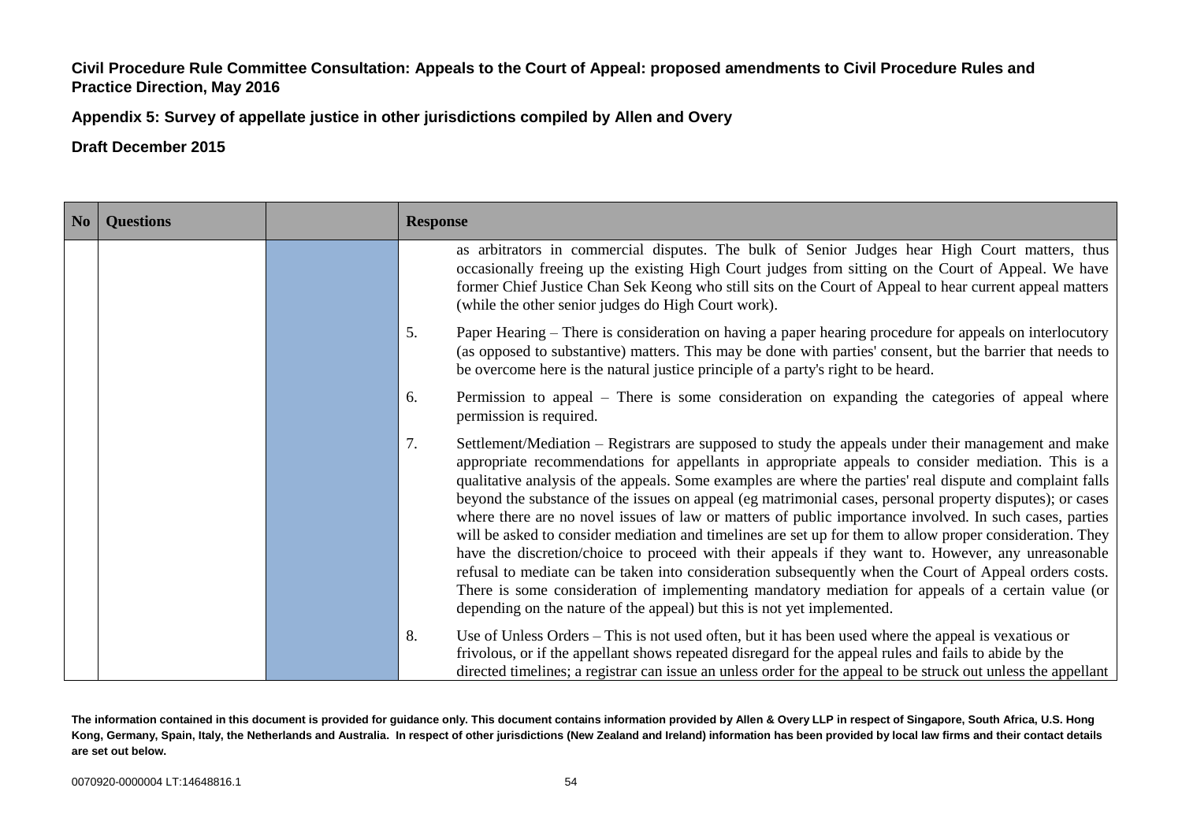**Civil Procedure Rule Committee Consultation: Appeals to the Court of Appeal: proposed amendments to Civil Procedure Rules and Practice Direction, May 2016**

**Appendix 5: Survey of appellate justice in other jurisdictions compiled by Allen and Overy**

**Draft December 2015**

| No | Questions | | Response |
|---|---|---|---|
| | | | as arbitrators in commercial disputes. The bulk of Senior Judges hear High Court matters, thus occasionally freeing up the existing High Court judges from sitting on the Court of Appeal. We have former Chief Justice Chan Sek Keong who still sits on the Court of Appeal to hear current appeal matters (while the other senior judges do High Court work).<br><br>5. Paper Hearing – There is consideration on having a paper hearing procedure for appeals on interlocutory (as opposed to substantive) matters. This may be done with parties' consent, but the barrier that needs to be overcome here is the natural justice principle of a party's right to be heard.<br><br>6. Permission to appeal – There is some consideration on expanding the categories of appeal where permission is required.<br><br>7. Settlement/Mediation – Registrars are supposed to study the appeals under their management and make appropriate recommendations for appellants in appropriate appeals to consider mediation. This is a qualitative analysis of the appeals. Some examples are where the parties' real dispute and complaint falls beyond the substance of the issues on appeal (eg matrimonial cases, personal property disputes); or cases where there are no novel issues of law or matters of public importance involved. In such cases, parties will be asked to consider mediation and timelines are set up for them to allow proper consideration. They have the discretion/choice to proceed with their appeals if they want to. However, any unreasonable refusal to mediate can be taken into consideration subsequently when the Court of Appeal orders costs. There is some consideration of implementing mandatory mediation for appeals of a certain value (or depending on the nature of the appeal) but this is not yet implemented.<br><br>8. Use of Unless Orders – This is not used often, but it has been used where the appeal is vexatious or frivolous, or if the appellant shows repeated disregard for the appeal rules and fails to abide by the directed timelines; a registrar can issue an unless order for the appeal to be struck out unless the appellant |

**The information contained in this document is provided for guidance only. This document contains information provided by Allen & Overy LLP in respect of Singapore, South Africa, U.S. Hong Kong, Germany, Spain, Italy, the Netherlands and Australia. In respect of other jurisdictions (New Zealand and Ireland) information has been provided by local law firms and their contact details are set out below.**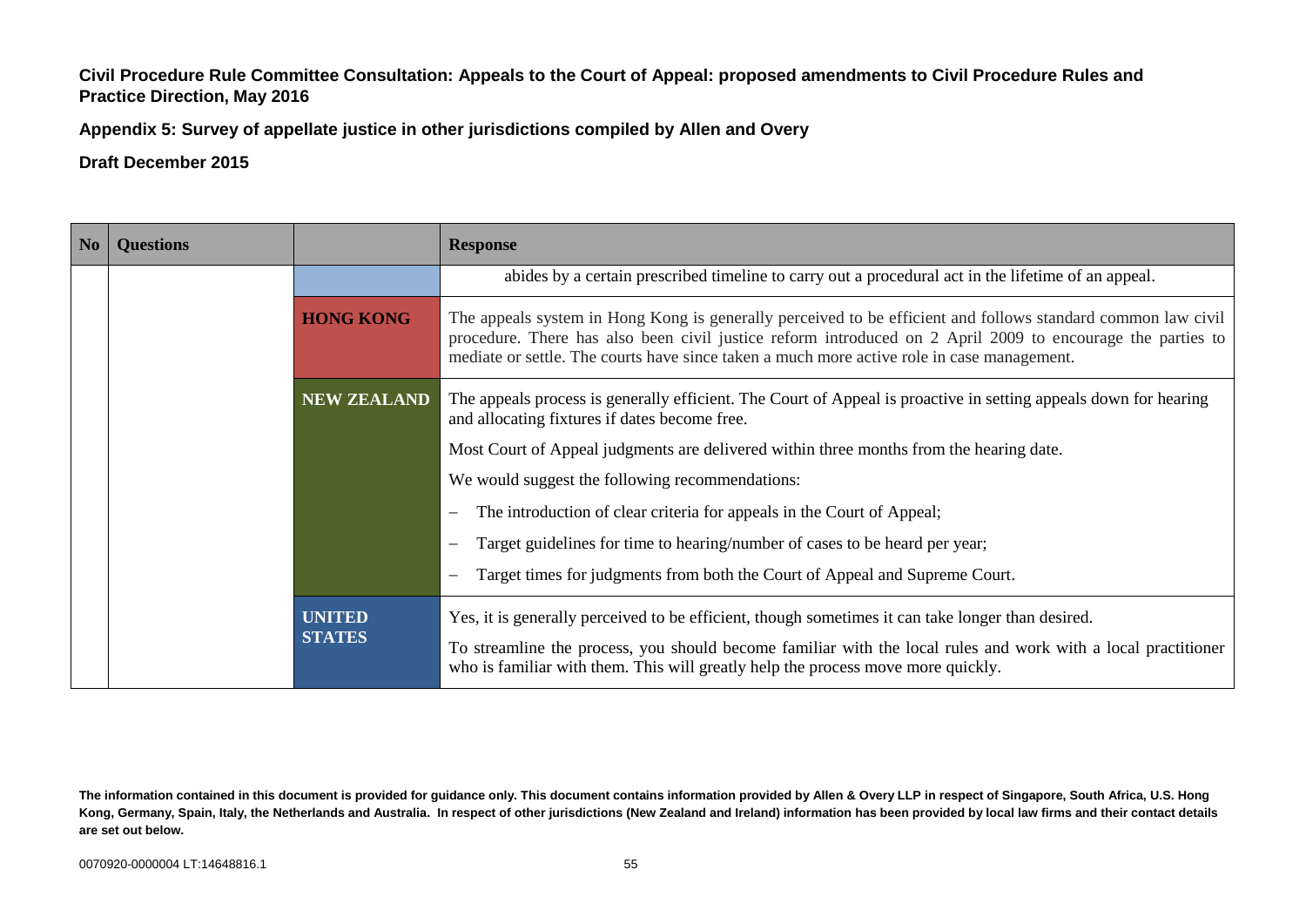**Civil Procedure Rule Committee Consultation: Appeals to the Court of Appeal: proposed amendments to Civil Procedure Rules and Practice Direction, May 2016**

**Appendix 5: Survey of appellate justice in other jurisdictions compiled by Allen and Overy**

**Draft December 2015**

| No | Questions | | Response |
|---|---|---|---|
| | | | abides by a certain prescribed timeline to carry out a procedural act in the lifetime of an appeal. |
| | | **HONG KONG** | The appeals system in Hong Kong is generally perceived to be efficient and follows standard common law civil procedure. There has also been civil justice reform introduced on 2 April 2009 to encourage the parties to mediate or settle. The courts have since taken a much more active role in case management. |
| | | **NEW ZEALAND** | The appeals process is generally efficient. The Court of Appeal is proactive in setting appeals down for hearing and allocating fixtures if dates become free.<br><br>Most Court of Appeal judgments are delivered within three months from the hearing date.<br><br>We would suggest the following recommendations:<br><br>– The introduction of clear criteria for appeals in the Court of Appeal;<br>– Target guidelines for time to hearing/number of cases to be heard per year;<br>– Target times for judgments from both the Court of Appeal and Supreme Court. |
| | | **UNITED STATES** | Yes, it is generally perceived to be efficient, though sometimes it can take longer than desired.<br><br>To streamline the process, you should become familiar with the local rules and work with a local practitioner who is familiar with them. This will greatly help the process move more quickly. |

**The information contained in this document is provided for guidance only. This document contains information provided by Allen & Overy LLP in respect of Singapore, South Africa, U.S. Hong Kong, Germany, Spain, Italy, the Netherlands and Australia. In respect of other jurisdictions (New Zealand and Ireland) information has been provided by local law firms and their contact details are set out below.**

0070920-0000004 LT:14648816.1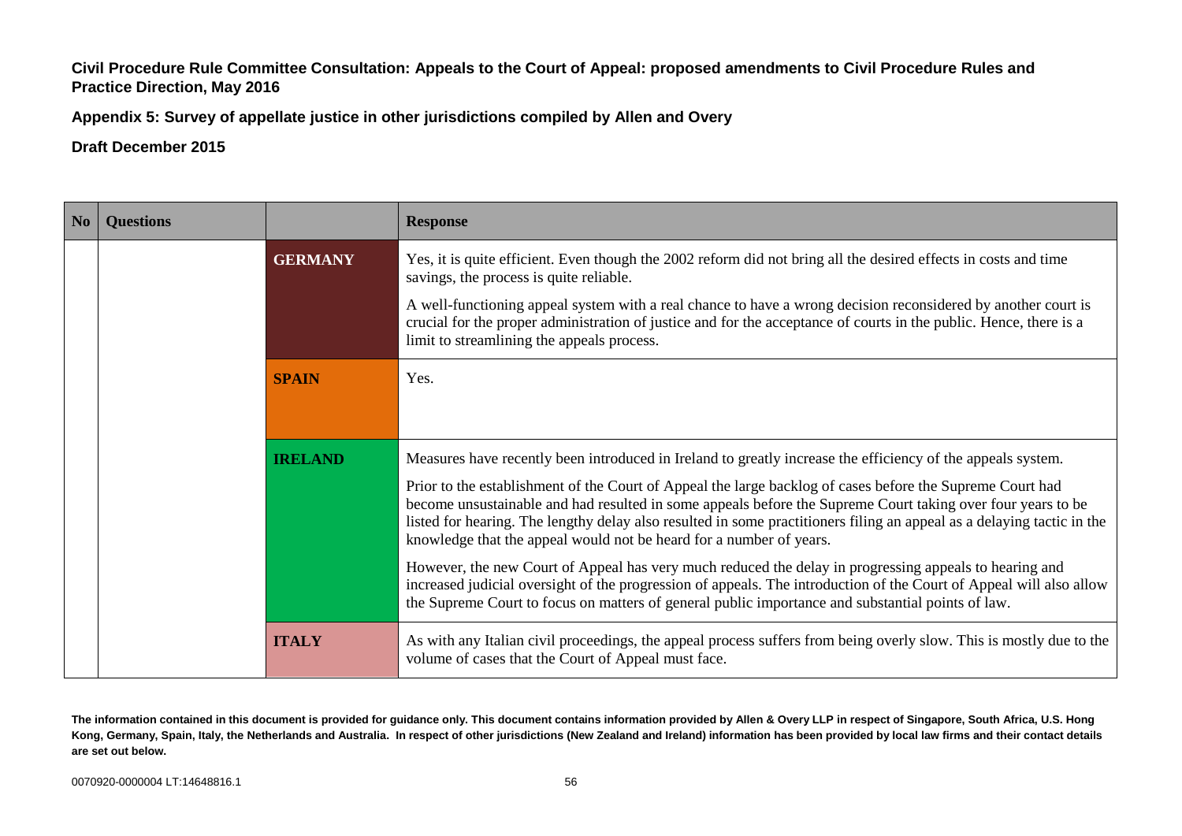**Civil Procedure Rule Committee Consultation: Appeals to the Court of Appeal: proposed amendments to Civil Procedure Rules and Practice Direction, May 2016**

**Appendix 5: Survey of appellate justice in other jurisdictions compiled by Allen and Overy**

**Draft December 2015**

| No | Questions | | Response |
|---|---|---|---|
| | | **GERMANY** | Yes, it is quite efficient. Even though the 2002 reform did not bring all the desired effects in costs and time savings, the process is quite reliable.<br><br>A well-functioning appeal system with a real chance to have a wrong decision reconsidered by another court is crucial for the proper administration of justice and for the acceptance of courts in the public. Hence, there is a limit to streamlining the appeals process. |
| | | **SPAIN** | Yes. |
| | | **IRELAND** | Measures have recently been introduced in Ireland to greatly increase the efficiency of the appeals system.<br><br>Prior to the establishment of the Court of Appeal the large backlog of cases before the Supreme Court had become unsustainable and had resulted in some appeals before the Supreme Court taking over four years to be listed for hearing. The lengthy delay also resulted in some practitioners filing an appeal as a delaying tactic in the knowledge that the appeal would not be heard for a number of years.<br><br>However, the new Court of Appeal has very much reduced the delay in progressing appeals to hearing and increased judicial oversight of the progression of appeals. The introduction of the Court of Appeal will also allow the Supreme Court to focus on matters of general public importance and substantial points of law. |
| | | **ITALY** | As with any Italian civil proceedings, the appeal process suffers from being overly slow. This is mostly due to the volume of cases that the Court of Appeal must face. |

**The information contained in this document is provided for guidance only. This document contains information provided by Allen & Overy LLP in respect of Singapore, South Africa, U.S. Hong Kong, Germany, Spain, Italy, the Netherlands and Australia. In respect of other jurisdictions (New Zealand and Ireland) information has been provided by local law firms and their contact details are set out below.**

0070920-0000004 LT:14648816.1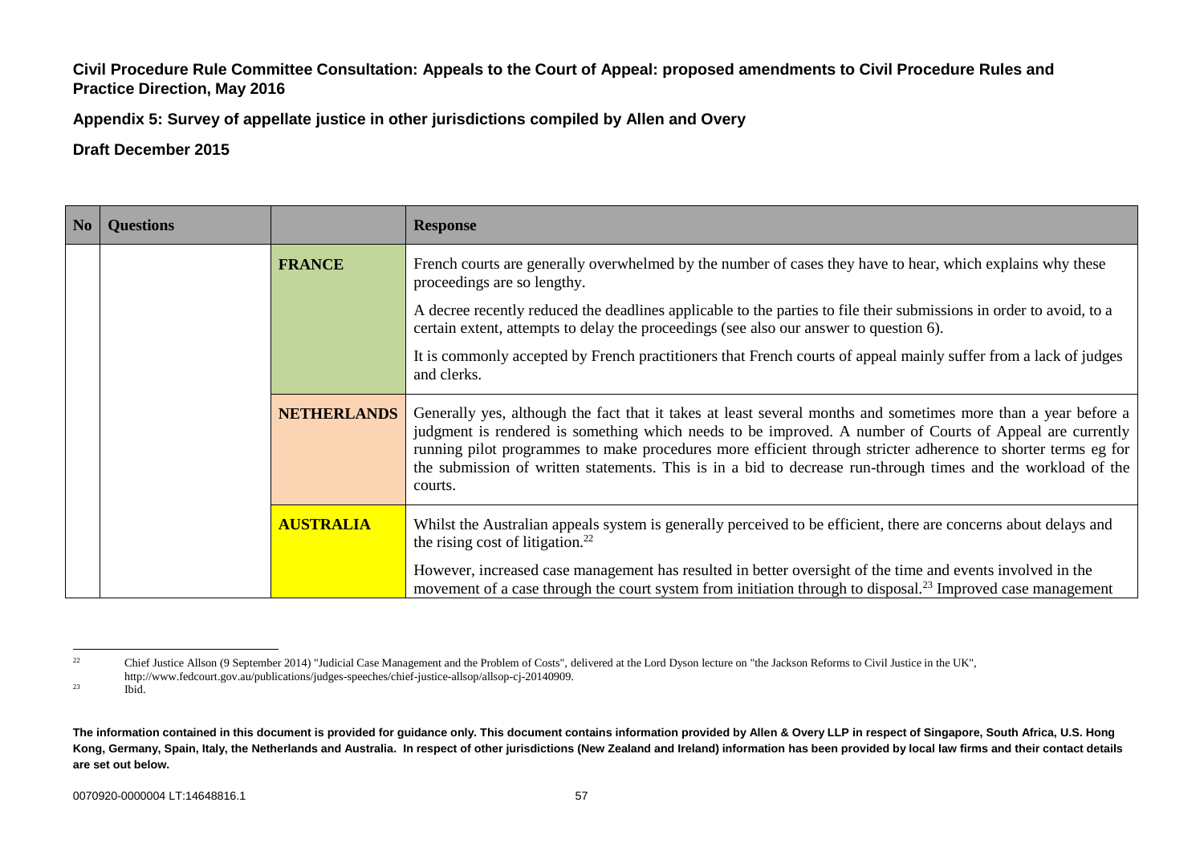**Civil Procedure Rule Committee Consultation: Appeals to the Court of Appeal: proposed amendments to Civil Procedure Rules and Practice Direction, May 2016**

**Appendix 5: Survey of appellate justice in other jurisdictions compiled by Allen and Overy**

**Draft December 2015**

| No | Questions | | Response |
|---|---|---|---|
| | | **FRANCE** | French courts are generally overwhelmed by the number of cases they have to hear, which explains why these proceedings are so lengthy.<br><br>A decree recently reduced the deadlines applicable to the parties to file their submissions in order to avoid, to a certain extent, attempts to delay the proceedings (see also our answer to question 6).<br><br>It is commonly accepted by French practitioners that French courts of appeal mainly suffer from a lack of judges and clerks. |
| | | **NETHERLANDS** | Generally yes, although the fact that it takes at least several months and sometimes more than a year before a judgment is rendered is something which needs to be improved. A number of Courts of Appeal are currently running pilot programmes to make procedures more efficient through stricter adherence to shorter terms eg for the submission of written statements. This is in a bid to decrease run-through times and the workload of the courts. |
| | | **AUSTRALIA** | Whilst the Australian appeals system is generally perceived to be efficient, there are concerns about delays and the rising cost of litigation.[22]<br><br>However, increased case management has resulted in better oversight of the time and events involved in the movement of a case through the court system from initiation through to disposal.[23] Improved case management |

[22] Chief Justice Allson (9 September 2014) "Judicial Case Management and the Problem of Costs", delivered at the Lord Dyson lecture on "the Jackson Reforms to Civil Justice in the UK", http://www.fedcourt.gov.au/publications/judges-speeches/chief-justice-allsop/allsop-cj-20140909.

[23] Ibid.

**The information contained in this document is provided for guidance only. This document contains information provided by Allen & Overy LLP in respect of Singapore, South Africa, U.S. Hong Kong, Germany, Spain, Italy, the Netherlands and Australia. In respect of other jurisdictions (New Zealand and Ireland) information has been provided by local law firms and their contact details are set out below.**

0070920-0000004 LT:14648816.1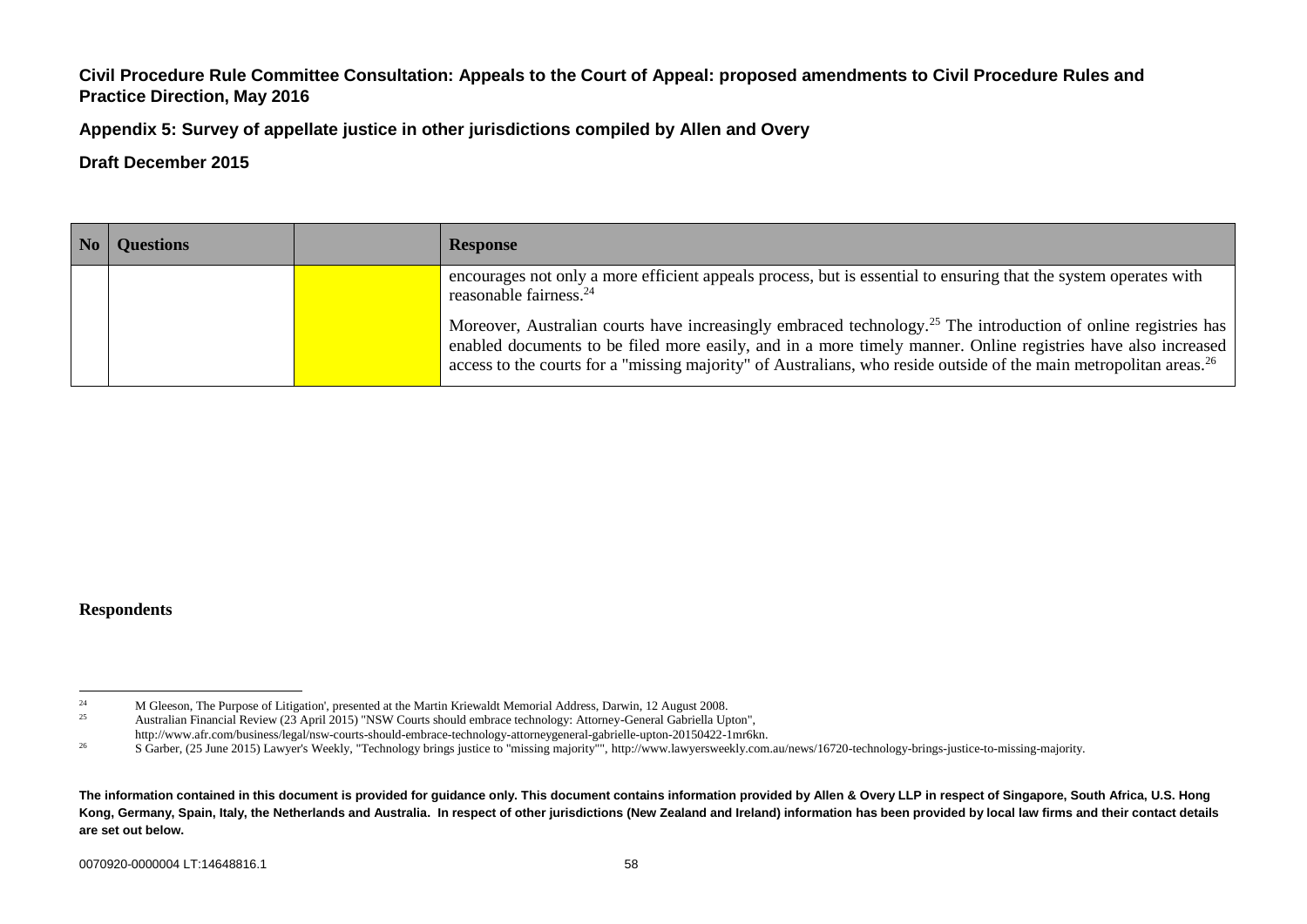**Civil Procedure Rule Committee Consultation: Appeals to the Court of Appeal: proposed amendments to Civil Procedure Rules and Practice Direction, May 2016**

**Appendix 5: Survey of appellate justice in other jurisdictions compiled by Allen and Overy**

**Draft December 2015**

| No | Questions | | Response |
|---|---|---|---|
| | | | encourages not only a more efficient appeals process, but is essential to ensuring that the system operates with reasonable fairness.[24]<br><br>Moreover, Australian courts have increasingly embraced technology.[25] The introduction of online registries has enabled documents to be filed more easily, and in a more timely manner. Online registries have also increased access to the courts for a "missing majority" of Australians, who reside outside of the main metropolitan areas.[26] |

**Respondents**

---

[24] M Gleeson, The Purpose of Litigation', presented at the Martin Kriewaldt Memorial Address, Darwin, 12 August 2008.

[25] Australian Financial Review (23 April 2015) "NSW Courts should embrace technology: Attorney-General Gabriella Upton", http://www.afr.com/business/legal/nsw-courts-should-embrace-technology-attorneygeneral-gabrielle-upton-20150422-1mr6kn.

[26] S Garber, (25 June 2015) Lawyer's Weekly, "Technology brings justice to "missing majority"", http://www.lawyersweekly.com.au/news/16720-technology-brings-justice-to-missing-majority.

**The information contained in this document is provided for guidance only. This document contains information provided by Allen & Overy LLP in respect of Singapore, South Africa, U.S. Hong Kong, Germany, Spain, Italy, the Netherlands and Australia. In respect of other jurisdictions (New Zealand and Ireland) information has been provided by local law firms and their contact details are set out below.**

0070920-0000004 LT:14648816.1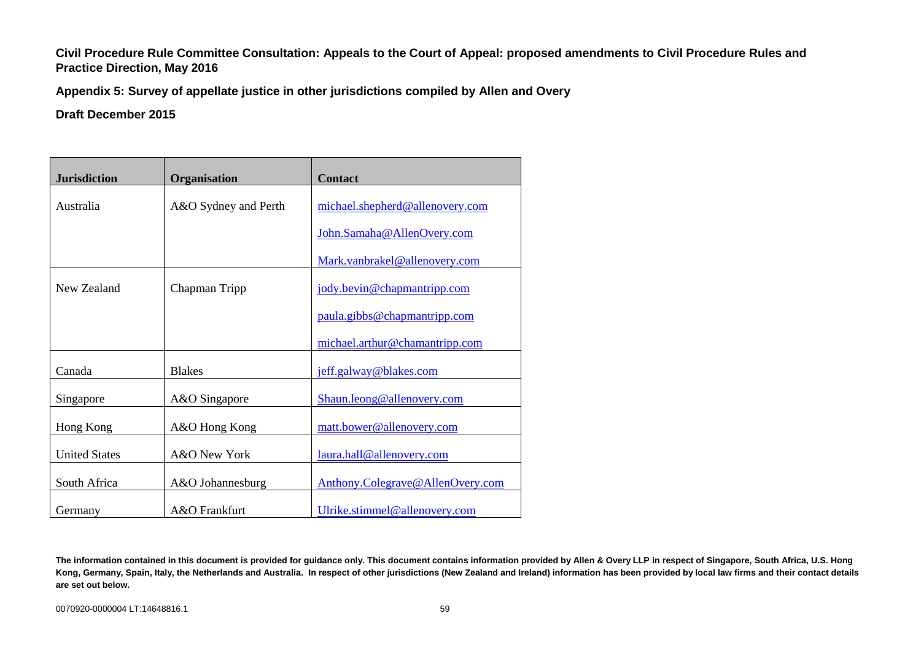**Civil Procedure Rule Committee Consultation: Appeals to the Court of Appeal: proposed amendments to Civil Procedure Rules and Practice Direction, May 2016**

**Appendix 5: Survey of appellate justice in other jurisdictions compiled by Allen and Overy**

**Draft December 2015**

| Jurisdiction | Organisation | Contact |
|---|---|---|
| Australia | A&O Sydney and Perth | michael.shepherd@allenovery.com<br>John.Samaha@AllenOvery.com<br>Mark.vanbrakel@allenovery.com |
| New Zealand | Chapman Tripp | jody.bevin@chapmantripp.com<br>paula.gibbs@chapmantripp.com<br>michael.arthur@chamantripp.com |
| Canada | Blakes | jeff.galway@blakes.com |
| Singapore | A&O Singapore | Shaun.leong@allenovery.com |
| Hong Kong | A&O Hong Kong | matt.bower@allenovery.com |
| United States | A&O New York | laura.hall@allenovery.com |
| South Africa | A&O Johannesburg | Anthony.Colegrave@AllenOvery.com |
| Germany | A&O Frankfurt | Ulrike.stimmel@allenovery.com |

**The information contained in this document is provided for guidance only. This document contains information provided by Allen & Overy LLP in respect of Singapore, South Africa, U.S. Hong Kong, Germany, Spain, Italy, the Netherlands and Australia. In respect of other jurisdictions (New Zealand and Ireland) information has been provided by local law firms and their contact details are set out below.**

0070920-0000004 LT:14648816.1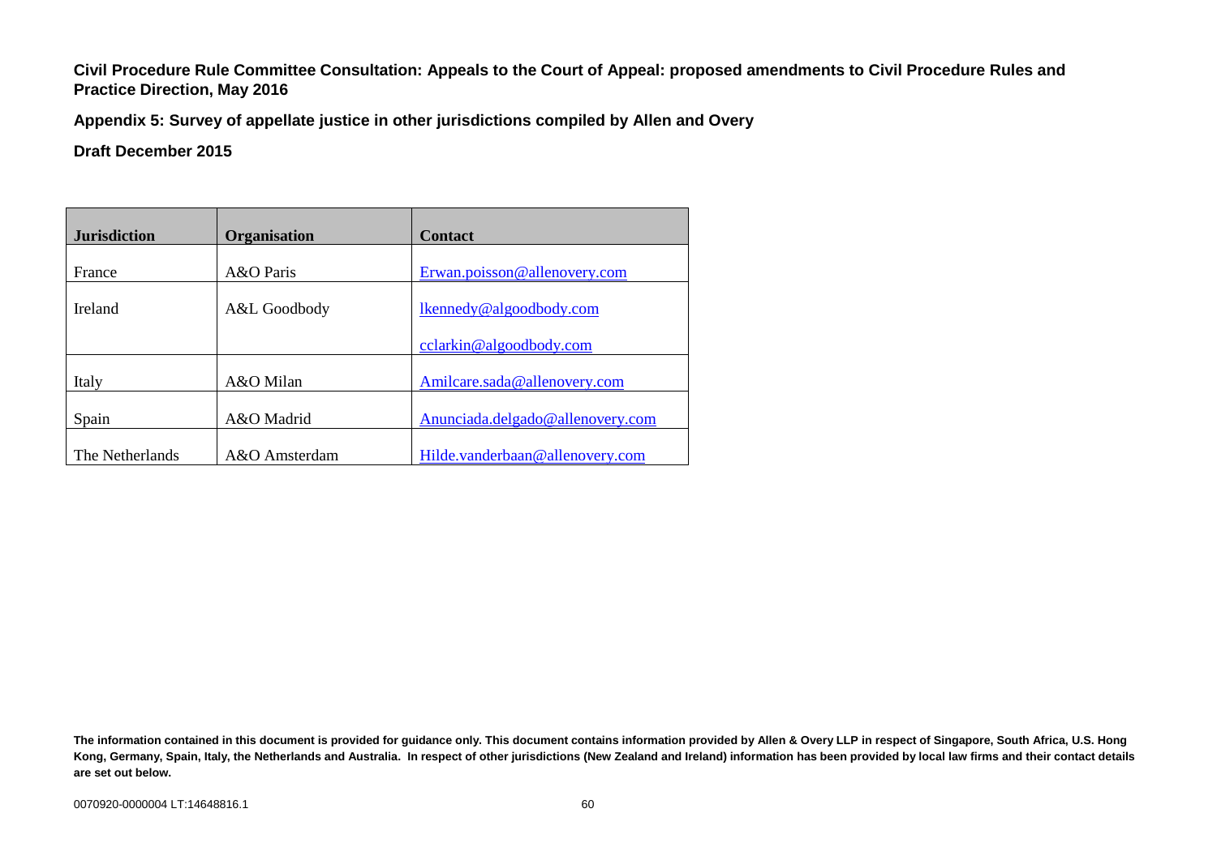**Civil Procedure Rule Committee Consultation: Appeals to the Court of Appeal: proposed amendments to Civil Procedure Rules and Practice Direction, May 2016**

**Appendix 5: Survey of appellate justice in other jurisdictions compiled by Allen and Overy**

**Draft December 2015**

| Jurisdiction | Organisation | Contact |
|---|---|---|
| France | A&O Paris | Erwan.poisson@allenovery.com |
| Ireland | A&L Goodbody | lkennedy@algoodbody.com<br>cclarkin@algoodbody.com |
| Italy | A&O Milan | Amilcare.sada@allenovery.com |
| Spain | A&O Madrid | Anunciada.delgado@allenovery.com |
| The Netherlands | A&O Amsterdam | Hilde.vanderbaan@allenovery.com |

**The information contained in this document is provided for guidance only. This document contains information provided by Allen & Overy LLP in respect of Singapore, South Africa, U.S. Hong Kong, Germany, Spain, Italy, the Netherlands and Australia. In respect of other jurisdictions (New Zealand and Ireland) information has been provided by local law firms and their contact details are set out below.**

0070920-0000004 LT:14648816.1